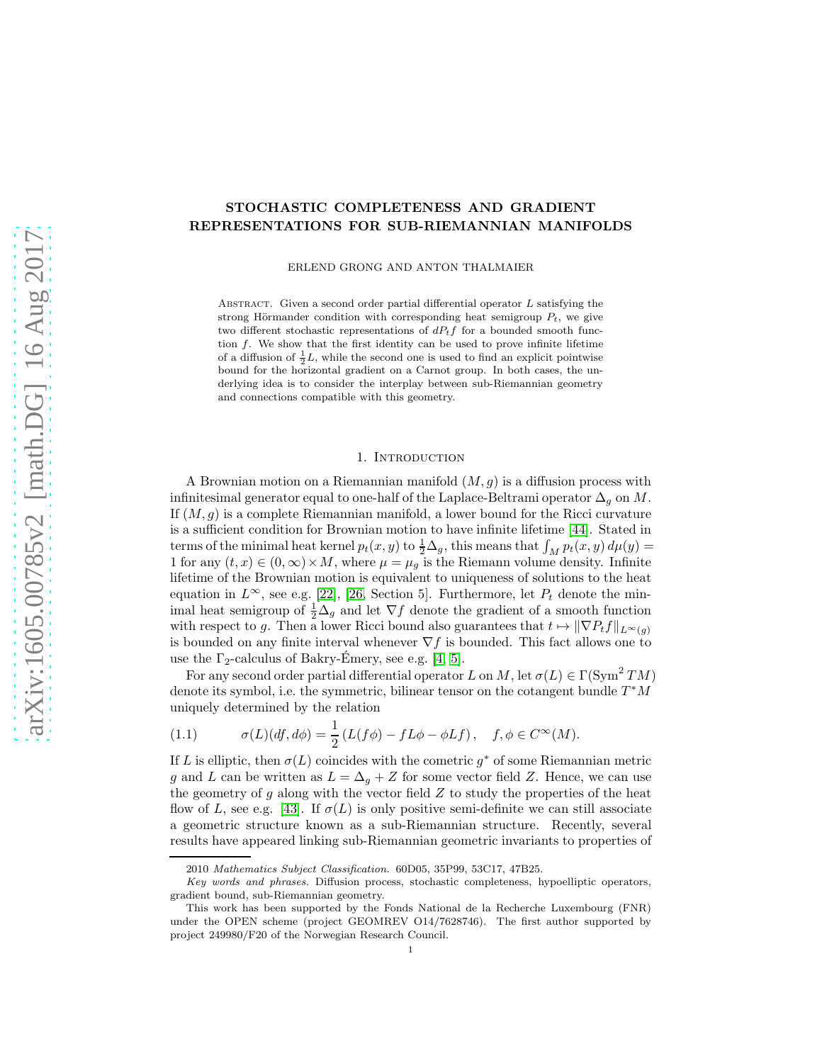# STOCHASTIC COMPLETENESS AND GRADIENT REPRESENTATIONS FOR SUB-RIEMANNIAN MANIFOLDS

ERLEND GRONG AND ANTON THALMAIER

Abstract. Given a second order partial differential operator $L$ satisfying the strong Hörmander condition with corresponding heat semigroup $P_t$, we give two different stochastic representations of $dP_t f$ for a bounded smooth function $f$. We show that the first identity can be used to prove infinite lifetime of a diffusion of $\frac{1}{2}L$, while the second one is used to find an explicit pointwise bound for the horizontal gradient on a Carnot group. In both cases, the underlying idea is to consider the interplay between sub-Riemannian geometry and connections compatible with this geometry.

## 1. Introduction

A Brownian motion on a Riemannian manifold $(M, g)$ is a diffusion process with infinitesimal generator equal to one-half of the Laplace-Beltrami operator $\Delta_g$ on $M$. If $(M, g)$ is a complete Riemannian manifold, a lower bound for the Ricci curvature is a sufficient condition for Brownian motion to have infinite lifetime [44]. Stated in terms of the minimal heat kernel $p_t(x, y)$ to $\frac{1}{2}\Delta_g$, this means that $\int_M p_t(x, y)\, d\mu(y) = 1$ for any $(t, x) \in (0, \infty) \times M$, where $\mu = \mu_g$ is the Riemann volume density. Infinite lifetime of the Brownian motion is equivalent to uniqueness of solutions to the heat equation in $L^\infty$, see e.g. [22], [26, Section 5]. Furthermore, let $P_t$ denote the minimal heat semigroup of $\frac{1}{2}\Delta_g$ and let $\nabla f$ denote the gradient of a smooth function with respect to $g$. Then a lower Ricci bound also guarantees that $t \mapsto \|\nabla P_t f\|_{L^\infty(g)}$ is bounded on any finite interval whenever $\nabla f$ is bounded. This fact allows one to use the $\Gamma_2$-calculus of Bakry-Émery, see e.g. [4, 5].

For any second order partial differential operator $L$ on $M$, let $\sigma(L) \in \Gamma(\operatorname{Sym}^2 TM)$ denote its symbol, i.e. the symmetric, bilinear tensor on the cotangent bundle $T^*M$ uniquely determined by the relation

$$\sigma(L)(df, d\phi) = \frac{1}{2}\left(L(f\phi) - fL\phi - \phi Lf\right), \quad f, \phi \in C^\infty(M). \tag{1.1}$$

If $L$ is elliptic, then $\sigma(L)$ coincides with the cometric $g^*$ of some Riemannian metric $g$ and $L$ can be written as $L = \Delta_g + Z$ for some vector field $Z$. Hence, we can use the geometry of $g$ along with the vector field $Z$ to study the properties of the heat flow of $L$, see e.g. [43]. If $\sigma(L)$ is only positive semi-definite we can still associate a geometric structure known as a sub-Riemannian structure. Recently, several results have appeared linking sub-Riemannian geometric invariants to properties of

---

2010 *Mathematics Subject Classification.* 60D05, 35P99, 53C17, 47B25.

*Key words and phrases.* Diffusion process, stochastic completeness, hypoelliptic operators, gradient bound, sub-Riemannian geometry.

This work has been supported by the Fonds National de la Recherche Luxembourg (FNR) under the OPEN scheme (project GEOMREV O14/7628746). The first author supported by project 249980/F20 of the Norwegian Research Council.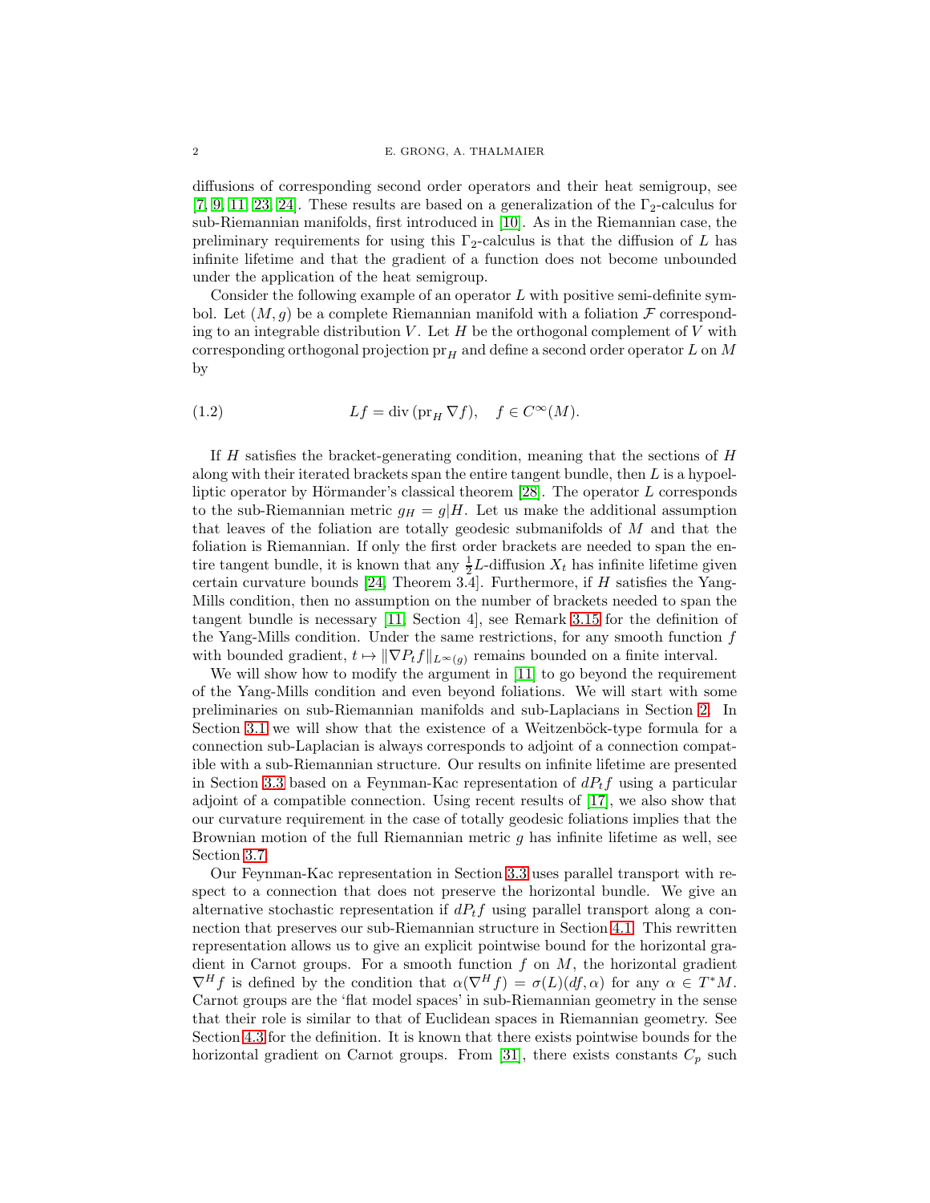diffusions of corresponding second order operators and their heat semigroup, see [7, 9, 11, 23, 24]. These results are based on a generalization of the $\Gamma_2$-calculus for sub-Riemannian manifolds, first introduced in [10]. As in the Riemannian case, the preliminary requirements for using this $\Gamma_2$-calculus is that the diffusion of $L$ has infinite lifetime and that the gradient of a function does not become unbounded under the application of the heat semigroup.

Consider the following example of an operator $L$ with positive semi-definite symbol. Let $(M, g)$ be a complete Riemannian manifold with a foliation $\mathcal{F}$ corresponding to an integrable distribution $V$. Let $H$ be the orthogonal complement of $V$ with corresponding orthogonal projection $\mathrm{pr}_H$ and define a second order operator $L$ on $M$ by

$$Lf = \mathrm{div}\,(\mathrm{pr}_H \nabla f), \quad f \in C^\infty(M). \tag{1.2}$$

If $H$ satisfies the bracket-generating condition, meaning that the sections of $H$ along with their iterated brackets span the entire tangent bundle, then $L$ is a hypoelliptic operator by Hörmander's classical theorem [28]. The operator $L$ corresponds to the sub-Riemannian metric $g_H = g|H$. Let us make the additional assumption that leaves of the foliation are totally geodesic submanifolds of $M$ and that the foliation is Riemannian. If only the first order brackets are needed to span the entire tangent bundle, it is known that any $\frac{1}{2}L$-diffusion $X_t$ has infinite lifetime given certain curvature bounds [24, Theorem 3.4]. Furthermore, if $H$ satisfies the Yang-Mills condition, then no assumption on the number of brackets needed to span the tangent bundle is necessary [11, Section 4], see Remark 3.15 for the definition of the Yang-Mills condition. Under the same restrictions, for any smooth function $f$ with bounded gradient, $t \mapsto \|\nabla P_t f\|_{L^\infty(g)}$ remains bounded on a finite interval.

We will show how to modify the argument in [11] to go beyond the requirement of the Yang-Mills condition and even beyond foliations. We will start with some preliminaries on sub-Riemannian manifolds and sub-Laplacians in Section 2. In Section 3.1 we will show that the existence of a Weitzenböck-type formula for a connection sub-Laplacian is always corresponds to adjoint of a connection compatible with a sub-Riemannian structure. Our results on infinite lifetime are presented in Section 3.3 based on a Feynman-Kac representation of $dP_t f$ using a particular adjoint of a compatible connection. Using recent results of [17], we also show that our curvature requirement in the case of totally geodesic foliations implies that the Brownian motion of the full Riemannian metric $g$ has infinite lifetime as well, see Section 3.7.

Our Feynman-Kac representation in Section 3.3 uses parallel transport with respect to a connection that does not preserve the horizontal bundle. We give an alternative stochastic representation if $dP_t f$ using parallel transport along a connection that preserves our sub-Riemannian structure in Section 4.1. This rewritten representation allows us to give an explicit pointwise bound for the horizontal gradient in Carnot groups. For a smooth function $f$ on $M$, the horizontal gradient $\nabla^H f$ is defined by the condition that $\alpha(\nabla^H f) = \sigma(L)(df, \alpha)$ for any $\alpha \in T^*M$. Carnot groups are the 'flat model spaces' in sub-Riemannian geometry in the sense that their role is similar to that of Euclidean spaces in Riemannian geometry. See Section 4.3 for the definition. It is known that there exists pointwise bounds for the horizontal gradient on Carnot groups. From [31], there exists constants $C_p$ such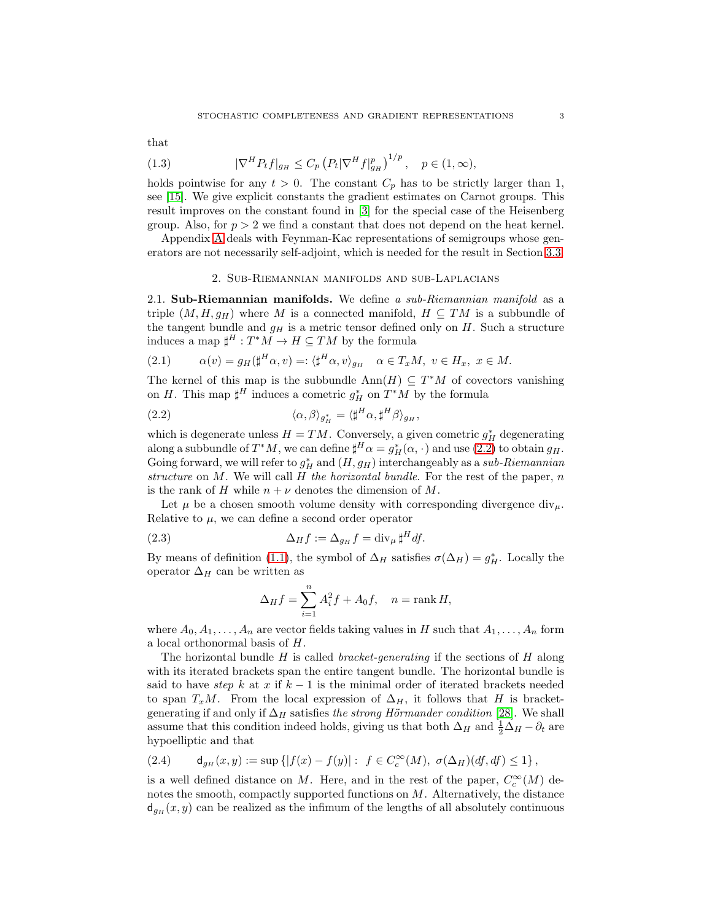that

$$
|\nabla^H P_t f|_{g_H} \leq C_p \left( P_t |\nabla^H f|_{g_H}^p \right)^{1/p}, \quad p \in (1, \infty), \tag{1.3}
$$

holds pointwise for any $t > 0$. The constant $C_p$ has to be strictly larger than 1, see [15]. We give explicit constants the gradient estimates on Carnot groups. This result improves on the constant found in [3] for the special case of the Heisenberg group. Also, for $p > 2$ we find a constant that does not depend on the heat kernel.

Appendix A deals with Feynman-Kac representations of semigroups whose generators are not necessarily self-adjoint, which is needed for the result in Section 3.3.

## 2. Sub-Riemannian manifolds and sub-Laplacians

### 2.1. Sub-Riemannian manifolds.

We define *a sub-Riemannian manifold* as a triple $(M, H, g_H)$ where $M$ is a connected manifold, $H \subseteq TM$ is a subbundle of the tangent bundle and $g_H$ is a metric tensor defined only on $H$. Such a structure induces a map $\sharp^H : T^*M \to H \subseteq TM$ by the formula

$$
\alpha(v) = g_H(\sharp^H \alpha, v) =: \langle \sharp^H \alpha, v \rangle_{g_H} \quad \alpha \in T_x M, \; v \in H_x, \; x \in M. \tag{2.1}
$$

The kernel of this map is the subbundle $\mathrm{Ann}(H) \subseteq T^*M$ of covectors vanishing on $H$. This map $\sharp^H$ induces a cometric $g_H^*$ on $T^*M$ by the formula

$$
\langle \alpha, \beta \rangle_{g_H^*} = \langle \sharp^H \alpha, \sharp^H \beta \rangle_{g_H}, \tag{2.2}
$$

which is degenerate unless $H = TM$. Conversely, a given cometric $g_H^*$ degenerating along a subbundle of $T^*M$, we can define $\sharp^H \alpha = g_H^*(\alpha, \cdot)$ and use (2.2) to obtain $g_H$. Going forward, we will refer to $g_H^*$ and $(H, g_H)$ interchangeably as a *sub-Riemannian structure* on $M$. We will call $H$ *the horizontal bundle*. For the rest of the paper, $n$ is the rank of $H$ while $n + \nu$ denotes the dimension of $M$.

Let $\mu$ be a chosen smooth volume density with corresponding divergence $\mathrm{div}_\mu$. Relative to $\mu$, we can define a second order operator

$$
\Delta_H f := \Delta_{g_H} f = \mathrm{div}_\mu \sharp^H df. \tag{2.3}
$$

By means of definition (1.1), the symbol of $\Delta_H$ satisfies $\sigma(\Delta_H) = g_H^*$. Locally the operator $\Delta_H$ can be written as

$$
\Delta_H f = \sum_{i=1}^n A_i^2 f + A_0 f, \quad n = \mathrm{rank}\, H,
$$

where $A_0, A_1, \ldots, A_n$ are vector fields taking values in $H$ such that $A_1, \ldots, A_n$ form a local orthonormal basis of $H$.

The horizontal bundle $H$ is called *bracket-generating* if the sections of $H$ along with its iterated brackets span the entire tangent bundle. The horizontal bundle is said to have *step* $k$ at $x$ if $k - 1$ is the minimal order of iterated brackets needed to span $T_x M$. From the local expression of $\Delta_H$, it follows that $H$ is bracket-generating if and only if $\Delta_H$ satisfies *the strong Hörmander condition* [28]. We shall assume that this condition indeed holds, giving us that both $\Delta_H$ and $\frac{1}{2}\Delta_H - \partial_t$ are hypoelliptic and that

$$
\mathsf{d}_{g_H}(x, y) := \sup \left\{ |f(x) - f(y)| : \; f \in C_c^\infty(M), \; \sigma(\Delta_H)(df, df) \leq 1 \right\}, \tag{2.4}
$$

is a well defined distance on $M$. Here, and in the rest of the paper, $C_c^\infty(M)$ denotes the smooth, compactly supported functions on $M$. Alternatively, the distance $\mathsf{d}_{g_H}(x, y)$ can be realized as the infimum of the lengths of all absolutely continuous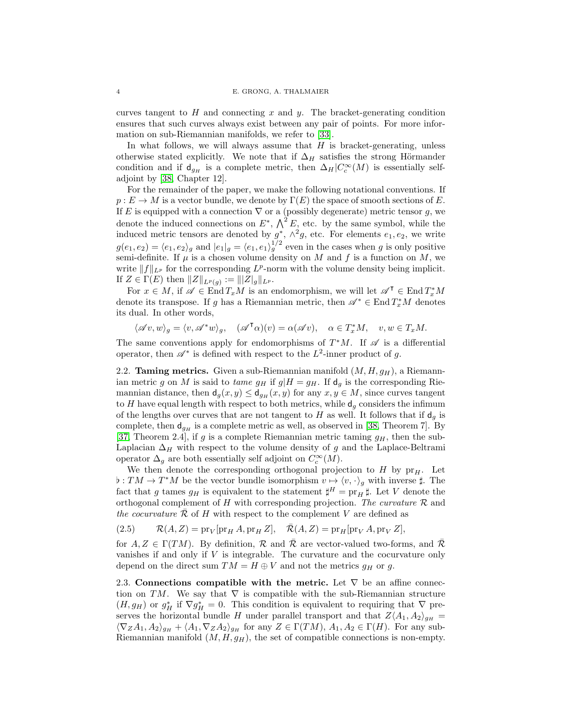curves tangent to $H$ and connecting $x$ and $y$. The bracket-generating condition ensures that such curves always exist between any pair of points. For more information on sub-Riemannian manifolds, we refer to [33].

In what follows, we will always assume that $H$ is bracket-generating, unless otherwise stated explicitly. We note that if $\Delta_H$ satisfies the strong Hörmander condition and if $\mathsf{d}_{g_H}$ is a complete metric, then $\Delta_H|C_c^\infty(M)$ is essentially self-adjoint by [38, Chapter 12].

For the remainder of the paper, we make the following notational conventions. If $p: E \to M$ is a vector bundle, we denote by $\Gamma(E)$ the space of smooth sections of $E$. If $E$ is equipped with a connection $\nabla$ or a (possibly degenerate) metric tensor $g$, we denote the induced connections on $E^*$, $\bigwedge^2 E$, etc. by the same symbol, while the induced metric tensors are denoted by $g^*$, $\wedge^2 g$, etc. For elements $e_1, e_2$, we write $g(e_1, e_2) = \langle e_1, e_2\rangle_g$ and $|e_1|_g = \langle e_1, e_1\rangle_g^{1/2}$ even in the cases when $g$ is only positive semi-definite. If $\mu$ is a chosen volume density on $M$ and $f$ is a function on $M$, we write $\|f\|_{L^p}$ for the corresponding $L^p$-norm with the volume density being implicit. If $Z \in \Gamma(E)$ then $\|Z\|_{L^p(g)} := \||Z|_g\|_{L^p}$.

For $x \in M$, if $\mathscr{A} \in \operatorname{End} T_xM$ is an endomorphism, we will let $\mathscr{A}^\intercal \in \operatorname{End} T_x^*M$ denote its transpose. If $g$ has a Riemannian metric, then $\mathscr{A}^* \in \operatorname{End} T_x^*M$ denotes its dual. In other words,

$$\langle \mathscr{A} v, w\rangle_g = \langle v, \mathscr{A}^* w\rangle_g, \quad (\mathscr{A}^\intercal \alpha)(v) = \alpha(\mathscr{A} v), \quad \alpha \in T_x^*M, \quad v, w \in T_xM.$$

The same conventions apply for endomorphisms of $T^*M$. If $\mathscr{A}$ is a differential operator, then $\mathscr{A}^*$ is defined with respect to the $L^2$-inner product of $g$.

**2.2. Taming metrics.** Given a sub-Riemannian manifold $(M, H, g_H)$, a Riemannian metric $g$ on $M$ is said to *tame* $g_H$ if $g|H = g_H$. If $\mathsf{d}_g$ is the corresponding Riemannian distance, then $\mathsf{d}_g(x, y) \leq \mathsf{d}_{g_H}(x, y)$ for any $x, y \in M$, since curves tangent to $H$ have equal length with respect to both metrics, while $\mathsf{d}_g$ considers the infimum of the lengths over curves that are not tangent to $H$ as well. It follows that if $\mathsf{d}_g$ is complete, then $\mathsf{d}_{g_H}$ is a complete metric as well, as observed in [38, Theorem 7]. By [37, Theorem 2.4], if $g$ is a complete Riemannian metric taming $g_H$, then the sub-Laplacian $\Delta_H$ with respect to the volume density of $g$ and the Laplace-Beltrami operator $\Delta_g$ are both essentially self adjoint on $C_c^\infty(M)$.

We then denote the corresponding orthogonal projection to $H$ by $\mathrm{pr}_H$. Let $\flat: TM \to T^*M$ be the vector bundle isomorphism $v \mapsto \langle v, \cdot\rangle_g$ with inverse $\sharp$. The fact that $g$ tames $g_H$ is equivalent to the statement $\sharp^H = \mathrm{pr}_H \sharp$. Let $V$ denote the orthogonal complement of $H$ with corresponding projection. *The curvature* $\mathcal{R}$ and *the cocurvature* $\bar{\mathcal{R}}$ of $H$ with respect to the complement $V$ are defined as

$$\mathcal{R}(A, Z) = \mathrm{pr}_V[\mathrm{pr}_H A, \mathrm{pr}_H Z], \quad \bar{\mathcal{R}}(A, Z) = \mathrm{pr}_H[\mathrm{pr}_V A, \mathrm{pr}_V Z], \tag{2.5}$$

for $A, Z \in \Gamma(TM)$. By definition, $\mathcal{R}$ and $\bar{\mathcal{R}}$ are vector-valued two-forms, and $\bar{\mathcal{R}}$ vanishes if and only if $V$ is integrable. The curvature and the cocurvature only depend on the direct sum $TM = H \oplus V$ and not the metrics $g_H$ or $g$.

**2.3. Connections compatible with the metric.** Let $\nabla$ be an affine connection on $TM$. We say that $\nabla$ is compatible with the sub-Riemannian structure $(H, g_H)$ or $g_H^*$ if $\nabla g_H^* = 0$. This condition is equivalent to requiring that $\nabla$ preserves the horizontal bundle $H$ under parallel transport and that $Z\langle A_1, A_2\rangle_{g_H} = \langle \nabla_Z A_1, A_2\rangle_{g_H} + \langle A_1, \nabla_Z A_2\rangle_{g_H}$ for any $Z \in \Gamma(TM)$, $A_1, A_2 \in \Gamma(H)$. For any sub-Riemannian manifold $(M, H, g_H)$, the set of compatible connections is non-empty.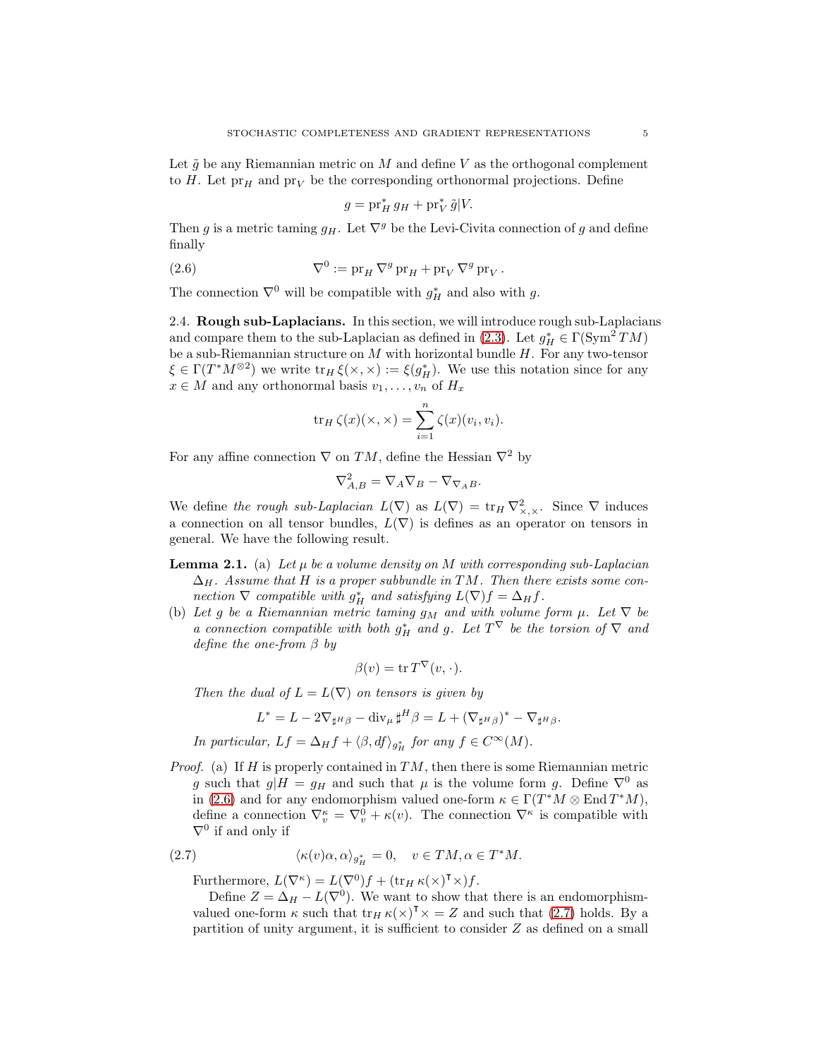Let $\tilde{g}$ be any Riemannian metric on $M$ and define $V$ as the orthogonal complement to $H$. Let $\mathrm{pr}_H$ and $\mathrm{pr}_V$ be the corresponding orthonormal projections. Define

$$g = \mathrm{pr}_H^* g_H + \mathrm{pr}_V^* \tilde{g}|V.$$

Then $g$ is a metric taming $g_H$. Let $\nabla^g$ be the Levi-Civita connection of $g$ and define finally

$$\nabla^0 := \mathrm{pr}_H \nabla^g \mathrm{pr}_H + \mathrm{pr}_V \nabla^g \mathrm{pr}_V . \tag{2.6}$$

The connection $\nabla^0$ will be compatible with $g_H^*$ and also with $g$.

## 2.4. Rough sub-Laplacians.

In this section, we will introduce rough sub-Laplacians and compare them to the sub-Laplacian as defined in (2.3). Let $g_H^* \in \Gamma(\mathrm{Sym}^2 TM)$ be a sub-Riemannian structure on $M$ with horizontal bundle $H$. For any two-tensor $\xi \in \Gamma(T^*M^{\otimes 2})$ we write $\mathrm{tr}_H \, \xi(\times, \times) := \xi(g_H^*)$. We use this notation since for any $x \in M$ and any orthonormal basis $v_1, \dots, v_n$ of $H_x$

$$\mathrm{tr}_H \, \zeta(x)(\times, \times) = \sum_{i=1}^n \zeta(x)(v_i, v_i).$$

For any affine connection $\nabla$ on $TM$, define the Hessian $\nabla^2$ by

$$\nabla^2_{A,B} = \nabla_A \nabla_B - \nabla_{\nabla_A B}.$$

We define *the rough sub-Laplacian* $L(\nabla)$ as $L(\nabla) = \mathrm{tr}_H \nabla^2_{\times, \times}$. Since $\nabla$ induces a connection on all tensor bundles, $L(\nabla)$ is defines as an operator on tensors in general. We have the following result.

**Lemma 2.1.** (a) *Let $\mu$ be a volume density on $M$ with corresponding sub-Laplacian $\Delta_H$. Assume that $H$ is a proper subbundle in $TM$. Then there exists some connection $\nabla$ compatible with $g_H^*$ and satisfying $L(\nabla)f = \Delta_H f$.*

(b) *Let $g$ be a Riemannian metric taming $g_M$ and with volume form $\mu$. Let $\nabla$ be a connection compatible with both $g_H^*$ and $g$. Let $T^\nabla$ be the torsion of $\nabla$ and define the one-from $\beta$ by*

$$\beta(v) = \mathrm{tr}\, T^\nabla(v, \cdot).$$

*Then the dual of $L = L(\nabla)$ on tensors is given by*

$$L^* = L - 2\nabla_{\sharp^H \beta} - \mathrm{div}_\mu \sharp^H \beta = L + (\nabla_{\sharp^H \beta})^* - \nabla_{\sharp^H \beta}.$$

*In particular, $Lf = \Delta_H f + \langle \beta, df \rangle_{g_H^*}$ for any $f \in C^\infty(M)$.*

*Proof.* (a) If $H$ is properly contained in $TM$, then there is some Riemannian metric $g$ such that $g|H = g_H$ and such that $\mu$ is the volume form $g$. Define $\nabla^0$ as in (2.6) and for any endomorphism valued one-form $\kappa \in \Gamma(T^*M \otimes \mathrm{End}\, T^*M)$, define a connection $\nabla^\kappa_v = \nabla^0_v + \kappa(v)$. The connection $\nabla^\kappa$ is compatible with $\nabla^0$ if and only if

$$\langle \kappa(v)\alpha, \alpha \rangle_{g_H^*} = 0, \quad v \in TM, \alpha \in T^*M. \tag{2.7}$$

Furthermore, $L(\nabla^\kappa) = L(\nabla^0)f + (\mathrm{tr}_H \, \kappa(\times)^\intercal \times) f$.

Define $Z = \Delta_H - L(\nabla^0)$. We want to show that there is an endomorphism-valued one-form $\kappa$ such that $\mathrm{tr}_H \, \kappa(\times)^\intercal \times = Z$ and such that (2.7) holds. By a partition of unity argument, it is sufficient to consider $Z$ as defined on a small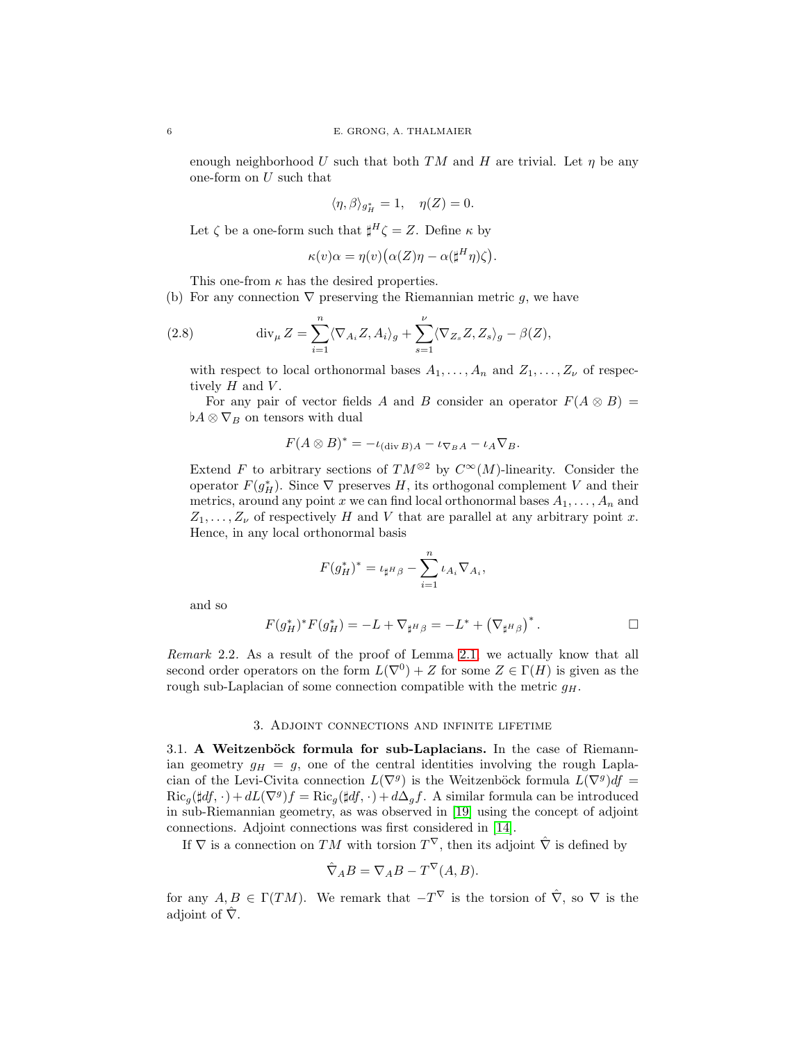enough neighborhood $U$ such that both $TM$ and $H$ are trivial. Let $\eta$ be any one-form on $U$ such that

$$\langle \eta, \beta \rangle_{g_H^*} = 1, \quad \eta(Z) = 0.$$

Let $\zeta$ be a one-form such that $\sharp^H \zeta = Z$. Define $\kappa$ by

$$\kappa(v)\alpha = \eta(v)\big(\alpha(Z)\eta - \alpha(\sharp^H \eta)\zeta\big).$$

This one-from $\kappa$ has the desired properties.

(b) For any connection $\nabla$ preserving the Riemannian metric $g$, we have

$$\operatorname{div}_\mu Z = \sum_{i=1}^n \langle \nabla_{A_i} Z, A_i \rangle_g + \sum_{s=1}^\nu \langle \nabla_{Z_s} Z, Z_s \rangle_g - \beta(Z), \tag{2.8}$$

with respect to local orthonormal bases $A_1, \dots, A_n$ and $Z_1, \dots, Z_\nu$ of respectively $H$ and $V$.

For any pair of vector fields $A$ and $B$ consider an operator $F(A \otimes B) = \flat A \otimes \nabla_B$ on tensors with dual

$$F(A \otimes B)^* = -\iota_{(\operatorname{div} B)A} - \iota_{\nabla_B A} - \iota_A \nabla_B.$$

Extend $F$ to arbitrary sections of $TM^{\otimes 2}$ by $C^\infty(M)$-linearity. Consider the operator $F(g_H^*)$. Since $\nabla$ preserves $H$, its orthogonal complement $V$ and their metrics, around any point $x$ we can find local orthonormal bases $A_1, \dots, A_n$ and $Z_1, \dots, Z_\nu$ of respectively $H$ and $V$ that are parallel at any arbitrary point $x$. Hence, in any local orthonormal basis

$$F(g_H^*)^* = \iota_{\sharp^H \beta} - \sum_{i=1}^n \iota_{A_i} \nabla_{A_i},$$

and so

$$F(g_H^*)^* F(g_H^*) = -L + \nabla_{\sharp^H \beta} = -L^* + \left(\nabla_{\sharp^H \beta}\right)^*. \qquad \square$$

*Remark* 2.2. As a result of the proof of Lemma 2.1, we actually know that all second order operators on the form $L(\nabla^0) + Z$ for some $Z \in \Gamma(H)$ is given as the rough sub-Laplacian of some connection compatible with the metric $g_H$.

## 3. Adjoint connections and infinite lifetime

**3.1. A Weitzenböck formula for sub-Laplacians.** In the case of Riemannian geometry $g_H = g$, one of the central identities involving the rough Laplacian of the Levi-Civita connection $L(\nabla^g)$ is the Weitzenböck formula $L(\nabla^g)df = \operatorname{Ric}_g(\sharp df, \cdot) + dL(\nabla^g)f = \operatorname{Ric}_g(\sharp df, \cdot) + d\Delta_g f$. A similar formula can be introduced in sub-Riemannian geometry, as was observed in [19] using the concept of adjoint connections. Adjoint connections was first considered in [14].

If $\nabla$ is a connection on $TM$ with torsion $T^\nabla$, then its adjoint $\hat{\nabla}$ is defined by

$$\hat{\nabla}_A B = \nabla_A B - T^\nabla(A, B).$$

for any $A, B \in \Gamma(TM)$. We remark that $-T^\nabla$ is the torsion of $\hat{\nabla}$, so $\nabla$ is the adjoint of $\hat{\nabla}$.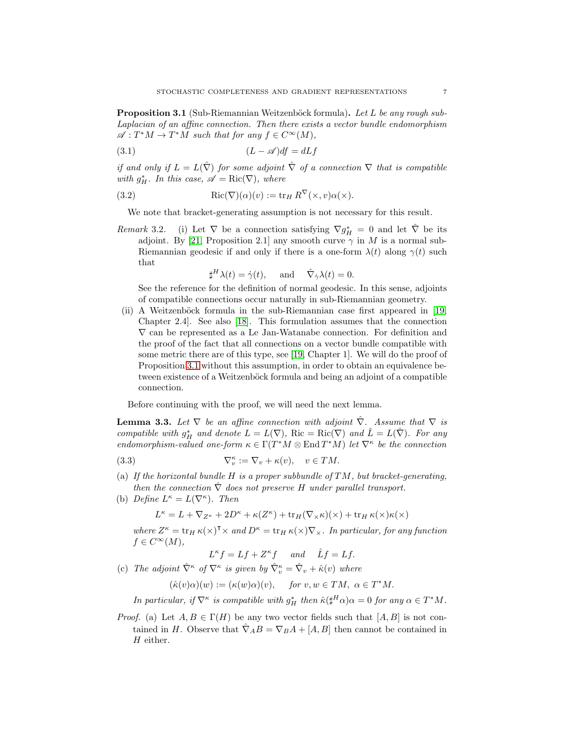**Proposition 3.1** (Sub-Riemannian Weitzenböck formula)**.** *Let $L$ be any rough sub-Laplacian of an affine connection. Then there exists a vector bundle endomorphism $\mathscr{A} : T^*M \to T^*M$ such that for any $f \in C^\infty(M)$,*

$$(L - \mathscr{A})df = dLf \tag{3.1}$$

*if and only if $L = L(\hat{\nabla})$ for some adjoint $\hat{\nabla}$ of a connection $\nabla$ that is compatible with $g_H^*$. In this case, $\mathscr{A} = \operatorname{Ric}(\nabla)$, where*

$$\operatorname{Ric}(\nabla)(\alpha)(v) := \operatorname{tr}_H R^\nabla(\times, v)\alpha(\times). \tag{3.2}$$

We note that bracket-generating assumption is not necessary for this result.

*Remark* 3.2.
(i) Let $\nabla$ be a connection satisfying $\nabla g_H^* = 0$ and let $\hat{\nabla}$ be its adjoint. By [21, Proposition 2.1] any smooth curve $\gamma$ in $M$ is a normal sub-Riemannian geodesic if and only if there is a one-form $\lambda(t)$ along $\gamma(t)$ such that

$$\sharp^H \lambda(t) = \dot{\gamma}(t), \quad \text{ and } \quad \hat{\nabla}_{\dot{\gamma}}\lambda(t) = 0.$$

See the reference for the definition of normal geodesic. In this sense, adjoints of compatible connections occur naturally in sub-Riemannian geometry.

(ii) A Weitzenböck formula in the sub-Riemannian case first appeared in [19, Chapter 2.4]. See also [18]. This formulation assumes that the connection $\nabla$ can be represented as a Le Jan-Watanabe connection. For definition and the proof of the fact that all connections on a vector bundle compatible with some metric there are of this type, see [19, Chapter 1]. We will do the proof of Proposition 3.1 without this assumption, in order to obtain an equivalence between existence of a Weitzenböck formula and being an adjoint of a compatible connection.

Before continuing with the proof, we will need the next lemma.

**Lemma 3.3.** *Let $\nabla$ be an affine connection with adjoint $\hat{\nabla}$. Assume that $\nabla$ is compatible with $g_H^*$ and denote $L = L(\nabla)$, $\operatorname{Ric} = \operatorname{Ric}(\nabla)$ and $\hat{L} = L(\hat{\nabla})$. For any endomorphism-valued one-form $\kappa \in \Gamma(T^*M \otimes \operatorname{End} T^*M)$ let $\nabla^\kappa$ be the connection*

$$\nabla^\kappa_v := \nabla_v + \kappa(v), \quad v \in TM. \tag{3.3}$$

(a) *If the horizontal bundle $H$ is a proper subbundle of $TM$, but bracket-generating, then the connection $\hat{\nabla}$ does not preserve $H$ under parallel transport.*

(b) *Define $L^\kappa = L(\nabla^\kappa)$. Then*

$$L^\kappa = L + \nabla_{Z^\kappa} + 2D^\kappa + \kappa(Z^\kappa) + \operatorname{tr}_H(\nabla_\times \kappa)(\times) + \operatorname{tr}_H \kappa(\times)\kappa(\times)$$

*where $Z^\kappa = \operatorname{tr}_H \kappa(\times)^\intercal \times$ and $D^\kappa = \operatorname{tr}_H \kappa(\times)\nabla_\times$. In particular, for any function $f \in C^\infty(M)$,*

$$L^\kappa f = Lf + Z^\kappa f \quad \text{ and } \quad \hat{L}f = Lf.$$

(c) *The adjoint $\hat{\nabla}^\kappa$ of $\nabla^\kappa$ is given by $\hat{\nabla}^\kappa_v = \hat{\nabla}_v + \hat{\kappa}(v)$ where*

$$(\hat{\kappa}(v)\alpha)(w) := (\kappa(w)\alpha)(v), \quad \text{ for } v, w \in TM, \ \alpha \in T^*M.$$

*In particular, if $\nabla^\kappa$ is compatible with $g_H^*$ then $\hat{\kappa}(\sharp^H\alpha)\alpha = 0$ for any $\alpha \in T^*M$.*

*Proof.* (a) Let $A, B \in \Gamma(H)$ be any two vector fields such that $[A, B]$ is not contained in $H$. Observe that $\hat{\nabla}_A B = \nabla_B A + [A, B]$ then cannot be contained in $H$ either.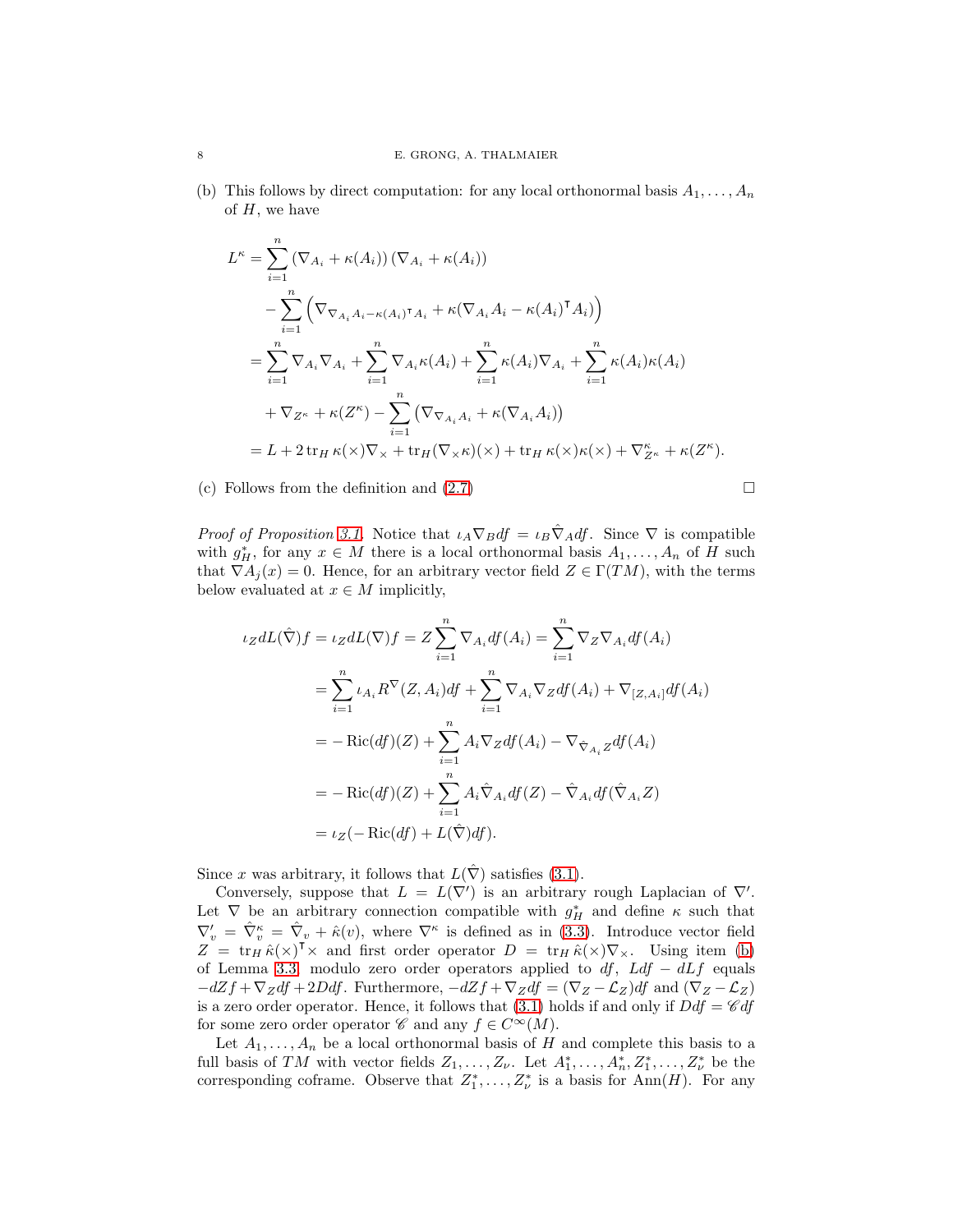(b) This follows by direct computation: for any local orthonormal basis $A_1, \dots, A_n$ of $H$, we have

$$
\begin{aligned}
L^\kappa &= \sum_{i=1}^n \left(\nabla_{A_i} + \kappa(A_i)\right)\left(\nabla_{A_i} + \kappa(A_i)\right) \\
&\quad - \sum_{i=1}^n \left(\nabla_{\nabla_{A_i} A_i - \kappa(A_i)^\intercal A_i} + \kappa(\nabla_{A_i} A_i - \kappa(A_i)^\intercal A_i)\right) \\
&= \sum_{i=1}^n \nabla_{A_i}\nabla_{A_i} + \sum_{i=1}^n \nabla_{A_i}\kappa(A_i) + \sum_{i=1}^n \kappa(A_i)\nabla_{A_i} + \sum_{i=1}^n \kappa(A_i)\kappa(A_i) \\
&\quad + \nabla_{Z^\kappa} + \kappa(Z^\kappa) - \sum_{i=1}^n \left(\nabla_{\nabla_{A_i} A_i} + \kappa(\nabla_{A_i} A_i)\right) \\
&= L + 2\,\mathrm{tr}_H\, \kappa(\times)\nabla_\times + \mathrm{tr}_H (\nabla_\times \kappa)(\times) + \mathrm{tr}_H\, \kappa(\times)\kappa(\times) + \nabla^\kappa_{Z^\kappa} + \kappa(Z^\kappa).
\end{aligned}
$$

(c) Follows from the definition and (2.7) $\square$

*Proof of Proposition 3.1.* Notice that $\iota_A \nabla_B df = \iota_B \hat{\nabla}_A df$. Since $\nabla$ is compatible with $g_H^*$, for any $x \in M$ there is a local orthonormal basis $A_1, \dots, A_n$ of $H$ such that $\nabla A_j(x) = 0$. Hence, for an arbitrary vector field $Z \in \Gamma(TM)$, with the terms below evaluated at $x \in M$ implicitly,

$$
\begin{aligned}
\iota_Z dL(\hat{\nabla}) f = \iota_Z dL(\nabla) f &= Z \sum_{i=1}^n \nabla_{A_i} df(A_i) = \sum_{i=1}^n \nabla_Z \nabla_{A_i} df(A_i) \\
&= \sum_{i=1}^n \iota_{A_i} R^\nabla(Z, A_i) df + \sum_{i=1}^n \nabla_{A_i} \nabla_Z df(A_i) + \nabla_{[Z,A_i]} df(A_i) \\
&= -\operatorname{Ric}(df)(Z) + \sum_{i=1}^n A_i \nabla_Z df(A_i) - \nabla_{\hat{\nabla}_{A_i} Z} df(A_i) \\
&= -\operatorname{Ric}(df)(Z) + \sum_{i=1}^n A_i \hat{\nabla}_{A_i} df(Z) - \hat{\nabla}_{A_i} df(\hat{\nabla}_{A_i} Z) \\
&= \iota_Z(-\operatorname{Ric}(df) + L(\hat{\nabla}) df).
\end{aligned}
$$

Since $x$ was arbitrary, it follows that $L(\hat{\nabla})$ satisfies (3.1).

Conversely, suppose that $L = L(\nabla')$ is an arbitrary rough Laplacian of $\nabla'$. Let $\nabla$ be an arbitrary connection compatible with $g_H^*$ and define $\kappa$ such that $\nabla'_v = \hat{\nabla}^\kappa_v = \hat{\nabla}_v + \hat{\kappa}(v)$, where $\nabla^\kappa$ is defined as in (3.3). Introduce vector field $Z = \mathrm{tr}_H\, \hat{\kappa}(\times)^\intercal \times$ and first order operator $D = \mathrm{tr}_H\, \hat{\kappa}(\times)\nabla_\times$. Using item (b) of Lemma 3.3, modulo zero order operators applied to $df$, $Ldf - dLf$ equals $-dZf + \nabla_Z df + 2Ddf$. Furthermore, $-dZf + \nabla_Z df = (\nabla_Z - \mathcal{L}_Z)df$ and $(\nabla_Z - \mathcal{L}_Z)$ is a zero order operator. Hence, it follows that (3.1) holds if and only if $Ddf = \mathscr{C} df$ for some zero order operator $\mathscr{C}$ and any $f \in C^\infty(M)$.

Let $A_1, \dots, A_n$ be a local orthonormal basis of $H$ and complete this basis to a full basis of $TM$ with vector fields $Z_1, \dots, Z_\nu$. Let $A_1^*, \dots, A_n^*, Z_1^*, \dots, Z_\nu^*$ be the corresponding coframe. Observe that $Z_1^*, \dots, Z_\nu^*$ is a basis for $\mathrm{Ann}(H)$. For any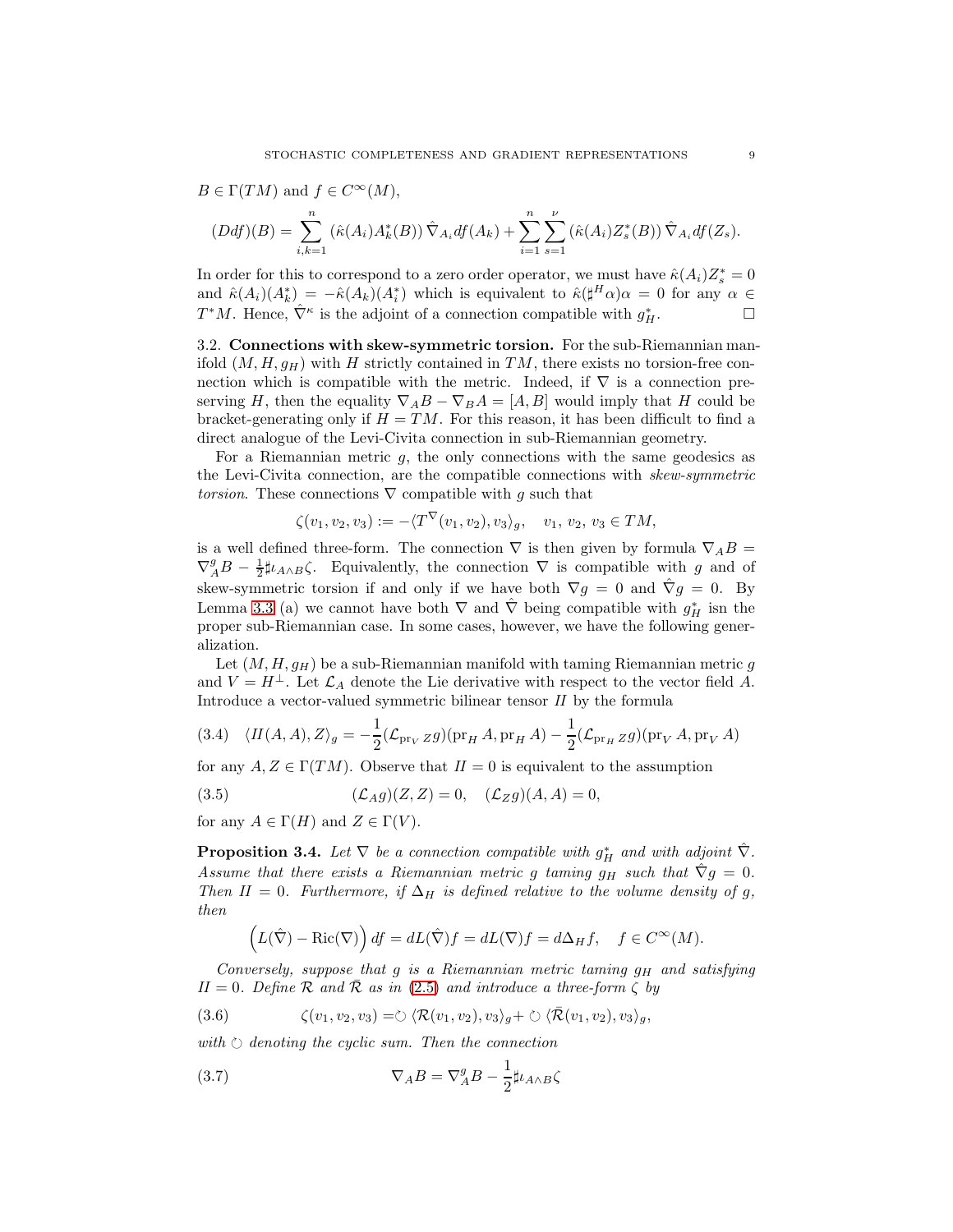$B \in \Gamma(TM)$ and $f \in C^\infty(M)$,

$$(Ddf)(B) = \sum_{i,k=1}^{n} (\hat{\kappa}(A_i)A_k^*(B))\, \hat{\nabla}_{A_i} df(A_k) + \sum_{i=1}^{n}\sum_{s=1}^{\nu} (\hat{\kappa}(A_i)Z_s^*(B))\, \hat{\nabla}_{A_i} df(Z_s).$$

In order for this to correspond to a zero order operator, we must have $\hat{\kappa}(A_i)Z_s^* = 0$ and $\hat{\kappa}(A_i)(A_k^*) = -\hat{\kappa}(A_k)(A_i^*)$ which is equivalent to $\hat{\kappa}(\sharp^H \alpha)\alpha = 0$ for any $\alpha \in T^*M$. Hence, $\hat{\nabla}^\kappa$ is the adjoint of a connection compatible with $g_H^*$. □

### 3.2. Connections with skew-symmetric torsion.

For the sub-Riemannian manifold $(M, H, g_H)$ with $H$ strictly contained in $TM$, there exists no torsion-free connection which is compatible with the metric. Indeed, if $\nabla$ is a connection preserving $H$, then the equality $\nabla_A B - \nabla_B A = [A, B]$ would imply that $H$ could be bracket-generating only if $H = TM$. For this reason, it has been difficult to find a direct analogue of the Levi-Civita connection in sub-Riemannian geometry.

For a Riemannian metric $g$, the only connections with the same geodesics as the Levi-Civita connection, are the compatible connections with *skew-symmetric torsion*. These connections $\nabla$ compatible with $g$ such that

$$\zeta(v_1, v_2, v_3) := -\langle T^\nabla(v_1, v_2), v_3\rangle_g, \quad v_1,\, v_2,\, v_3 \in TM,$$

is a well defined three-form. The connection $\nabla$ is then given by formula $\nabla_A B = \nabla^g_A B - \frac{1}{2}\sharp\iota_{A\wedge B}\zeta$. Equivalently, the connection $\nabla$ is compatible with $g$ and of skew-symmetric torsion if and only if we have both $\nabla g = 0$ and $\hat{\nabla} g = 0$. By Lemma 3.3 (a) we cannot have both $\nabla$ and $\hat{\nabla}$ being compatible with $g_H^*$ isn the proper sub-Riemannian case. In some cases, however, we have the following generalization.

Let $(M, H, g_H)$ be a sub-Riemannian manifold with taming Riemannian metric $g$ and $V = H^\perp$. Let $\mathcal{L}_A$ denote the Lie derivative with respect to the vector field $A$. Introduce a vector-valued symmetric bilinear tensor $I\!I$ by the formula

$$\langle I\!I(A, A), Z\rangle_g = -\frac{1}{2}(\mathcal{L}_{\operatorname{pr}_V Z}\, g)(\operatorname{pr}_H A, \operatorname{pr}_H A) - \frac{1}{2}(\mathcal{L}_{\operatorname{pr}_H Z}\, g)(\operatorname{pr}_V A, \operatorname{pr}_V A) \tag{3.4}$$

for any $A, Z \in \Gamma(TM)$. Observe that $I\!I = 0$ is equivalent to the assumption

$$(\mathcal{L}_A g)(Z, Z) = 0, \quad (\mathcal{L}_Z g)(A, A) = 0, \tag{3.5}$$

for any $A \in \Gamma(H)$ and $Z \in \Gamma(V)$.

**Proposition 3.4.** *Let $\nabla$ be a connection compatible with $g_H^*$ and with adjoint $\hat{\nabla}$. Assume that there exists a Riemannian metric $g$ taming $g_H$ such that $\hat{\nabla} g = 0$. Then $I\!I = 0$. Furthermore, if $\Delta_H$ is defined relative to the volume density of $g$, then*

$$\left(L(\hat{\nabla}) - \operatorname{Ric}(\nabla)\right) df = dL(\hat{\nabla}) f = dL(\nabla) f = d\Delta_H f, \quad f \in C^\infty(M).$$

*Conversely, suppose that $g$ is a Riemannian metric taming $g_H$ and satisfying $I\!I = 0$. Define $\mathcal{R}$ and $\bar{\mathcal{R}}$ as in (2.5) and introduce a three-form $\zeta$ by*

$$\zeta(v_1, v_2, v_3) = \circlearrowleft \langle \mathcal{R}(v_1, v_2), v_3\rangle_g + \circlearrowleft \langle \bar{\mathcal{R}}(v_1, v_2), v_3\rangle_g, \tag{3.6}$$

*with $\circlearrowleft$ denoting the cyclic sum. Then the connection*

$$\nabla_A B = \nabla^g_A B - \frac{1}{2}\sharp\iota_{A\wedge B}\zeta \tag{3.7}$$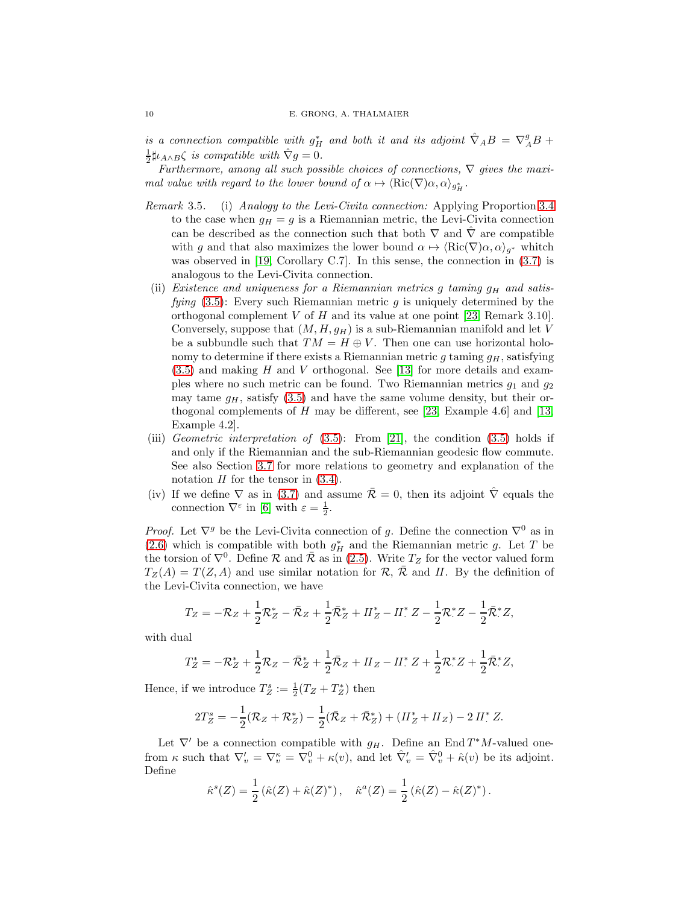*is a connection compatible with $g_H^*$ and both it and its adjoint $\hat{\nabla}_A B = \nabla^g_A B + \frac{1}{2}\sharp \iota_{A\wedge B}\zeta$ is compatible with $\hat{\nabla} g = 0$.*

*Furthermore, among all such possible choices of connections, $\nabla$ gives the maximal value with regard to the lower bound of $\alpha \mapsto \langle \mathrm{Ric}(\nabla)\alpha, \alpha\rangle_{g_H^*}$.*

*Remark* 3.5.
- (i) *Analogy to the Levi-Civita connection:* Applying Proportion 3.4 to the case when $g_H = g$ is a Riemannian metric, the Levi-Civita connection can be described as the connection such that both $\nabla$ and $\hat{\nabla}$ are compatible with $g$ and that also maximizes the lower bound $\alpha \mapsto \langle \mathrm{Ric}(\nabla)\alpha, \alpha\rangle_{g^*}$ whicht was observed in [19, Corollary C.7]. In this sense, the connection in (3.7) is analogous to the Levi-Civita connection.
- (ii) *Existence and uniqueness for a Riemannian metrics $g$ taming $g_H$ and satisfying* (3.5): Every such Riemannian metric $g$ is uniquely determined by the orthogonal complement $V$ of $H$ and its value at one point [23, Remark 3.10]. Conversely, suppose that $(M, H, g_H)$ is a sub-Riemannian manifold and let $V$ be a subbundle such that $TM = H \oplus V$. Then one can use horizontal holonomy to determine if there exists a Riemannian metric $g$ taming $g_H$, satisfying (3.5) and making $H$ and $V$ orthogonal. See [13] for more details and examples where no such metric can be found. Two Riemannian metrics $g_1$ and $g_2$ may tame $g_H$, satisfy (3.5) and have the same volume density, but their orthogonal complements of $H$ may be different, see [23, Example 4.6] and [13, Example 4.2].
- (iii) *Geometric interpretation of* (3.5): From [21], the condition (3.5) holds if and only if the Riemannian and the sub-Riemannian geodesic flow commute. See also Section 3.7 for more relations to geometry and explanation of the notation $I\!I$ for the tensor in (3.4).
- (iv) If we define $\nabla$ as in (3.7) and assume $\bar{\mathcal{R}} = 0$, then its adjoint $\hat{\nabla}$ equals the connection $\nabla^\varepsilon$ in [6] with $\varepsilon = \frac{1}{2}$.

*Proof.* Let $\nabla^g$ be the Levi-Civita connection of $g$. Define the connection $\nabla^0$ as in (2.6) which is compatible with both $g_H^*$ and the Riemannian metric $g$. Let $T$ be the torsion of $\nabla^0$. Define $\mathcal{R}$ and $\bar{\mathcal{R}}$ as in (2.5). Write $T_Z$ for the vector valued form $T_Z(A) = T(Z, A)$ and use similar notation for $\mathcal{R}$, $\bar{\mathcal{R}}$ and $I\!I$. By the definition of the Levi-Civita connection, we have

$$T_Z = -\mathcal{R}_Z + \frac{1}{2}\mathcal{R}_Z^* - \bar{\mathcal{R}}_Z + \frac{1}{2}\bar{\mathcal{R}}_Z^* + I\!I_Z^* - I\!I_{\cdot}^* Z - \frac{1}{2}\mathcal{R}_{\cdot}^* Z - \frac{1}{2}\bar{\mathcal{R}}_{\cdot}^* Z,$$

with dual

$$T_Z^* = -\mathcal{R}_Z^* + \frac{1}{2}\mathcal{R}_Z - \bar{\mathcal{R}}_Z^* + \frac{1}{2}\bar{\mathcal{R}}_Z + I\!I_Z - I\!I_{\cdot}^* Z + \frac{1}{2}\mathcal{R}_{\cdot}^* Z + \frac{1}{2}\bar{\mathcal{R}}_{\cdot}^* Z,$$

Hence, if we introduce $T_Z^s := \frac{1}{2}(T_Z + T_Z^*)$ then

$$2T_Z^s = -\frac{1}{2}(\mathcal{R}_Z + \mathcal{R}_Z^*) - \frac{1}{2}(\bar{\mathcal{R}}_Z + \bar{\mathcal{R}}_Z^*) + (I\!I_Z^* + I\!I_Z) - 2\, I\!I_{\cdot}^* Z.$$

Let $\nabla'$ be a connection compatible with $g_H$. Define an $\operatorname{End} T^*M$-valued one-from $\kappa$ such that $\nabla'_v = \nabla^\kappa_v = \nabla^0_v + \kappa(v)$, and let $\hat{\nabla}'_v = \hat{\nabla}^0_v + \hat{\kappa}(v)$ be its adjoint. Define

$$\hat{\kappa}^s(Z) = \frac{1}{2}\left(\hat{\kappa}(Z) + \hat{\kappa}(Z)^*\right), \quad \hat{\kappa}^a(Z) = \frac{1}{2}\left(\hat{\kappa}(Z) - \hat{\kappa}(Z)^*\right).$$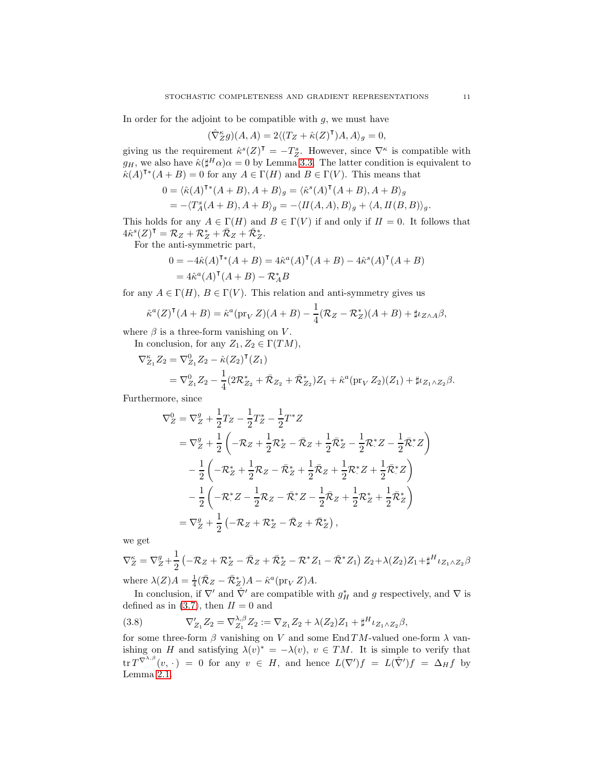In order for the adjoint to be compatible with $g$, we must have

$$(\hat{\nabla}^\kappa_Z g)(A, A) = 2\langle (T_Z + \hat{\kappa}(Z)^\intercal) A, A\rangle_g = 0,$$

giving us the requirement $\hat{\kappa}^s(Z)^\intercal = -T^s_Z$. However, since $\nabla^\kappa$ is compatible with $g_H$, we also have $\hat{\kappa}(\sharp^H \alpha)\alpha = 0$ by Lemma 3.3. The latter condition is equivalent to $\hat{\kappa}(A)^{\intercal *}(A+B) = 0$ for any $A \in \Gamma(H)$ and $B \in \Gamma(V)$. This means that

$$\begin{aligned}
0 &= \langle \hat{\kappa}(A)^{\intercal *}(A+B), A+B\rangle_g = \langle \hat{\kappa}^s(A)^\intercal(A+B), A+B\rangle_g \\
&= -\langle T^s_A(A+B), A+B\rangle_g = -\langle I\!I(A,A), B\rangle_g + \langle A, I\!I(B,B)\rangle_g.
\end{aligned}$$

This holds for any $A \in \Gamma(H)$ and $B \in \Gamma(V)$ if and only if $I\!I = 0$. It follows that $4\hat{\kappa}^s(Z)^\intercal = \mathcal{R}_Z + \mathcal{R}^*_Z + \bar{\mathcal{R}}_Z + \bar{\mathcal{R}}^*_Z$.

For the anti-symmetric part,

$$\begin{aligned}
0 &= -4\hat{\kappa}(A)^{\intercal *}(A+B) = 4\hat{\kappa}^a(A)^\intercal(A+B) - 4\hat{\kappa}^s(A)^\intercal(A+B) \\
&= 4\hat{\kappa}^a(A)^\intercal(A+B) - \mathcal{R}^*_A B
\end{aligned}$$

for any $A \in \Gamma(H)$, $B \in \Gamma(V)$. This relation and anti-symmetry gives us

$$\hat{\kappa}^a(Z)^\intercal(A+B) = \hat{\kappa}^a(\mathrm{pr}_V\, Z)(A+B) - \frac{1}{4}(\mathcal{R}_Z - \mathcal{R}^*_Z)(A+B) + \sharp\iota_{Z\wedge A}\beta,$$

where $\beta$ is a three-form vanishing on $V$.

In conclusion, for any $Z_1, Z_2 \in \Gamma(TM)$,

$$\begin{aligned}
\nabla^\kappa_{Z_1} Z_2 &= \nabla^0_{Z_1} Z_2 - \hat{\kappa}(Z_2)^\intercal(Z_1) \\
&= \nabla^0_{Z_1} Z_2 - \frac{1}{4}(2\mathcal{R}^*_{Z_2} + \bar{\mathcal{R}}_{Z_2} + \bar{\mathcal{R}}^*_{Z_2})Z_1 + \hat{\kappa}^a(\mathrm{pr}_V\, Z_2)(Z_1) + \sharp\iota_{Z_1\wedge Z_2}\beta.
\end{aligned}$$

Furthermore, since

$$\begin{aligned}
\nabla^0_Z &= \nabla^g_Z + \frac{1}{2}T_Z - \frac{1}{2}T^*_Z - \frac{1}{2}T^* Z \\
&= \nabla^g_Z + \frac{1}{2}\left(-\mathcal{R}_Z + \frac{1}{2}\mathcal{R}^*_Z - \bar{\mathcal{R}}_Z + \frac{1}{2}\bar{\mathcal{R}}^*_Z - \frac{1}{2}\mathcal{R}^*_{\cdot} Z - \frac{1}{2}\bar{\mathcal{R}}^*_{\cdot} Z\right) \\
&\quad - \frac{1}{2}\left(-\mathcal{R}^*_Z + \frac{1}{2}\mathcal{R}_Z - \bar{\mathcal{R}}^*_Z + \frac{1}{2}\bar{\mathcal{R}}_Z + \frac{1}{2}\mathcal{R}^*_{\cdot} Z + \frac{1}{2}\bar{\mathcal{R}}^*_{\cdot} Z\right) \\
&\quad - \frac{1}{2}\left(-\mathcal{R}^*_{\cdot} Z - \frac{1}{2}\mathcal{R}_Z - \bar{\mathcal{R}}^*_{\cdot} Z - \frac{1}{2}\bar{\mathcal{R}}_Z + \frac{1}{2}\mathcal{R}^*_Z + \frac{1}{2}\bar{\mathcal{R}}^*_Z\right) \\
&= \nabla^g_Z + \frac{1}{2}\left(-\mathcal{R}_Z + \mathcal{R}^*_Z - \bar{\mathcal{R}}_Z + \bar{\mathcal{R}}^*_Z\right),
\end{aligned}$$

we get

$$\nabla^\kappa_Z = \nabla^g_Z + \frac{1}{2}\left(-\mathcal{R}_Z + \mathcal{R}^*_Z - \bar{\mathcal{R}}_Z + \bar{\mathcal{R}}^*_Z - \mathcal{R}^* Z_1 - \bar{\mathcal{R}}^* Z_1\right) Z_2 + \lambda(Z_2)Z_1 + \sharp^H \iota_{Z_1\wedge Z_2}\beta$$

where $\lambda(Z)A = \frac{1}{4}(\bar{\mathcal{R}}_Z - \bar{\mathcal{R}}^*_Z)A - \hat{\kappa}^a(\mathrm{pr}_V\, Z)A$.

In conclusion, if $\nabla'$ and $\hat{\nabla}'$ are compatible with $g^*_H$ and $g$ respectively, and $\nabla$ is defined as in (3.7), then $I\!I = 0$ and

$$\nabla'_{Z_1} Z_2 = \nabla^{\lambda,\beta}_{Z_1} Z_2 := \nabla_{Z_1} Z_2 + \lambda(Z_2)Z_1 + \sharp^H \iota_{Z_1\wedge Z_2}\beta, \tag{3.8}$$

for some three-form $\beta$ vanishing on $V$ and some $\mathrm{End}\, TM$-valued one-form $\lambda$ vanishing on $H$ and satisfying $\lambda(v)^* = -\lambda(v)$, $v \in TM$. It is simple to verify that $\mathrm{tr}\, T^{\nabla^{\lambda,\beta}}(v, \cdot) = 0$ for any $v \in H$, and hence $L(\nabla')f = L(\hat{\nabla}')f = \Delta_H f$ by Lemma 2.1.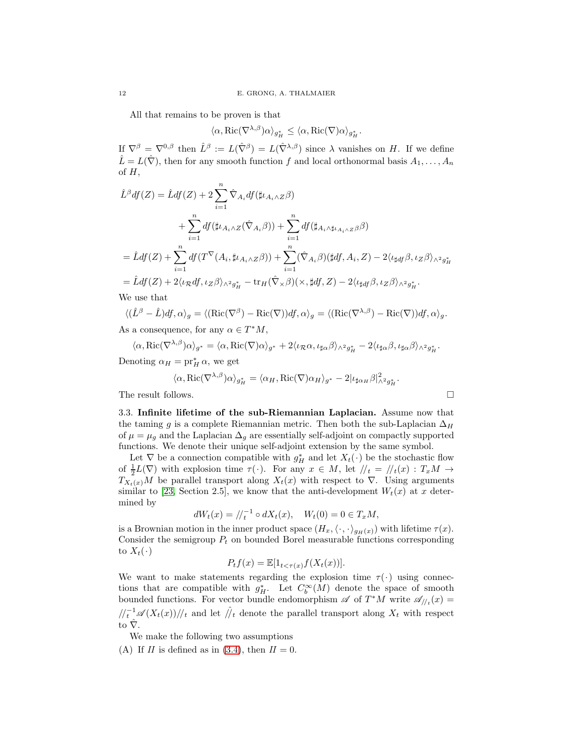All that remains to be proven is that

$$\langle \alpha, \mathrm{Ric}(\nabla^{\lambda,\beta})\alpha\rangle_{g_H^*} \leq \langle \alpha, \mathrm{Ric}(\nabla)\alpha\rangle_{g_H^*}.$$

If $\nabla^\beta = \nabla^{0,\beta}$ then $\hat{L}^\beta := L(\hat{\nabla}^\beta) = L(\hat{\nabla}^{\lambda,\beta})$ since $\lambda$ vanishes on $H$. If we define $\hat{L} = L(\hat{\nabla})$, then for any smooth function $f$ and local orthonormal basis $A_1, \dots, A_n$ of $H$,

$$\begin{aligned}
\hat{L}^\beta df(Z) &= \hat{L} df(Z) + 2\sum_{i=1}^n \hat{\nabla}_{A_i} df(\sharp \iota_{A_i \wedge Z}\beta) \\
&\qquad + \sum_{i=1}^n df(\sharp \iota_{A_i\wedge Z}(\hat{\nabla}_{A_i}\beta)) + \sum_{i=1}^n df(\sharp_{A_i \wedge \sharp \iota_{A_i\wedge Z}\beta}\beta) \\
&= \hat{L} df(Z) + \sum_{i=1}^n df(T^\nabla(A_i, \sharp \iota_{A_i\wedge Z}\beta)) + \sum_{i=1}^n (\hat{\nabla}_{A_i}\beta)(\sharp df, A_i, Z) - 2\langle \iota_{\sharp df}\beta, \iota_Z \beta\rangle_{\wedge^2 g_H^*} \\
&= \hat{L} df(Z) + 2\langle \iota_{\mathcal{R}} df, \iota_Z\beta\rangle_{\wedge^2 g_H^*} - \mathrm{tr}_H(\hat{\nabla}_\times \beta)(\times, \sharp df, Z) - 2\langle \iota_{\sharp df}\beta, \iota_Z\beta\rangle_{\wedge^2 g_H^*}.
\end{aligned}$$

We use that

$$\langle (\hat{L}^\beta - \hat{L})df, \alpha\rangle_g = \langle (\mathrm{Ric}(\nabla^\beta) - \mathrm{Ric}(\nabla))df, \alpha\rangle_g = \langle (\mathrm{Ric}(\nabla^{\lambda,\beta}) - \mathrm{Ric}(\nabla))df, \alpha\rangle_g.$$

As a consequence, for any $\alpha \in T^*M$,

$$\langle \alpha, \mathrm{Ric}(\nabla^{\lambda,\beta})\alpha\rangle_{g^*} = \langle \alpha, \mathrm{Ric}(\nabla)\alpha\rangle_{g^*} + 2\langle \iota_{\mathcal{R}}\alpha, \iota_{\sharp\alpha}\beta\rangle_{\wedge^2 g_H^*} - 2\langle \iota_{\sharp\alpha}\beta, \iota_{\sharp\alpha}\beta\rangle_{\wedge^2 g_H^*}.$$

Denoting $\alpha_H = \mathrm{pr}_H^* \alpha$, we get

$$\langle \alpha, \mathrm{Ric}(\nabla^{\lambda,\beta})\alpha\rangle_{g_H^*} = \langle \alpha_H, \mathrm{Ric}(\nabla)\alpha_H\rangle_{g^*} - 2|\iota_{\sharp\alpha_H}\beta|^2_{\wedge^2 g_H^*}.$$

The result follows. $\square$

3.3. **Infinite lifetime of the sub-Riemannian Laplacian.** Assume now that the taming $g$ is a complete Riemannian metric. Then both the sub-Laplacian $\Delta_H$ of $\mu = \mu_g$ and the Laplacian $\Delta_g$ are essentially self-adjoint on compactly supported functions. We denote their unique self-adjoint extension by the same symbol.

Let $\nabla$ be a connection compatible with $g_H^*$ and let $X_t(\cdot)$ be the stochastic flow of $\frac{1}{2}L(\nabla)$ with explosion time $\tau(\cdot)$. For any $x \in M$, let $/\!/_t = /\!/_t(x) : T_xM \to T_{X_t(x)}M$ be parallel transport along $X_t(x)$ with respect to $\nabla$. Using arguments similar to [23, Section 2.5], we know that the anti-development $W_t(x)$ at $x$ determined by

$$dW_t(x) = /\!/_t^{-1} \circ dX_t(x), \quad W_t(0) = 0 \in T_xM,$$

is a Brownian motion in the inner product space $(H_x, \langle\cdot,\cdot\rangle_{g_H(x)})$ with lifetime $\tau(x)$. Consider the semigroup $P_t$ on bounded Borel measurable functions corresponding to $X_t(\cdot)$

$$P_t f(x) = \mathbb{E}[1_{t<\tau(x)} f(X_t(x))].$$

We want to make statements regarding the explosion time $\tau(\cdot)$ using connections that are compatible with $g_H^*$. Let $C_b^\infty(M)$ denote the space of smooth bounded functions. For vector bundle endomorphism $\mathscr{A}$ of $T^*M$ write $\mathscr{A}_{/\!/_t}(x) = /\!/_t^{-1}\mathscr{A}(X_t(x))/\!/_t$ and let $\hat{/\!/}_t$ denote the parallel transport along $X_t$ with respect to $\hat{\nabla}$.

We make the following two assumptions

(A) If $I\!I$ is defined as in (3.4), then $I\!I = 0$.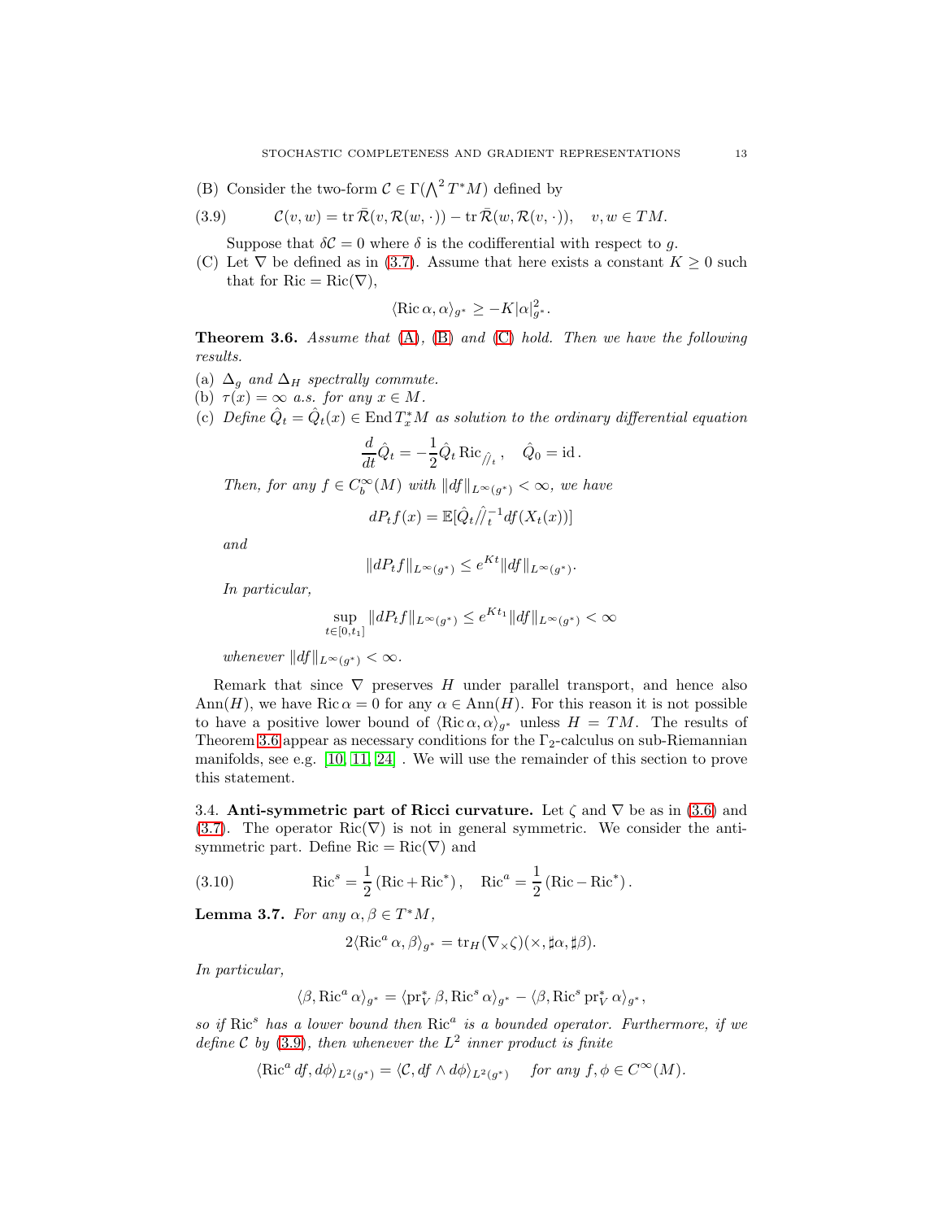(B) Consider the two-form $\mathcal{C} \in \Gamma(\bigwedge^2 T^*M)$ defined by

$$\mathcal{C}(v, w) = \operatorname{tr} \bar{\mathcal{R}}(v, \mathcal{R}(w, \cdot)) - \operatorname{tr} \bar{\mathcal{R}}(w, \mathcal{R}(v, \cdot)), \quad v, w \in TM. \tag{3.9}$$

Suppose that $\delta\mathcal{C} = 0$ where $\delta$ is the codifferential with respect to $g$.

(C) Let $\nabla$ be defined as in (3.7). Assume that here exists a constant $K \geq 0$ such that for $\operatorname{Ric} = \operatorname{Ric}(\nabla)$,

$$\langle \operatorname{Ric} \alpha, \alpha \rangle_{g^*} \geq -K|\alpha|^2_{g^*}.$$

**Theorem 3.6.** *Assume that (A), (B) and (C) hold. Then we have the following results.*

(a) *$\Delta_g$ and $\Delta_H$ spectrally commute.*
(b) *$\tau(x) = \infty$ a.s. for any $x \in M$.*
(c) *Define $\hat{Q}_t = \hat{Q}_t(x) \in \operatorname{End} T^*_x M$ as solution to the ordinary differential equation*

$$\frac{d}{dt}\hat{Q}_t = -\frac{1}{2}\hat{Q}_t \operatorname{Ric}_{\hat{/\!/}_t}, \quad \hat{Q}_0 = \operatorname{id}.$$

*Then, for any $f \in C^\infty_b(M)$ with $\|df\|_{L^\infty(g^*)} < \infty$, we have*

$$dP_t f(x) = \mathbb{E}[\hat{Q}_t \hat{/\!/}_t^{-1} df(X_t(x))]$$

*and*

$$\|dP_t f\|_{L^\infty(g^*)} \leq e^{Kt}\|df\|_{L^\infty(g^*)}.$$

*In particular,*

$$\sup_{t\in[0,t_1]} \|dP_t f\|_{L^\infty(g^*)} \leq e^{Kt_1}\|df\|_{L^\infty(g^*)} < \infty$$

*whenever $\|df\|_{L^\infty(g^*)} < \infty$.*

Remark that since $\nabla$ preserves $H$ under parallel transport, and hence also $\operatorname{Ann}(H)$, we have $\operatorname{Ric} \alpha = 0$ for any $\alpha \in \operatorname{Ann}(H)$. For this reason it is not possible to have a positive lower bound of $\langle \operatorname{Ric} \alpha, \alpha \rangle_{g^*}$ unless $H = TM$. The results of Theorem 3.6 appear as necessary conditions for the $\Gamma_2$-calculus on sub-Riemannian manifolds, see e.g. [10, 11, 24] . We will use the remainder of this section to prove this statement.

### 3.4. Anti-symmetric part of Ricci curvature.

Let $\zeta$ and $\nabla$ be as in (3.6) and (3.7). The operator $\operatorname{Ric}(\nabla)$ is not in general symmetric. We consider the anti-symmetric part. Define $\operatorname{Ric} = \operatorname{Ric}(\nabla)$ and

$$\operatorname{Ric}^s = \frac{1}{2}(\operatorname{Ric} + \operatorname{Ric}^*), \quad \operatorname{Ric}^a = \frac{1}{2}(\operatorname{Ric} - \operatorname{Ric}^*). \tag{3.10}$$

**Lemma 3.7.** *For any $\alpha, \beta \in T^*M$,*

$$2\langle \operatorname{Ric}^a \alpha, \beta \rangle_{g^*} = \operatorname{tr}_H(\nabla_\times \zeta)(\times, \sharp\alpha, \sharp\beta).$$

*In particular,*

$$\langle \beta, \operatorname{Ric}^a \alpha \rangle_{g^*} = \langle \operatorname{pr}_V^* \beta, \operatorname{Ric}^s \alpha \rangle_{g^*} - \langle \beta, \operatorname{Ric}^s \operatorname{pr}_V^* \alpha \rangle_{g^*},$$

*so if $\operatorname{Ric}^s$ has a lower bound then $\operatorname{Ric}^a$ is a bounded operator. Furthermore, if we define $\mathcal{C}$ by (3.9), then whenever the $L^2$ inner product is finite*

$$\langle \operatorname{Ric}^a df, d\phi \rangle_{L^2(g^*)} = \langle \mathcal{C}, df \wedge d\phi \rangle_{L^2(g^*)} \quad \text{for any } f, \phi \in C^\infty(M).$$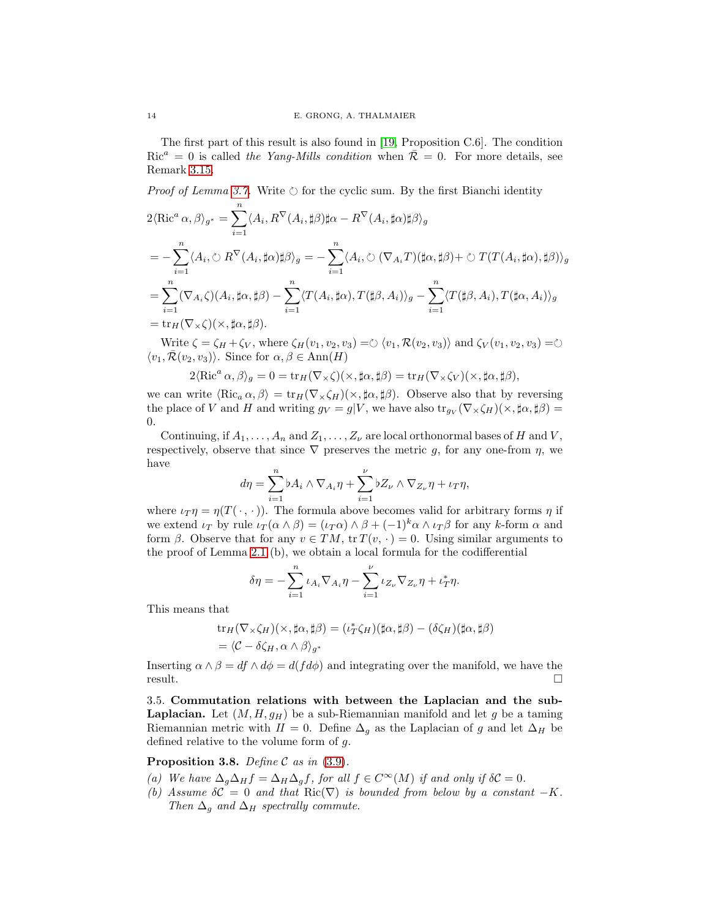The first part of this result is also found in [19, Proposition C.6]. The condition $\mathrm{Ric}^a = 0$ is called *the Yang-Mills condition* when $\bar{\mathcal{R}} = 0$. For more details, see Remark 3.15.

*Proof of Lemma 3.7.* Write $\circlearrowleft$ for the cyclic sum. By the first Bianchi identity

$$
\begin{aligned}
2\langle \mathrm{Ric}^a \alpha, \beta\rangle_{g^*} &= \sum_{i=1}^n \langle A_i, R^\nabla(A_i, \sharp\beta)\sharp\alpha - R^\nabla(A_i,\sharp\alpha)\sharp\beta\rangle_g \\
&= -\sum_{i=1}^n \langle A_i, \circlearrowleft R^\nabla(A_i,\sharp\alpha)\sharp\beta\rangle_g = -\sum_{i=1}^n \langle A_i, \circlearrowleft (\nabla_{A_i} T)(\sharp\alpha,\sharp\beta) + \circlearrowleft T(T(A_i,\sharp\alpha),\sharp\beta)\rangle_g \\
&= \sum_{i=1}^n (\nabla_{A_i}\zeta)(A_i,\sharp\alpha,\sharp\beta) - \sum_{i=1}^n \langle T(A_i,\sharp\alpha), T(\sharp\beta, A_i)\rangle_g - \sum_{i=1}^n \langle T(\sharp\beta, A_i), T(\sharp\alpha, A_i)\rangle_g \\
&= \mathrm{tr}_H(\nabla_\times \zeta)(\times, \sharp\alpha,\sharp\beta).
\end{aligned}
$$

Write $\zeta = \zeta_H + \zeta_V$, where $\zeta_H(v_1,v_2,v_3) = \circlearrowleft \langle v_1, \mathcal{R}(v_2,v_3)\rangle$ and $\zeta_V(v_1,v_2,v_3) = \circlearrowleft \langle v_1, \bar{\mathcal{R}}(v_2,v_3)\rangle$. Since for $\alpha,\beta \in \mathrm{Ann}(H)$

$$2\langle \mathrm{Ric}^a \alpha, \beta\rangle_g = 0 = \mathrm{tr}_H(\nabla_\times\zeta)(\times,\sharp\alpha,\sharp\beta) = \mathrm{tr}_H(\nabla_\times\zeta_V)(\times,\sharp\alpha,\sharp\beta),$$

we can write $\langle \mathrm{Ric}_a \alpha,\beta\rangle = \mathrm{tr}_H(\nabla_\times \zeta_H)(\times,\sharp\alpha,\sharp\beta)$. Observe also that by reversing the place of $V$ and $H$ and writing $g_V = g|V$, we have also $\mathrm{tr}_{g_V}(\nabla_\times\zeta_H)(\times,\sharp\alpha,\sharp\beta) = 0$.

Continuing, if $A_1,\dots,A_n$ and $Z_1,\dots,Z_\nu$ are local orthonormal bases of $H$ and $V$, respectively, observe that since $\nabla$ preserves the metric $g$, for any one-from $\eta$, we have

$$d\eta = \sum_{i=1}^n \flat A_i \wedge \nabla_{A_i}\eta + \sum_{i=1}^\nu \flat Z_\nu \wedge \nabla_{Z_\nu}\eta + \iota_T\eta,$$

where $\iota_T\eta = \eta(T(\,\cdot\,,\cdot\,))$. The formula above becomes valid for arbitrary forms $\eta$ if we extend $\iota_T$ by rule $\iota_T(\alpha\wedge\beta) = (\iota_T\alpha)\wedge\beta + (-1)^k\alpha\wedge\iota_T\beta$ for any $k$-form $\alpha$ and form $\beta$. Observe that for any $v \in TM$, $\mathrm{tr}\, T(v,\cdot\,) = 0$. Using similar arguments to the proof of Lemma 2.1 (b), we obtain a local formula for the codifferential

$$\delta\eta = -\sum_{i=1}^n \iota_{A_i}\nabla_{A_i}\eta - \sum_{i=1}^\nu \iota_{Z_\nu}\nabla_{Z_\nu}\eta + \iota_T^*\eta.$$

This means that

$$
\begin{aligned}
\mathrm{tr}_H(\nabla_\times\zeta_H)(\times,\sharp\alpha,\sharp\beta) &= (\iota_T^*\zeta_H)(\sharp\alpha,\sharp\beta) - (\delta\zeta_H)(\sharp\alpha,\sharp\beta) \\
&= \langle \mathcal{C} - \delta\zeta_H, \alpha\wedge\beta\rangle_{g^*}
\end{aligned}
$$

Inserting $\alpha\wedge\beta = df\wedge d\phi = d(f d\phi)$ and integrating over the manifold, we have the result. $\square$

### 3.5. Commutation relations with between the Laplacian and the sub-Laplacian.

Let $(M, H, g_H)$ be a sub-Riemannian manifold and let $g$ be a taming Riemannian metric with $I\!I = 0$. Define $\Delta_g$ as the Laplacian of $g$ and let $\Delta_H$ be defined relative to the volume form of $g$.

**Proposition 3.8.** *Define $\mathcal{C}$ as in (3.9).*

*(a) We have $\Delta_g\Delta_H f = \Delta_H\Delta_g f$, for all $f \in C^\infty(M)$ if and only if $\delta\mathcal{C} = 0$.*

*(b) Assume $\delta\mathcal{C} = 0$ and that $\mathrm{Ric}(\nabla)$ is bounded from below by a constant $-K$. Then $\Delta_g$ and $\Delta_H$ spectrally commute.*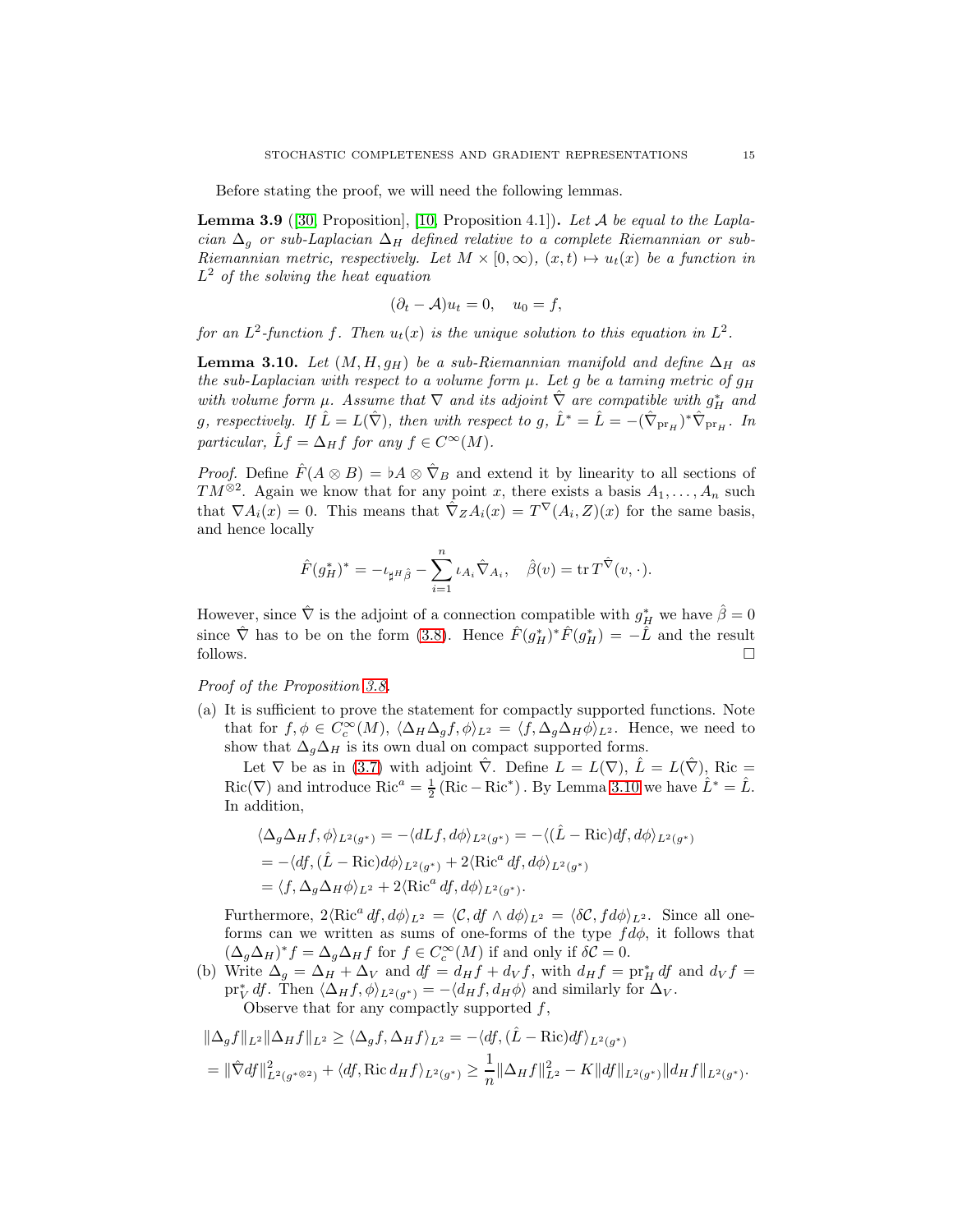Before stating the proof, we will need the following lemmas.

**Lemma 3.9** ([30, Proposition], [10, Proposition 4.1])**.** *Let $\mathcal{A}$ be equal to the Laplacian $\Delta_g$ or sub-Laplacian $\Delta_H$ defined relative to a complete Riemannian or sub-Riemannian metric, respectively. Let $M \times [0, \infty)$, $(x, t) \mapsto u_t(x)$ be a function in $L^2$ of the solving the heat equation*

$$(\partial_t - \mathcal{A}) u_t = 0, \quad u_0 = f,$$

*for an $L^2$-function $f$. Then $u_t(x)$ is the unique solution to this equation in $L^2$.*

**Lemma 3.10.** *Let $(M, H, g_H)$ be a sub-Riemannian manifold and define $\Delta_H$ as the sub-Laplacian with respect to a volume form $\mu$. Let $g$ be a taming metric of $g_H$ with volume form $\mu$. Assume that $\nabla$ and its adjoint $\hat{\nabla}$ are compatible with $g_H^*$ and $g$, respectively. If $\hat{L} = L(\hat{\nabla})$, then with respect to $g$, $\hat{L}^* = \hat{L} = -(\hat{\nabla}_{\mathrm{pr}_H})^* \hat{\nabla}_{\mathrm{pr}_H}$. In particular, $\hat{L} f = \Delta_H f$ for any $f \in C^\infty(M)$.*

*Proof.* Define $\hat{F}(A \otimes B) = \flat A \otimes \hat{\nabla}_B$ and extend it by linearity to all sections of $TM^{\otimes 2}$. Again we know that for any point $x$, there exists a basis $A_1, \dots, A_n$ such that $\nabla A_i(x) = 0$. This means that $\hat{\nabla}_Z A_i(x) = T^\nabla(A_i, Z)(x)$ for the same basis, and hence locally

$$\hat{F}(g_H^*)^* = -\iota_{\sharp^H \hat{\beta}} - \sum_{i=1}^n \iota_{A_i} \hat{\nabla}_{A_i}, \quad \hat{\beta}(v) = \operatorname{tr} T^{\hat{\nabla}}(v, \cdot).$$

However, since $\hat{\nabla}$ is the adjoint of a connection compatible with $g_H^*$ we have $\hat{\beta} = 0$ since $\hat{\nabla}$ has to be on the form (3.8). Hence $\hat{F}(g_H^*)^* \hat{F}(g_H^*) = -\hat{L}$ and the result follows. $\square$

*Proof of the Proposition 3.8.*

(a) It is sufficient to prove the statement for compactly supported functions. Note that for $f, \phi \in C_c^\infty(M)$, $\langle \Delta_H \Delta_g f, \phi \rangle_{L^2} = \langle f, \Delta_g \Delta_H \phi \rangle_{L^2}$. Hence, we need to show that $\Delta_g \Delta_H$ is its own dual on compact supported forms.

Let $\nabla$ be as in (3.7) with adjoint $\hat{\nabla}$. Define $L = L(\nabla)$, $\hat{L} = L(\hat{\nabla})$, $\mathrm{Ric} = \mathrm{Ric}(\nabla)$ and introduce $\mathrm{Ric}^a = \frac{1}{2}(\mathrm{Ric} - \mathrm{Ric}^*)$. By Lemma 3.10 we have $\hat{L}^* = \hat{L}$. In addition,

$$\begin{aligned}
\langle \Delta_g \Delta_H f, \phi \rangle_{L^2(g^*)} &= -\langle dLf, d\phi \rangle_{L^2(g^*)} = -\langle (\hat{L} - \mathrm{Ric}) df, d\phi \rangle_{L^2(g^*)} \\
&= -\langle df, (\hat{L} - \mathrm{Ric}) d\phi \rangle_{L^2(g^*)} + 2 \langle \mathrm{Ric}^a df, d\phi \rangle_{L^2(g^*)} \\
&= \langle f, \Delta_g \Delta_H \phi \rangle_{L^2} + 2 \langle \mathrm{Ric}^a df, d\phi \rangle_{L^2(g^*)}.
\end{aligned}$$

Furthermore, $2 \langle \mathrm{Ric}^a df, d\phi \rangle_{L^2} = \langle \mathcal{C}, df \wedge d\phi \rangle_{L^2} = \langle \delta \mathcal{C}, f d\phi \rangle_{L^2}$. Since all one-forms can we written as sums of one-forms of the type $f d\phi$, it follows that $(\Delta_g \Delta_H)^* f = \Delta_g \Delta_H f$ for $f \in C_c^\infty(M)$ if and only if $\delta \mathcal{C} = 0$.

(b) Write $\Delta_g = \Delta_H + \Delta_V$ and $df = d_H f + d_V f$, with $d_H f = \mathrm{pr}_H^* df$ and $d_V f = \mathrm{pr}_V^* df$. Then $\langle \Delta_H f, \phi \rangle_{L^2(g^*)} = -\langle d_H f, d_H \phi \rangle$ and similarly for $\Delta_V$.

Observe that for any compactly supported $f$,

$$\begin{aligned}
&\|\Delta_g f\|_{L^2} \|\Delta_H f\|_{L^2} \geq \langle \Delta_g f, \Delta_H f \rangle_{L^2} = -\langle df, (\hat{L} - \mathrm{Ric}) df \rangle_{L^2(g^*)} \\
&= \|\hat{\nabla} df\|^2_{L^2(g^{*\otimes 2})} + \langle df, \mathrm{Ric}\, d_H f \rangle_{L^2(g^*)} \geq \frac{1}{n} \|\Delta_H f\|^2_{L^2} - K \|df\|_{L^2(g^*)} \|d_H f\|_{L^2(g^*)}.
\end{aligned}$$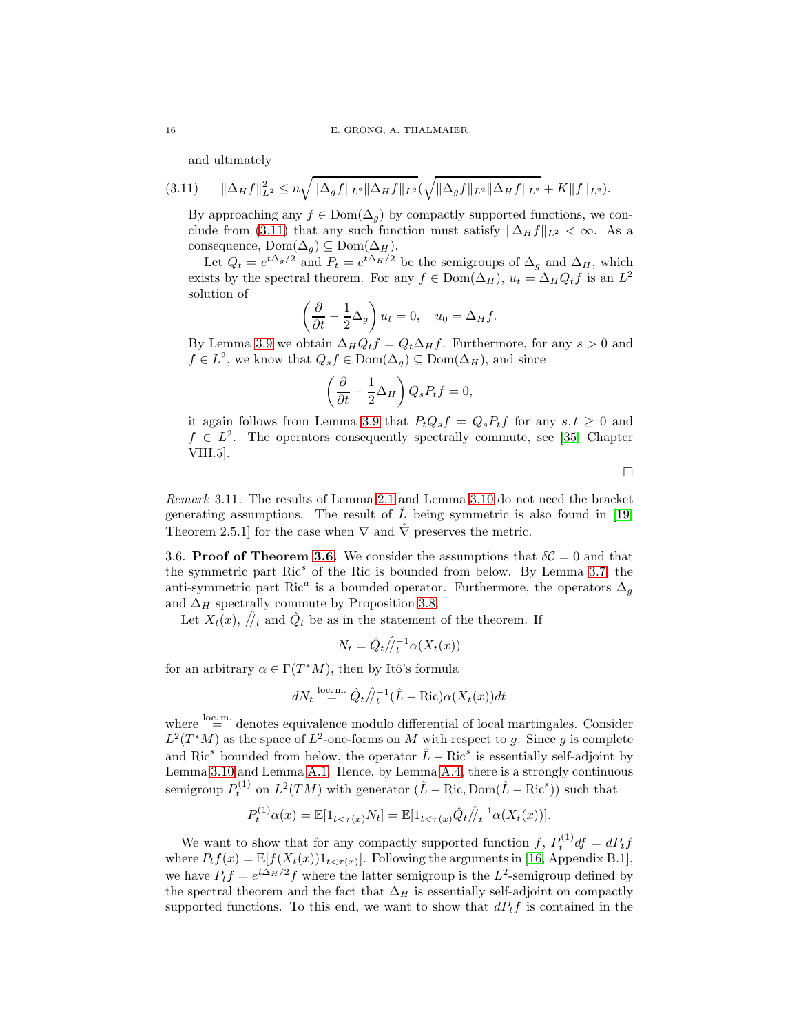and ultimately

$$\|\Delta_H f\|_{L^2}^2 \leq n\sqrt{\|\Delta_g f\|_{L^2}\|\Delta_H f\|_{L^2}}\left(\sqrt{\|\Delta_g f\|_{L^2}\|\Delta_H f\|_{L^2}} + K\|f\|_{L^2}\right). \tag{3.11}$$

By approaching any $f \in \mathrm{Dom}(\Delta_g)$ by compactly supported functions, we conclude from (3.11) that any such function must satisfy $\|\Delta_H f\|_{L^2} < \infty$. As a consequence, $\mathrm{Dom}(\Delta_g) \subseteq \mathrm{Dom}(\Delta_H)$.

Let $Q_t = e^{t\Delta_g/2}$ and $P_t = e^{t\Delta_H/2}$ be the semigroups of $\Delta_g$ and $\Delta_H$, which exists by the spectral theorem. For any $f \in \mathrm{Dom}(\Delta_H)$, $u_t = \Delta_H Q_t f$ is an $L^2$ solution of

$$\left(\frac{\partial}{\partial t} - \frac{1}{2}\Delta_g\right) u_t = 0, \quad u_0 = \Delta_H f.$$

By Lemma 3.9 we obtain $\Delta_H Q_t f = Q_t \Delta_H f$. Furthermore, for any $s > 0$ and $f \in L^2$, we know that $Q_s f \in \mathrm{Dom}(\Delta_g) \subseteq \mathrm{Dom}(\Delta_H)$, and since

$$\left(\frac{\partial}{\partial t} - \frac{1}{2}\Delta_H\right) Q_s P_t f = 0,$$

it again follows from Lemma 3.9 that $P_t Q_s f = Q_s P_t f$ for any $s, t \geq 0$ and $f \in L^2$. The operators consequently spectrally commute, see [35, Chapter VIII.5].

∎

*Remark* 3.11. The results of Lemma 2.1 and Lemma 3.10 do not need the bracket generating assumptions. The result of $\hat{L}$ being symmetric is also found in [19, Theorem 2.5.1] for the case when $\nabla$ and $\hat{\nabla}$ preserves the metric.

3.6. **Proof of Theorem 3.6.** We consider the assumptions that $\delta\mathcal{C} = 0$ and that the symmetric part $\mathrm{Ric}^s$ of the Ric is bounded from below. By Lemma 3.7, the anti-symmetric part $\mathrm{Ric}^a$ is a bounded operator. Furthermore, the operators $\Delta_g$ and $\Delta_H$ spectrally commute by Proposition 3.8.

Let $X_t(x)$, $\hat{/\!/}_t$ and $\hat{Q}_t$ be as in the statement of the theorem. If

$$N_t = \hat{Q}_t \hat{/\!/}_t^{-1} \alpha(X_t(x))$$

for an arbitrary $\alpha \in \Gamma(T^*M)$, then by Itô's formula

$$dN_t \overset{\text{loc. m.}}{=} \hat{Q}_t \hat{/\!/}_t^{-1} (\hat{L} - \mathrm{Ric})\alpha(X_t(x))dt$$

where $\overset{\text{loc. m.}}{=}$ denotes equivalence modulo differential of local martingales. Consider $L^2(T^*M)$ as the space of $L^2$-one-forms on $M$ with respect to $g$. Since $g$ is complete and $\mathrm{Ric}^s$ bounded from below, the operator $\hat{L} - \mathrm{Ric}^s$ is essentially self-adjoint by Lemma 3.10 and Lemma A.1. Hence, by Lemma A.4, there is a strongly continuous semigroup $P_t^{(1)}$ on $L^2(TM)$ with generator $(\hat{L} - \mathrm{Ric}, \mathrm{Dom}(\hat{L} - \mathrm{Ric}^s))$ such that

$$P_t^{(1)}\alpha(x) = \mathbb{E}[1_{t<\tau(x)} N_t] = \mathbb{E}[1_{t<\tau(x)} \hat{Q}_t \hat{/\!/}_t^{-1} \alpha(X_t(x))].$$

We want to show that for any compactly supported function $f$, $P_t^{(1)} df = dP_t f$ where $P_t f(x) = \mathbb{E}[f(X_t(x))1_{t<\tau(x)}]$. Following the arguments in [16, Appendix B.1], we have $P_t f = e^{t\Delta_H/2} f$ where the latter semigroup is the $L^2$-semigroup defined by the spectral theorem and the fact that $\Delta_H$ is essentially self-adjoint on compactly supported functions. To this end, we want to show that $dP_t f$ is contained in the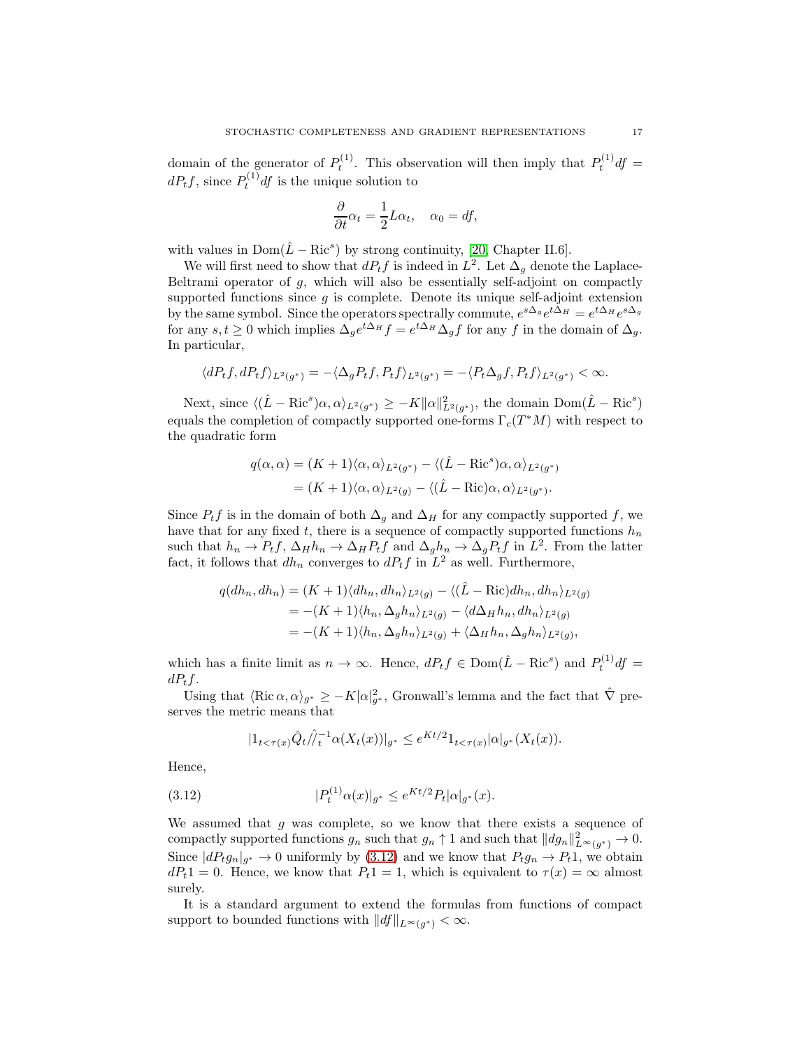domain of the generator of $P_t^{(1)}$. This observation will then imply that $P_t^{(1)} df = dP_t f$, since $P_t^{(1)} df$ is the unique solution to

$$\frac{\partial}{\partial t}\alpha_t = \frac{1}{2} L\alpha_t, \quad \alpha_0 = df,$$

with values in $\mathrm{Dom}(\hat{L} - \mathrm{Ric}^s)$ by strong continuity, [20, Chapter II.6].

We will first need to show that $dP_t f$ is indeed in $L^2$. Let $\Delta_g$ denote the Laplace-Beltrami operator of $g$, which will also be essentially self-adjoint on compactly supported functions since $g$ is complete. Denote its unique self-adjoint extension by the same symbol. Since the operators spectrally commute, $e^{s\Delta_g} e^{t\Delta_H} = e^{t\Delta_H} e^{s\Delta_g}$ for any $s, t \geq 0$ which implies $\Delta_g e^{t\Delta_H} f = e^{t\Delta_H} \Delta_g f$ for any $f$ in the domain of $\Delta_g$. In particular,

$$\langle dP_t f, dP_t f\rangle_{L^2(g^*)} = -\langle \Delta_g P_t f, P_t f\rangle_{L^2(g^*)} = -\langle P_t \Delta_g f, P_t f\rangle_{L^2(g^*)} < \infty.$$

Next, since $\langle (\hat{L} - \mathrm{Ric}^s)\alpha, \alpha\rangle_{L^2(g^*)} \geq -K\|\alpha\|^2_{L^2(g^*)}$, the domain $\mathrm{Dom}(\hat{L} - \mathrm{Ric}^s)$ equals the completion of compactly supported one-forms $\Gamma_c(T^*M)$ with respect to the quadratic form

$$\begin{aligned} q(\alpha, \alpha) &= (K+1)\langle \alpha, \alpha\rangle_{L^2(g^*)} - \langle (\hat{L} - \mathrm{Ric}^s)\alpha, \alpha\rangle_{L^2(g^*)} \\ &= (K+1)\langle \alpha, \alpha\rangle_{L^2(g)} - \langle (\hat{L} - \mathrm{Ric})\alpha, \alpha\rangle_{L^2(g^*)}. \end{aligned}$$

Since $P_t f$ is in the domain of both $\Delta_g$ and $\Delta_H$ for any compactly supported $f$, we have that for any fixed $t$, there is a sequence of compactly supported functions $h_n$ such that $h_n \to P_t f$, $\Delta_H h_n \to \Delta_H P_t f$ and $\Delta_g h_n \to \Delta_g P_t f$ in $L^2$. From the latter fact, it follows that $dh_n$ converges to $dP_t f$ in $L^2$ as well. Furthermore,

$$\begin{aligned} q(dh_n, dh_n) &= (K+1)\langle dh_n, dh_n\rangle_{L^2(g)} - \langle (\hat{L} - \mathrm{Ric})dh_n, dh_n\rangle_{L^2(g)} \\ &= -(K+1)\langle h_n, \Delta_g h_n\rangle_{L^2(g)} - \langle d\Delta_H h_n, dh_n\rangle_{L^2(g)} \\ &= -(K+1)\langle h_n, \Delta_g h_n\rangle_{L^2(g)} + \langle \Delta_H h_n, \Delta_g h_n\rangle_{L^2(g)}, \end{aligned}$$

which has a finite limit as $n \to \infty$. Hence, $dP_t f \in \mathrm{Dom}(\hat{L} - \mathrm{Ric}^s)$ and $P_t^{(1)} df = dP_t f$.

Using that $\langle \mathrm{Ric}\,\alpha, \alpha\rangle_{g^*} \geq -K|\alpha|^2_{g^*}$, Gronwall's lemma and the fact that $\hat{\nabla}$ preserves the metric means that

$$|1_{t<\tau(x)} \hat{Q}_t \hat{/\!/}_t^{-1} \alpha(X_t(x))|_{g^*} \leq e^{Kt/2} 1_{t<\tau(x)} |\alpha|_{g^*}(X_t(x)).$$

Hence,

$$|P_t^{(1)}\alpha(x)|_{g^*} \leq e^{Kt/2} P_t |\alpha|_{g^*}(x). \tag{3.12}$$

We assumed that $g$ was complete, so we know that there exists a sequence of compactly supported functions $g_n$ such that $g_n \uparrow 1$ and such that $\|dg_n\|^2_{L^\infty(g^*)} \to 0$. Since $|dP_t g_n|_{g^*} \to 0$ uniformly by (3.12) and we know that $P_t g_n \to P_t 1$, we obtain $dP_t 1 = 0$. Hence, we know that $P_t 1 = 1$, which is equivalent to $\tau(x) = \infty$ almost surely.

It is a standard argument to extend the formulas from functions of compact support to bounded functions with $\|df\|_{L^\infty(g^*)} < \infty$.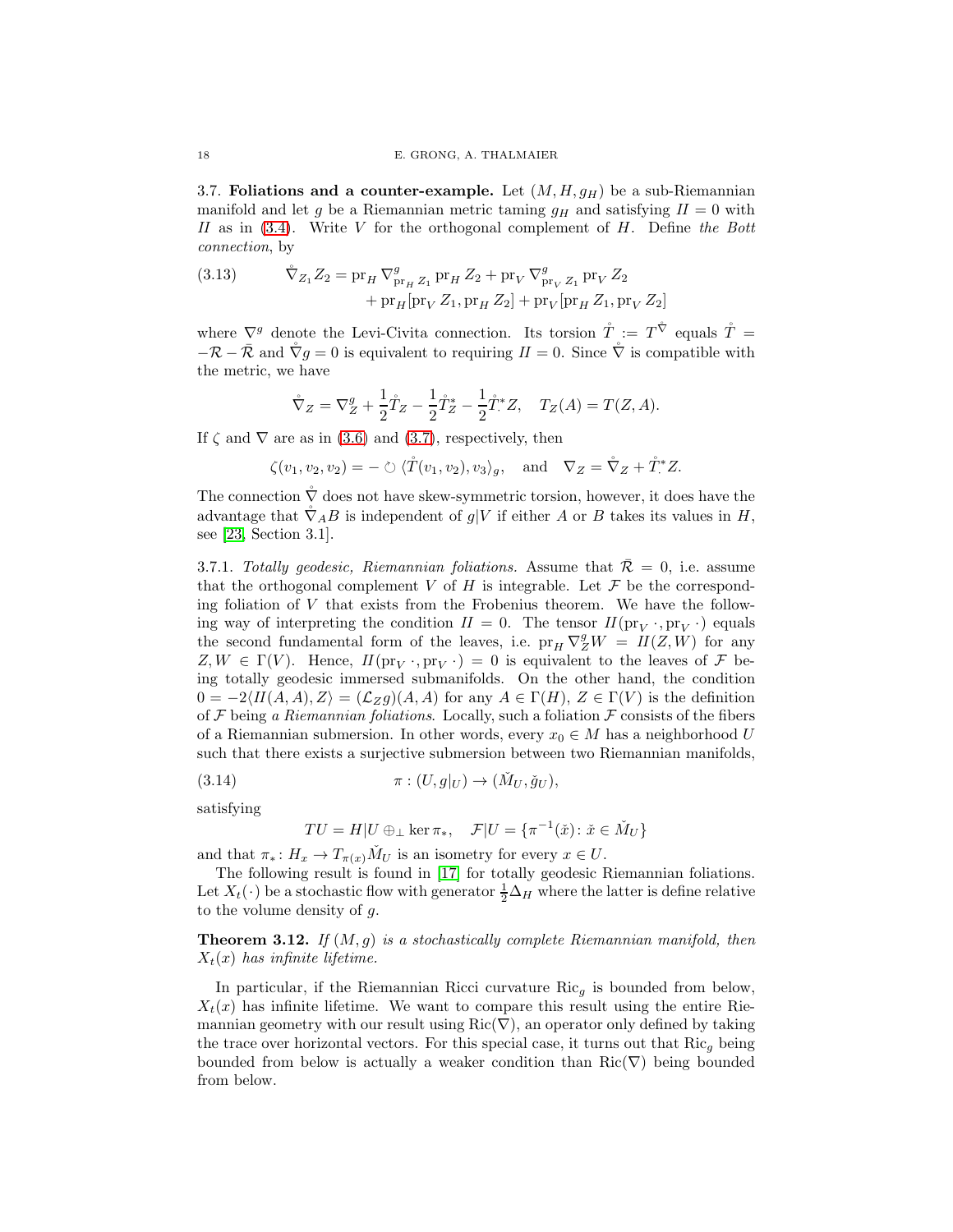### 3.7. **Foliations and a counter-example.**

Let $(M, H, g_H)$ be a sub-Riemannian manifold and let $g$ be a Riemannian metric taming $g_H$ and satisfying $I\!I = 0$ with $I\!I$ as in (3.4). Write $V$ for the orthogonal complement of $H$. Define *the Bott connection*, by

$$
\mathring{\nabla}_{Z_1} Z_2 = \mathrm{pr}_H \nabla^g_{\mathrm{pr}_H Z_1} \mathrm{pr}_H Z_2 + \mathrm{pr}_V \nabla^g_{\mathrm{pr}_V Z_1} \mathrm{pr}_V Z_2 + \mathrm{pr}_H [\mathrm{pr}_V Z_1, \mathrm{pr}_H Z_2] + \mathrm{pr}_V [\mathrm{pr}_H Z_1, \mathrm{pr}_V Z_2] \tag{3.13}
$$

where $\nabla^g$ denote the Levi-Civita connection. Its torsion $\mathring{T} := T^{\mathring{\nabla}}$ equals $\mathring{T} = -\mathcal{R} - \bar{\mathcal{R}}$ and $\mathring{\nabla} g = 0$ is equivalent to requiring $I\!I = 0$. Since $\mathring{\nabla}$ is compatible with the metric, we have

$$
\mathring{\nabla}_Z = \nabla^g_Z + \frac{1}{2}\mathring{T}_Z - \frac{1}{2}\mathring{T}^*_Z - \frac{1}{2}\mathring{T}^*_{\cdot} Z, \quad T_Z(A) = T(Z, A).
$$

If $\zeta$ and $\nabla$ are as in (3.6) and (3.7), respectively, then

$$
\zeta(v_1, v_2, v_2) = - \circlearrowleft \langle \mathring{T}(v_1, v_2), v_3 \rangle_g, \quad \text{and} \quad \nabla_Z = \mathring{\nabla}_Z + \mathring{T}^*_{\cdot} Z.
$$

The connection $\mathring{\nabla}$ does not have skew-symmetric torsion, however, it does have the advantage that $\mathring{\nabla}_A B$ is independent of $g|V$ if either $A$ or $B$ takes its values in $H$, see [23, Section 3.1].

#### 3.7.1. *Totally geodesic, Riemannian foliations.*

Assume that $\bar{\mathcal{R}} = 0$, i.e. assume that the orthogonal complement $V$ of $H$ is integrable. Let $\mathcal{F}$ be the corresponding foliation of $V$ that exists from the Frobenius theorem. We have the following way of interpreting the condition $I\!I = 0$. The tensor $I\!I(\mathrm{pr}_V \cdot, \mathrm{pr}_V \cdot)$ equals the second fundamental form of the leaves, i.e. $\mathrm{pr}_H \nabla^g_Z W = I\!I(Z, W)$ for any $Z, W \in \Gamma(V)$. Hence, $I\!I(\mathrm{pr}_V \cdot, \mathrm{pr}_V \cdot) = 0$ is equivalent to the leaves of $\mathcal{F}$ being totally geodesic immersed submanifolds. On the other hand, the condition $0 = -2\langle I\!I(A, A), Z\rangle = (\mathcal{L}_Z g)(A, A)$ for any $A \in \Gamma(H)$, $Z \in \Gamma(V)$ is the definition of $\mathcal{F}$ being *a Riemannian foliations*. Locally, such a foliation $\mathcal{F}$ consists of the fibers of a Riemannian submersion. In other words, every $x_0 \in M$ has a neighborhood $U$ such that there exists a surjective submersion between two Riemannian manifolds,

$$
\pi : (U, g|_U) \to (\check{M}_U, \check{g}_U), \tag{3.14}
$$

satisfying

$$
TU = H|U \oplus_\perp \ker \pi_*, \quad \mathcal{F}|U = \{\pi^{-1}(\check{x}) \colon \check{x} \in \check{M}_U\}
$$

and that $\pi_* \colon H_x \to T_{\pi(x)} \check{M}_U$ is an isometry for every $x \in U$.

The following result is found in [17] for totally geodesic Riemannian foliations. Let $X_t(\cdot)$ be a stochastic flow with generator $\frac{1}{2}\Delta_H$ where the latter is define relative to the volume density of $g$.

**Theorem 3.12.** *If $(M, g)$ is a stochastically complete Riemannian manifold, then $X_t(x)$ has infinite lifetime.*

In particular, if the Riemannian Ricci curvature $\mathrm{Ric}_g$ is bounded from below, $X_t(x)$ has infinite lifetime. We want to compare this result using the entire Riemannian geometry with our result using $\mathrm{Ric}(\nabla)$, an operator only defined by taking the trace over horizontal vectors. For this special case, it turns out that $\mathrm{Ric}_g$ being bounded from below is actually a weaker condition than $\mathrm{Ric}(\nabla)$ being bounded from below.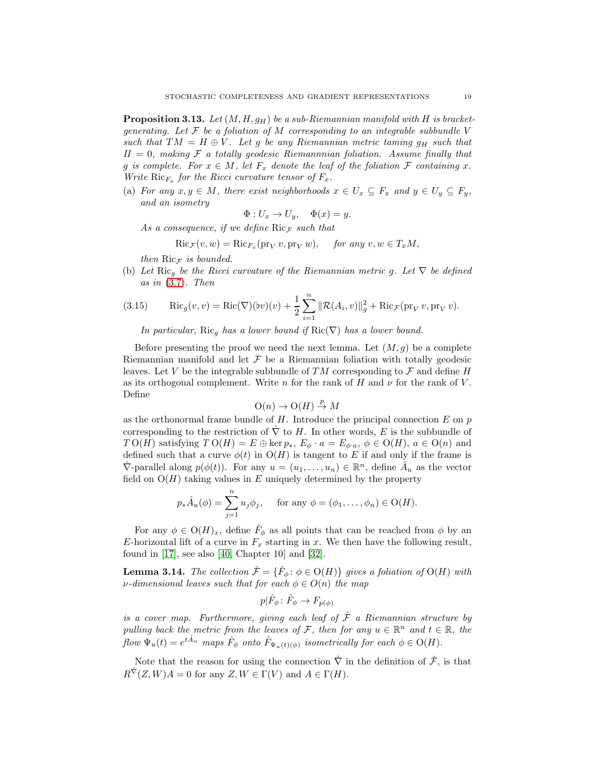**Proposition 3.13.** *Let $(M, H, g_H)$ be a sub-Riemannian manifold with $H$ is bracket-generating. Let $\mathcal{F}$ be a foliation of $M$ corresponding to an integrable subbundle $V$ such that $TM = H \oplus V$. Let $g$ be any Riemannian metric taming $g_H$ such that $II = 0$, making $\mathcal{F}$ a totally geodesic Riemannnian foliation. Assume finally that $g$ is complete. For $x \in M$, let $F_x$ denote the leaf of the foliation $\mathcal{F}$ containing $x$. Write $\operatorname{Ric}_{F_x}$ for the Ricci curvature tensor of $F_x$.*

(a) *For any $x, y \in M$, there exist neighborhoods $x \in U_x \subseteq F_x$ and $y \in U_y \subseteq F_y$, and an isometry*

$$\Phi: U_x \to U_y, \quad \Phi(x) = y.$$

*As a consequence, if we define $\operatorname{Ric}_{\mathcal{F}}$ such that*

$$\operatorname{Ric}_{\mathcal{F}}(v, w) = \operatorname{Ric}_{F_x}(\operatorname{pr}_V v, \operatorname{pr}_V w), \quad \text{for any } v, w \in T_x M,$$

*then $\operatorname{Ric}_{\mathcal{F}}$ is bounded.*

(b) *Let $\operatorname{Ric}_g$ be the Ricci curvature of the Riemannian metric $g$. Let $\nabla$ be defined as in (3.7). Then*

$$\operatorname{Ric}_g(v, v) = \operatorname{Ric}(\nabla)(\flat v)(v) + \frac{1}{2}\sum_{i=1}^{n} \|\mathcal{R}(A_i, v)\|_g^2 + \operatorname{Ric}_{\mathcal{F}}(\operatorname{pr}_V v, \operatorname{pr}_V v). \tag{3.15}$$

*In particular, $\operatorname{Ric}_g$ has a lower bound if $\operatorname{Ric}(\nabla)$ has a lower bound.*

Before presenting the proof we need the next lemma. Let $(M, g)$ be a complete Riemannian manifold and let $\mathcal{F}$ be a Riemannian foliation with totally geodesic leaves. Let $V$ be the integrable subbundle of $TM$ corresponding to $\mathcal{F}$ and define $H$ as its orthogonal complement. Write $n$ for the rank of $H$ and $\nu$ for the rank of $V$. Define

$$\mathrm{O}(n) \to \mathrm{O}(H) \xrightarrow{p} M$$

as the orthonormal frame bundle of $H$. Introduce the principal connection $E$ on $p$ corresponding to the restriction of $\mathring{\nabla}$ to $H$. In other words, $E$ is the subbundle of $T\,\mathrm{O}(H)$ satisfying $T\,\mathrm{O}(H) = E \oplus \ker p_*$, $E_\phi \cdot a = E_{\phi \cdot a}$, $\phi \in \mathrm{O}(H)$, $a \in \mathrm{O}(n)$ and defined such that a curve $\phi(t)$ in $\mathrm{O}(H)$ is tangent to $E$ if and only if the frame is $\mathring{\nabla}$-parallel along $p(\phi(t))$. For any $u = (u_1, \ldots, u_n) \in \mathbb{R}^n$, define $\hat{A}_u$ as the vector field on $\mathrm{O}(H)$ taking values in $E$ uniquely determined by the property

$$p_* \hat{A}_u(\phi) = \sum_{j=1}^{n} u_j \phi_j, \quad \text{for any } \phi = (\phi_1, \ldots, \phi_n) \in \mathrm{O}(H).$$

For any $\phi \in \mathrm{O}(H)_x$, define $\hat{F}_\phi$ as all points that can be reached from $\phi$ by an $E$-horizontal lift of a curve in $F_x$ starting in $x$. We then have the following result, found in [17], see also [40, Chapter 10] and [32].

**Lemma 3.14.** *The collection $\hat{\mathcal{F}} = \{\hat{F}_\phi \colon \phi \in \mathrm{O}(H)\}$ gives a foliation of $\mathrm{O}(H)$ with $\nu$-dimensional leaves such that for each $\phi \in O(n)$ the map*

$$p|\hat{F}_\phi \colon \hat{F}_\phi \to F_{p(\phi)}$$

*is a cover map. Furthermore, giving each leaf of $\hat{\mathcal{F}}$ a Riemannian structure by pulling back the metric from the leaves of $\mathcal{F}$, then for any $u \in \mathbb{R}^n$ and $t \in \mathbb{R}$, the flow $\Psi_u(t) = e^{t\hat{A}_u}$ maps $\hat{F}_\phi$ onto $\hat{F}_{\Psi_u(t)(\phi)}$ isometrically for each $\phi \in \mathrm{O}(H)$.*

Note that the reason for using the connection $\mathring{\nabla}$ in the definition of $\hat{\mathcal{F}}$, is that $R^{\mathring{\nabla}}(Z, W)A = 0$ for any $Z, W \in \Gamma(V)$ and $A \in \Gamma(H)$.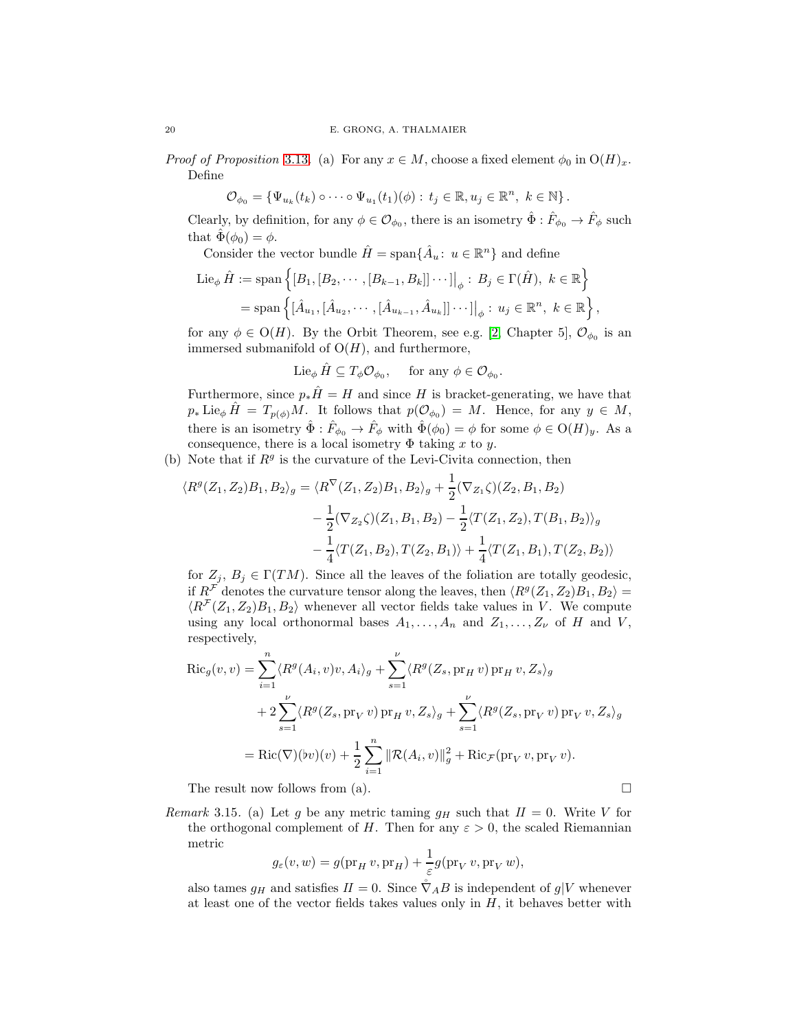*Proof of Proposition 3.13.* (a) For any $x \in M$, choose a fixed element $\phi_0$ in $\mathrm{O}(H)_x$. Define

$$\mathcal{O}_{\phi_0} = \{\Psi_{u_k}(t_k) \circ \cdots \circ \Psi_{u_1}(t_1)(\phi) : t_j \in \mathbb{R}, u_j \in \mathbb{R}^n, \ k \in \mathbb{N}\}.$$

Clearly, by definition, for any $\phi \in \mathcal{O}_{\phi_0}$, there is an isometry $\hat{\Phi} : \hat{F}_{\phi_0} \to \hat{F}_\phi$ such that $\hat{\Phi}(\phi_0) = \phi$.

Consider the vector bundle $\hat{H} = \mathrm{span}\{\hat{A}_u : u \in \mathbb{R}^n\}$ and define

$$\begin{aligned}\mathrm{Lie}_\phi \hat{H} &:= \mathrm{span}\left\{[B_1, [B_2, \cdots, [B_{k-1}, B_k]] \cdots]\big|_\phi : B_j \in \Gamma(\hat{H}), \ k \in \mathbb{R}\right\} \\ &= \mathrm{span}\left\{[\hat{A}_{u_1}, [\hat{A}_{u_2}, \cdots, [\hat{A}_{u_{k-1}}, \hat{A}_{u_k}]] \cdots]\big|_\phi : u_j \in \mathbb{R}^n, \ k \in \mathbb{R}\right\},\end{aligned}$$

for any $\phi \in \mathrm{O}(H)$. By the Orbit Theorem, see e.g. [2, Chapter 5], $\mathcal{O}_{\phi_0}$ is an immersed submanifold of $\mathrm{O}(H)$, and furthermore,

$$\mathrm{Lie}_\phi \hat{H} \subseteq T_\phi \mathcal{O}_{\phi_0}, \quad \text{ for any } \phi \in \mathcal{O}_{\phi_0}.$$

Furthermore, since $p_* \hat{H} = H$ and since $H$ is bracket-generating, we have that $p_* \mathrm{Lie}_\phi \hat{H} = T_{p(\phi)} M$. It follows that $p(\mathcal{O}_{\phi_0}) = M$. Hence, for any $y \in M$, there is an isometry $\hat{\Phi} : \hat{F}_{\phi_0} \to \hat{F}_\phi$ with $\hat{\Phi}(\phi_0) = \phi$ for some $\phi \in \mathrm{O}(H)_y$. As a consequence, there is a local isometry $\Phi$ taking $x$ to $y$.

(b) Note that if $R^g$ is the curvature of the Levi-Civita connection, then

$$\begin{aligned}\langle R^g(Z_1, Z_2)B_1, B_2\rangle_g = \langle R^\nabla(Z_1, Z_2)B_1, B_2\rangle_g &+ \frac{1}{2}(\nabla_{Z_1}\zeta)(Z_2, B_1, B_2) \\ &- \frac{1}{2}(\nabla_{Z_2}\zeta)(Z_1, B_1, B_2) - \frac{1}{2}\langle T(Z_1, Z_2), T(B_1, B_2)\rangle_g \\ &- \frac{1}{4}\langle T(Z_1, B_2), T(Z_2, B_1)\rangle + \frac{1}{4}\langle T(Z_1, B_1), T(Z_2, B_2)\rangle\end{aligned}$$

for $Z_j, B_j \in \Gamma(TM)$. Since all the leaves of the foliation are totally geodesic, if $R^{\mathcal{F}}$ denotes the curvature tensor along the leaves, then $\langle R^g(Z_1, Z_2)B_1, B_2\rangle = \langle R^{\mathcal{F}}(Z_1, Z_2)B_1, B_2\rangle$ whenever all vector fields take values in $V$. We compute using any local orthonormal bases $A_1, \dots, A_n$ and $Z_1, \dots, Z_\nu$ of $H$ and $V$, respectively,

$$\begin{aligned}\mathrm{Ric}_g(v, v) &= \sum_{i=1}^n \langle R^g(A_i, v)v, A_i\rangle_g + \sum_{s=1}^\nu \langle R^g(Z_s, \mathrm{pr}_H v)\, \mathrm{pr}_H v, Z_s\rangle_g \\ &\quad + 2\sum_{s=1}^\nu \langle R^g(Z_s, \mathrm{pr}_V v)\, \mathrm{pr}_H v, Z_s\rangle_g + \sum_{s=1}^\nu \langle R^g(Z_s, \mathrm{pr}_V v)\, \mathrm{pr}_V v, Z_s\rangle_g \\ &= \mathrm{Ric}(\nabla)(\flat v)(v) + \frac{1}{2}\sum_{i=1}^n \|\mathcal{R}(A_i, v)\|_g^2 + \mathrm{Ric}_{\mathcal{F}}(\mathrm{pr}_V v, \mathrm{pr}_V v).\end{aligned}$$

The result now follows from (a). ☐

*Remark* 3.15. (a) Let $g$ be any metric taming $g_H$ such that $I\!I = 0$. Write $V$ for the orthogonal complement of $H$. Then for any $\varepsilon > 0$, the scaled Riemannian metric

$$g_\varepsilon(v, w) = g(\mathrm{pr}_H v, \mathrm{pr}_H) + \frac{1}{\varepsilon} g(\mathrm{pr}_V v, \mathrm{pr}_V w),$$

also tames $g_H$ and satisfies $I\!I = 0$. Since $\mathring{\nabla}_A B$ is independent of $g|V$ whenever at least one of the vector fields takes values only in $H$, it behaves better with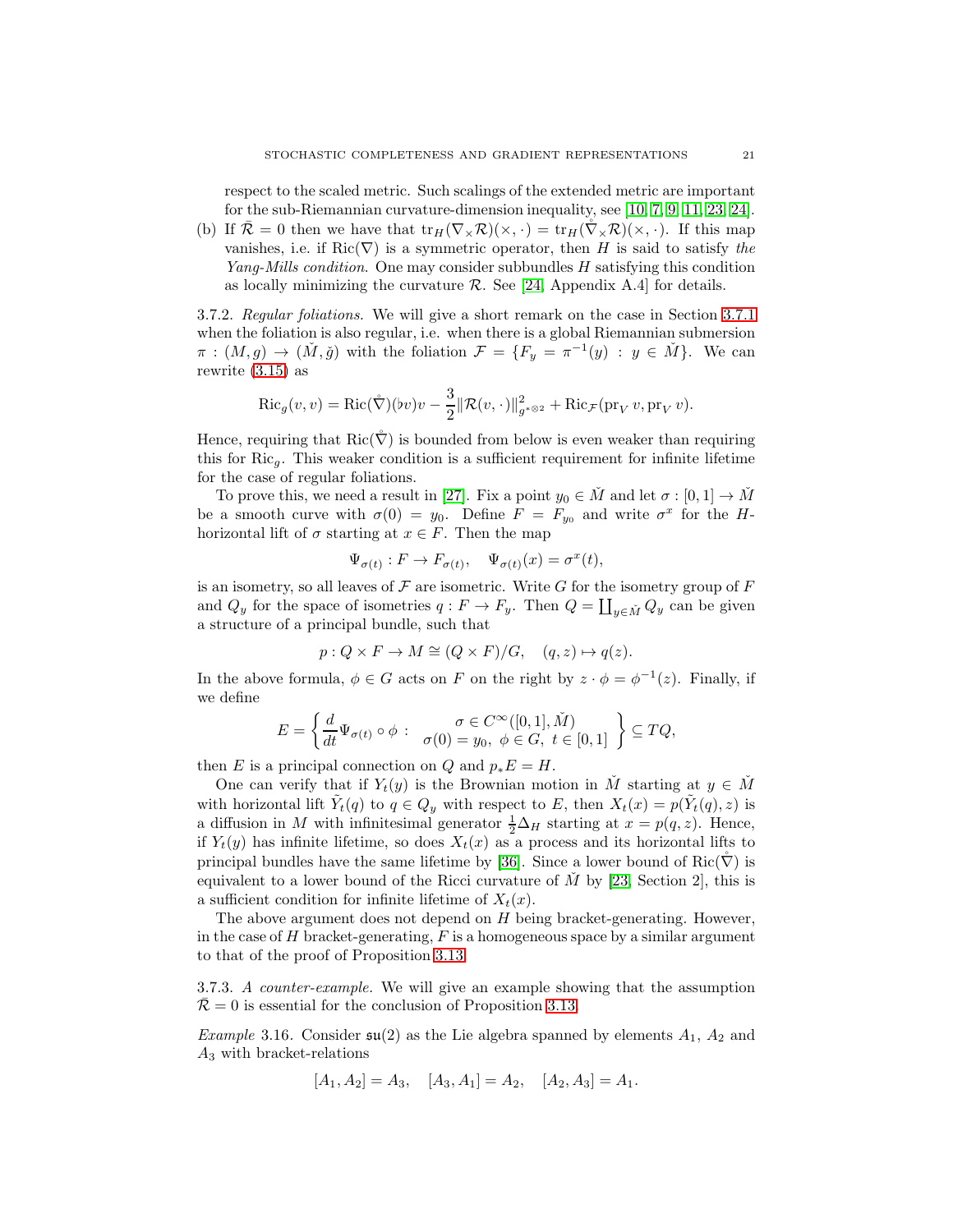respect to the scaled metric. Such scalings of the extended metric are important for the sub-Riemannian curvature-dimension inequality, see [10, 7, 9, 11, 23, 24].

(b) If $\bar{\mathcal{R}} = 0$ then we have that $\operatorname{tr}_H(\nabla_\times \mathcal{R})(\times, \cdot) = \operatorname{tr}_H(\mathring{\nabla}_\times \mathcal{R})(\times, \cdot)$. If this map vanishes, i.e. if $\operatorname{Ric}(\nabla)$ is a symmetric operator, then $H$ is said to satisfy *the Yang-Mills condition.* One may consider subbundles $H$ satisfying this condition as locally minimizing the curvature $\mathcal{R}$. See [24, Appendix A.4] for details.

3.7.2. *Regular foliations.* We will give a short remark on the case in Section 3.7.1 when the foliation is also regular, i.e. when there is a global Riemannian submersion $\pi : (M, g) \to (\check{M}, \check{g})$ with the foliation $\mathcal{F} = \{F_y = \pi^{-1}(y) : y \in \check{M}\}$. We can rewrite (3.15) as

$$\operatorname{Ric}_g(v, v) = \operatorname{Ric}(\mathring{\nabla})(\flat v)v - \frac{3}{2}\|\mathcal{R}(v, \cdot)\|^2_{g^{*\otimes 2}} + \operatorname{Ric}_{\mathcal{F}}(\operatorname{pr}_V v, \operatorname{pr}_V v).$$

Hence, requiring that $\operatorname{Ric}(\mathring{\nabla})$ is bounded from below is even weaker than requiring this for $\operatorname{Ric}_g$. This weaker condition is a sufficient requirement for infinite lifetime for the case of regular foliations.

To prove this, we need a result in [27]. Fix a point $y_0 \in \check{M}$ and let $\sigma : [0, 1] \to \check{M}$ be a smooth curve with $\sigma(0) = y_0$. Define $F = F_{y_0}$ and write $\sigma^x$ for the $H$-horizontal lift of $\sigma$ starting at $x \in F$. Then the map

$$\Psi_{\sigma(t)} : F \to F_{\sigma(t)}, \quad \Psi_{\sigma(t)}(x) = \sigma^x(t),$$

is an isometry, so all leaves of $\mathcal{F}$ are isometric. Write $G$ for the isometry group of $F$ and $Q_y$ for the space of isometries $q : F \to F_y$. Then $Q = \coprod_{y \in \check{M}} Q_y$ can be given a structure of a principal bundle, such that

$$p : Q \times F \to M \cong (Q \times F)/G, \quad (q, z) \mapsto q(z).$$

In the above formula, $\phi \in G$ acts on $F$ on the right by $z \cdot \phi = \phi^{-1}(z)$. Finally, if we define

$$E = \left\{ \frac{d}{dt}\Psi_{\sigma(t)} \circ \phi : \begin{array}{c} \sigma \in C^\infty([0,1], \check{M}) \\ \sigma(0) = y_0, \ \phi \in G, \ t \in [0,1] \end{array} \right\} \subseteq TQ,$$

then $E$ is a principal connection on $Q$ and $p_* E = H$.

One can verify that if $Y_t(y)$ is the Brownian motion in $\check{M}$ starting at $y \in \check{M}$ with horizontal lift $\tilde{Y}_t(q)$ to $q \in Q_y$ with respect to $E$, then $X_t(x) = p(\tilde{Y}_t(q), z)$ is a diffusion in $M$ with infinitesimal generator $\frac{1}{2}\Delta_H$ starting at $x = p(q, z)$. Hence, if $Y_t(y)$ has infinite lifetime, so does $X_t(x)$ as a process and its horizontal lifts to principal bundles have the same lifetime by [36]. Since a lower bound of $\operatorname{Ric}(\mathring{\nabla})$ is equivalent to a lower bound of the Ricci curvature of $\check{M}$ by [23, Section 2], this is a sufficient condition for infinite lifetime of $X_t(x)$.

The above argument does not depend on $H$ being bracket-generating. However, in the case of $H$ bracket-generating, $F$ is a homogeneous space by a similar argument to that of the proof of Proposition 3.13.

3.7.3. *A counter-example.* We will give an example showing that the assumption $\bar{\mathcal{R}} = 0$ is essential for the conclusion of Proposition 3.13.

*Example* 3.16. Consider $\mathfrak{su}(2)$ as the Lie algebra spanned by elements $A_1$, $A_2$ and $A_3$ with bracket-relations

$$[A_1, A_2] = A_3, \quad [A_3, A_1] = A_2, \quad [A_2, A_3] = A_1.$$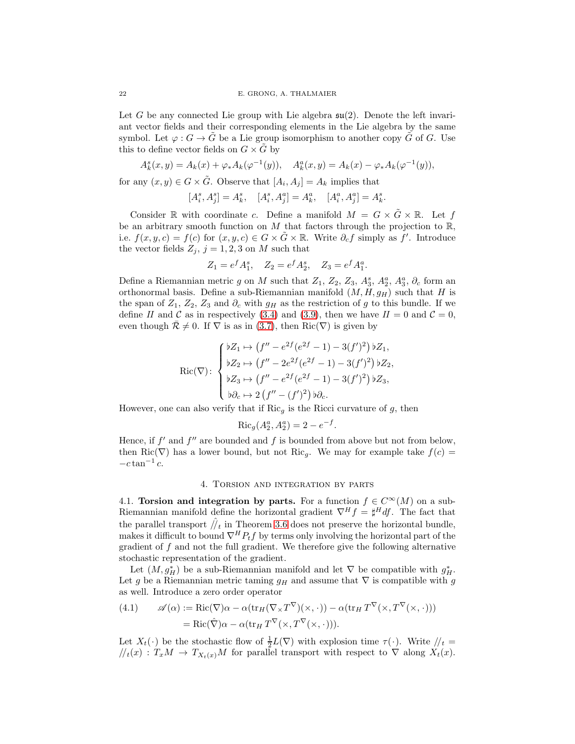Let $G$ be any connected Lie group with Lie algebra $\mathfrak{su}(2)$. Denote the left invariant vector fields and their corresponding elements in the Lie algebra by the same symbol. Let $\varphi : G \to \tilde{G}$ be a Lie group isomorphism to another copy $\tilde{G}$ of $G$. Use this to define vector fields on $G \times \tilde{G}$ by

$$A_k^s(x,y) = A_k(x) + \varphi_* A_k(\varphi^{-1}(y)), \quad A_k^a(x,y) = A_k(x) - \varphi_* A_k(\varphi^{-1}(y)),$$

for any $(x,y) \in G \times \tilde{G}$. Observe that $[A_i, A_j] = A_k$ implies that

$$[A_i^s, A_j^s] = A_k^s, \quad [A_i^s, A_j^a] = A_k^a, \quad [A_i^a, A_j^a] = A_k^s.$$

Consider $\mathbb{R}$ with coordinate $c$. Define a manifold $M = G \times \tilde{G} \times \mathbb{R}$. Let $f$ be an arbitrary smooth function on $M$ that factors through the projection to $\mathbb{R}$, i.e. $f(x,y,c) = f(c)$ for $(x,y,c) \in G \times \tilde{G} \times \mathbb{R}$. Write $\partial_c f$ simply as $f'$. Introduce the vector fields $Z_j$, $j = 1,2,3$ on $M$ such that

$$Z_1 = e^f A_1^s, \quad Z_2 = e^f A_2^s, \quad Z_3 = e^f A_1^a.$$

Define a Riemannian metric $g$ on $M$ such that $Z_1$, $Z_2$, $Z_3$, $A_3^s$, $A_2^a$, $A_3^a$, $\partial_c$ form an orthonormal basis. Define a sub-Riemannian manifold $(M, H, g_H)$ such that $H$ is the span of $Z_1$, $Z_2$, $Z_3$ and $\partial_c$ with $g_H$ as the restriction of $g$ to this bundle. If we define $I\!I$ and $\mathcal{C}$ as in respectively (3.4) and (3.9), then we have $I\!I = 0$ and $\mathcal{C} = 0$, even though $\bar{\mathcal{R}} \neq 0$. If $\nabla$ is as in (3.7), then $\operatorname{Ric}(\nabla)$ is given by

$$\operatorname{Ric}(\nabla)\colon \begin{cases} \flat Z_1 \mapsto \left(f'' - e^{2f}(e^{2f} - 1) - 3(f')^2\right) \flat Z_1, \\ \flat Z_2 \mapsto \left(f'' - 2e^{2f}(e^{2f} - 1) - 3(f')^2\right) \flat Z_2, \\ \flat Z_3 \mapsto \left(f'' - e^{2f}(e^{2f} - 1) - 3(f')^2\right) \flat Z_3, \\ \flat \partial_c \mapsto 2\left(f'' - (f')^2\right) \flat \partial_c. \end{cases}$$

However, one can also verify that if $\operatorname{Ric}_g$ is the Ricci curvature of $g$, then

$$\operatorname{Ric}_g(A_2^a, A_2^a) = 2 - e^{-f}.$$

Hence, if $f'$ and $f''$ are bounded and $f$ is bounded from above but not from below, then $\operatorname{Ric}(\nabla)$ has a lower bound, but not $\operatorname{Ric}_g$. We may for example take $f(c) = -c \tan^{-1} c$.

# 4. Torsion and integration by parts

**4.1. Torsion and integration by parts.** For a function $f \in C^\infty(M)$ on a sub-Riemannian manifold define the horizontal gradient $\nabla^H f = \sharp^H df$. The fact that the parallel transport $\hat{/\!/}_t$ in Theorem 3.6 does not preserve the horizontal bundle, makes it difficult to bound $\nabla^H P_t f$ by terms only involving the horizontal part of the gradient of $f$ and not the full gradient. We therefore give the following alternative stochastic representation of the gradient.

Let $(M, g_H^*)$ be a sub-Riemannian manifold and let $\nabla$ be compatible with $g_H^*$. Let $g$ be a Riemannian metric taming $g_H$ and assume that $\nabla$ is compatible with $g$ as well. Introduce a zero order operator

$$\begin{aligned} (4.1) \qquad \mathscr{A}(\alpha) &:= \operatorname{Ric}(\nabla)\alpha - \alpha(\operatorname{tr}_H(\nabla_\times T^\nabla)(\times, \cdot)) - \alpha(\operatorname{tr}_H T^\nabla(\times, T^\nabla(\times, \cdot))) \\ &= \operatorname{Ric}(\hat{\nabla})\alpha - \alpha(\operatorname{tr}_H T^\nabla(\times, T^\nabla(\times, \cdot))). \end{aligned}$$

Let $X_t(\cdot)$ be the stochastic flow of $\frac{1}{2}L(\nabla)$ with explosion time $\tau(\cdot)$. Write $/\!/_t = /\!/_t(x) : T_x M \to T_{X_t(x)} M$ for parallel transport with respect to $\nabla$ along $X_t(x)$.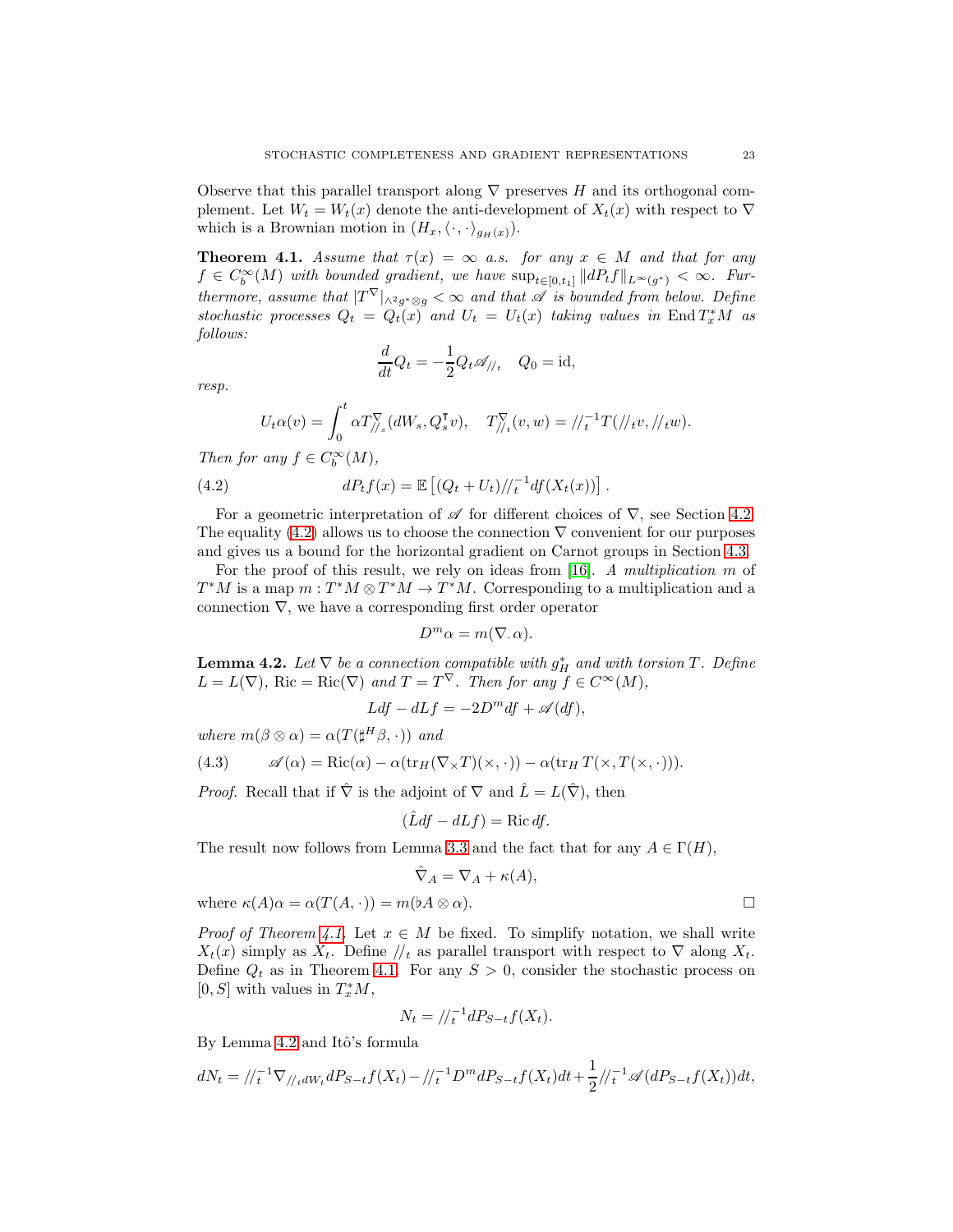Observe that this parallel transport along $\nabla$ preserves $H$ and its orthogonal complement. Let $W_t = W_t(x)$ denote the anti-development of $X_t(x)$ with respect to $\nabla$ which is a Brownian motion in $(H_x, \langle \cdot, \cdot \rangle_{g_H(x)})$.

**Theorem 4.1.** *Assume that $\tau(x) = \infty$ a.s. for any $x \in M$ and that for any $f \in C_b^\infty(M)$ with bounded gradient, we have $\sup_{t\in[0,t_1]} \|dP_t f\|_{L^\infty(g^*)} < \infty$. Furthermore, assume that $|T^\nabla|_{\wedge^2 g^* \otimes g} < \infty$ and that $\mathscr{A}$ is bounded from below. Define stochastic processes $Q_t = Q_t(x)$ and $U_t = U_t(x)$ taking values in $\operatorname{End} T_x^* M$ as follows:*

$$\frac{d}{dt} Q_t = -\frac{1}{2} Q_t \mathscr{A}_{//_t} \quad Q_0 = \mathrm{id},$$

*resp.*

$$U_t \alpha(v) = \int_0^t \alpha T^\nabla_{//_s}(dW_s, Q_s^\intercal v), \quad T^\nabla_{//_t}(v, w) = //_t^{-1} T(//_t v, //_t w).$$

*Then for any $f \in C_b^\infty(M)$,*

$$dP_t f(x) = \mathbb{E}\left[(Q_t + U_t) //_t^{-1} df(X_t(x))\right]. \tag{4.2}$$

For a geometric interpretation of $\mathscr{A}$ for different choices of $\nabla$, see Section 4.2. The equality (4.2) allows us to choose the connection $\nabla$ convenient for our purposes and gives us a bound for the horizontal gradient on Carnot groups in Section 4.3.

For the proof of this result, we rely on ideas from [16]. *A multiplication* $m$ of $T^*M$ is a map $m : T^*M \otimes T^*M \to T^*M$. Corresponding to a multiplication and a connection $\nabla$, we have a corresponding first order operator

$$D^m \alpha = m(\nabla_\cdot \alpha).$$

**Lemma 4.2.** *Let $\nabla$ be a connection compatible with $g_H^*$ and with torsion $T$. Define $L = L(\nabla)$, $\mathrm{Ric} = \mathrm{Ric}(\nabla)$ and $T = T^\nabla$. Then for any $f \in C^\infty(M)$,*

$$Ldf - dLf = -2D^m df + \mathscr{A}(df),$$

*where $m(\beta \otimes \alpha) = \alpha(T(\sharp^H \beta, \cdot))$ and*

$$\mathscr{A}(\alpha) = \mathrm{Ric}(\alpha) - \alpha(\mathrm{tr}_H(\nabla_\times T)(\times, \cdot)) - \alpha(\mathrm{tr}_H T(\times, T(\times, \cdot))). \tag{4.3}$$

*Proof.* Recall that if $\hat{\nabla}$ is the adjoint of $\nabla$ and $\hat{L} = L(\hat{\nabla})$, then

$$(\hat{L}df - dLf) = \mathrm{Ric}\, df.$$

The result now follows from Lemma 3.3 and the fact that for any $A \in \Gamma(H)$,

$$\hat{\nabla}_A = \nabla_A + \kappa(A),$$

where $\kappa(A)\alpha = \alpha(T(A, \cdot)) = m(\flat A \otimes \alpha)$. $\square$

*Proof of Theorem 4.1.* Let $x \in M$ be fixed. To simplify notation, we shall write $X_t(x)$ simply as $X_t$. Define $//_t$ as parallel transport with respect to $\nabla$ along $X_t$. Define $Q_t$ as in Theorem 4.1. For any $S > 0$, consider the stochastic process on $[0, S]$ with values in $T_x^* M$,

$$N_t = //_t^{-1} dP_{S-t} f(X_t).$$

By Lemma 4.2 and Itô's formula

$$dN_t = //_t^{-1} \nabla_{//_t dW_t} dP_{S-t} f(X_t) - //_t^{-1} D^m dP_{S-t} f(X_t) dt + \frac{1}{2} //_t^{-1} \mathscr{A}(dP_{S-t} f(X_t)) dt,$$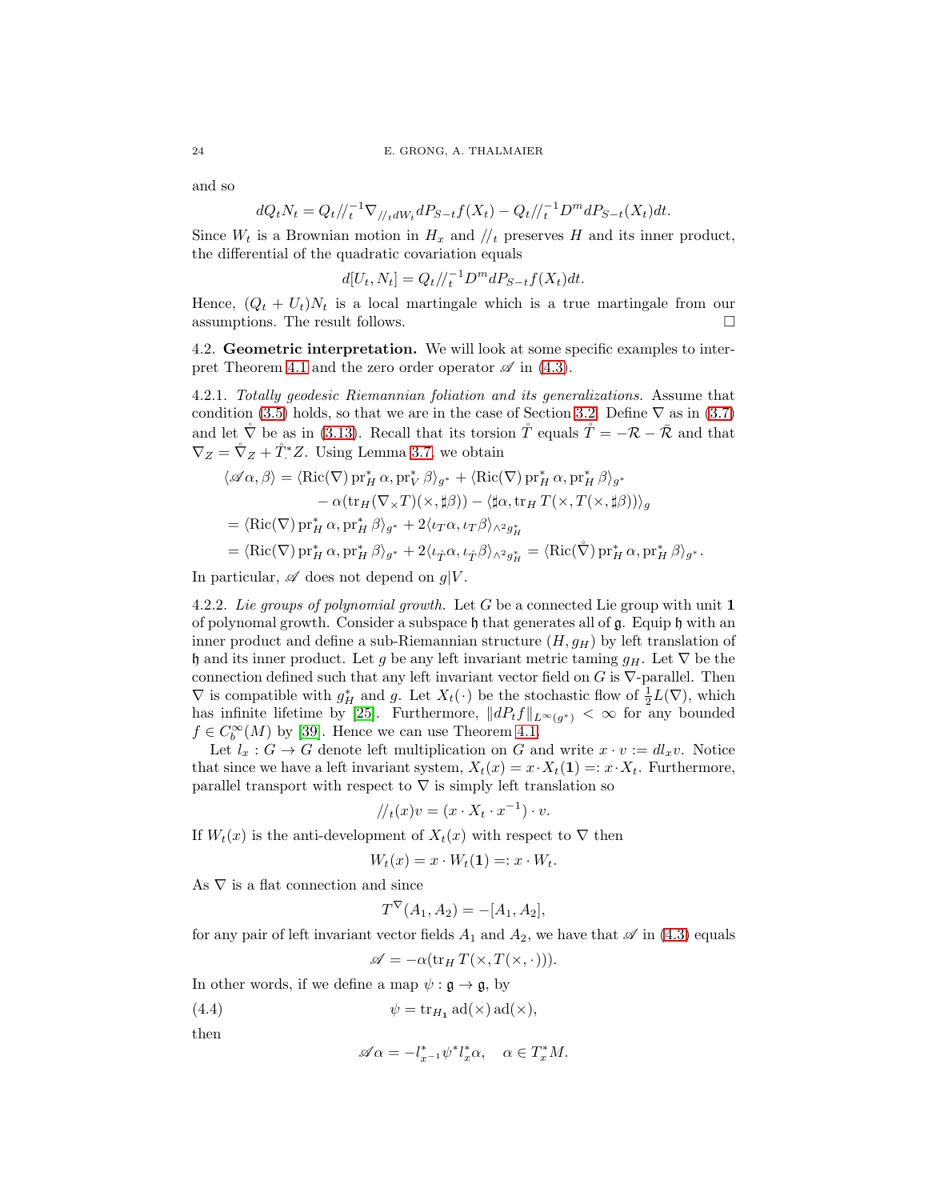and so

$$dQ_t N_t = Q_t /\!/_t^{-1} \nabla_{/\!/_t dW_t} dP_{S-t} f(X_t) - Q_t /\!/_t^{-1} D^m dP_{S-t}(X_t) dt.$$

Since $W_t$ is a Brownian motion in $H_x$ and $/\!/_t$ preserves $H$ and its inner product, the differential of the quadratic covariation equals

$$d[U_t, N_t] = Q_t /\!/_t^{-1} D^m dP_{S-t} f(X_t) dt.$$

Hence, $(Q_t + U_t)N_t$ is a local martingale which is a true martingale from our assumptions. The result follows. $\square$

4.2. **Geometric interpretation.** We will look at some specific examples to interpret Theorem 4.1 and the zero order operator $\mathscr{A}$ in (4.3).

4.2.1. *Totally geodesic Riemannian foliation and its generalizations.* Assume that condition (3.5) holds, so that we are in the case of Section 3.2. Define $\nabla$ as in (3.7) and let $\mathring{\nabla}$ be as in (3.13). Recall that its torsion $\mathring{T}$ equals $\mathring{T} = -\mathcal{R} - \bar{\mathcal{R}}$ and that $\nabla_Z = \mathring{\nabla}_Z + \mathring{T}^*_{\cdot} Z$. Using Lemma 3.7, we obtain

$$\begin{aligned}
\langle \mathscr{A}\alpha, \beta\rangle &= \langle \operatorname{Ric}(\nabla) \operatorname{pr}_H^* \alpha, \operatorname{pr}_V^* \beta\rangle_{g^*} + \langle \operatorname{Ric}(\nabla) \operatorname{pr}_H^* \alpha, \operatorname{pr}_H^* \beta\rangle_{g^*} \\
&\qquad - \alpha(\operatorname{tr}_H(\nabla_\times T)(\times, \sharp\beta)) - \langle \sharp\alpha, \operatorname{tr}_H T(\times, T(\times, \sharp\beta))\rangle_g \\
&= \langle \operatorname{Ric}(\nabla) \operatorname{pr}_H^* \alpha, \operatorname{pr}_H^* \beta\rangle_{g^*} + 2\langle \iota_T \alpha, \iota_T \beta\rangle_{\wedge^2 g_H^*} \\
&= \langle \operatorname{Ric}(\nabla) \operatorname{pr}_H^* \alpha, \operatorname{pr}_H^* \beta\rangle_{g^*} + 2\langle \iota_{\mathring{T}} \alpha, \iota_{\mathring{T}} \beta\rangle_{\wedge^2 g_H^*} = \langle \operatorname{Ric}(\mathring{\nabla}) \operatorname{pr}_H^* \alpha, \operatorname{pr}_H^* \beta\rangle_{g^*}.
\end{aligned}$$

In particular, $\mathscr{A}$ does not depend on $g|V$.

4.2.2. *Lie groups of polynomial growth.* Let $G$ be a connected Lie group with unit $\mathbf{1}$ of polynomal growth. Consider a subspace $\mathfrak{h}$ that generates all of $\mathfrak{g}$. Equip $\mathfrak{h}$ with an inner product and define a sub-Riemannian structure $(H, g_H)$ by left translation of $\mathfrak{h}$ and its inner product. Let $g$ be any left invariant metric taming $g_H$. Let $\nabla$ be the connection defined such that any left invariant vector field on $G$ is $\nabla$-parallel. Then $\nabla$ is compatible with $g_H^*$ and $g$. Let $X_t(\cdot)$ be the stochastic flow of $\frac{1}{2}L(\nabla)$, which has infinite lifetime by [25]. Furthermore, $\|dP_t f\|_{L^\infty(g^*)} < \infty$ for any bounded $f \in C_b^\infty(M)$ by [39]. Hence we can use Theorem 4.1.

Let $l_x : G \to G$ denote left multiplication on $G$ and write $x \cdot v := dl_x v$. Notice that since we have a left invariant system, $X_t(x) = x \cdot X_t(\mathbf{1}) =: x \cdot X_t$. Furthermore, parallel transport with respect to $\nabla$ is simply left translation so

$$/\!/_t(x) v = (x \cdot X_t \cdot x^{-1}) \cdot v.$$

If $W_t(x)$ is the anti-development of $X_t(x)$ with respect to $\nabla$ then

$$W_t(x) = x \cdot W_t(\mathbf{1}) =: x \cdot W_t.$$

As $\nabla$ is a flat connection and since

$$T^\nabla(A_1, A_2) = -[A_1, A_2],$$

for any pair of left invariant vector fields $A_1$ and $A_2$, we have that $\mathscr{A}$ in (4.3) equals

$$\mathscr{A} = -\alpha(\operatorname{tr}_H T(\times, T(\times, \cdot))).$$

In other words, if we define a map $\psi : \mathfrak{g} \to \mathfrak{g}$, by

$$\psi = \operatorname{tr}_{H_{\mathbf{1}}} \operatorname{ad}(\times) \operatorname{ad}(\times), \tag{4.4}$$

then

$$\mathscr{A}\alpha = -l_{x^{-1}}^* \psi^* l_x^* \alpha, \quad \alpha \in T_x^* M.$$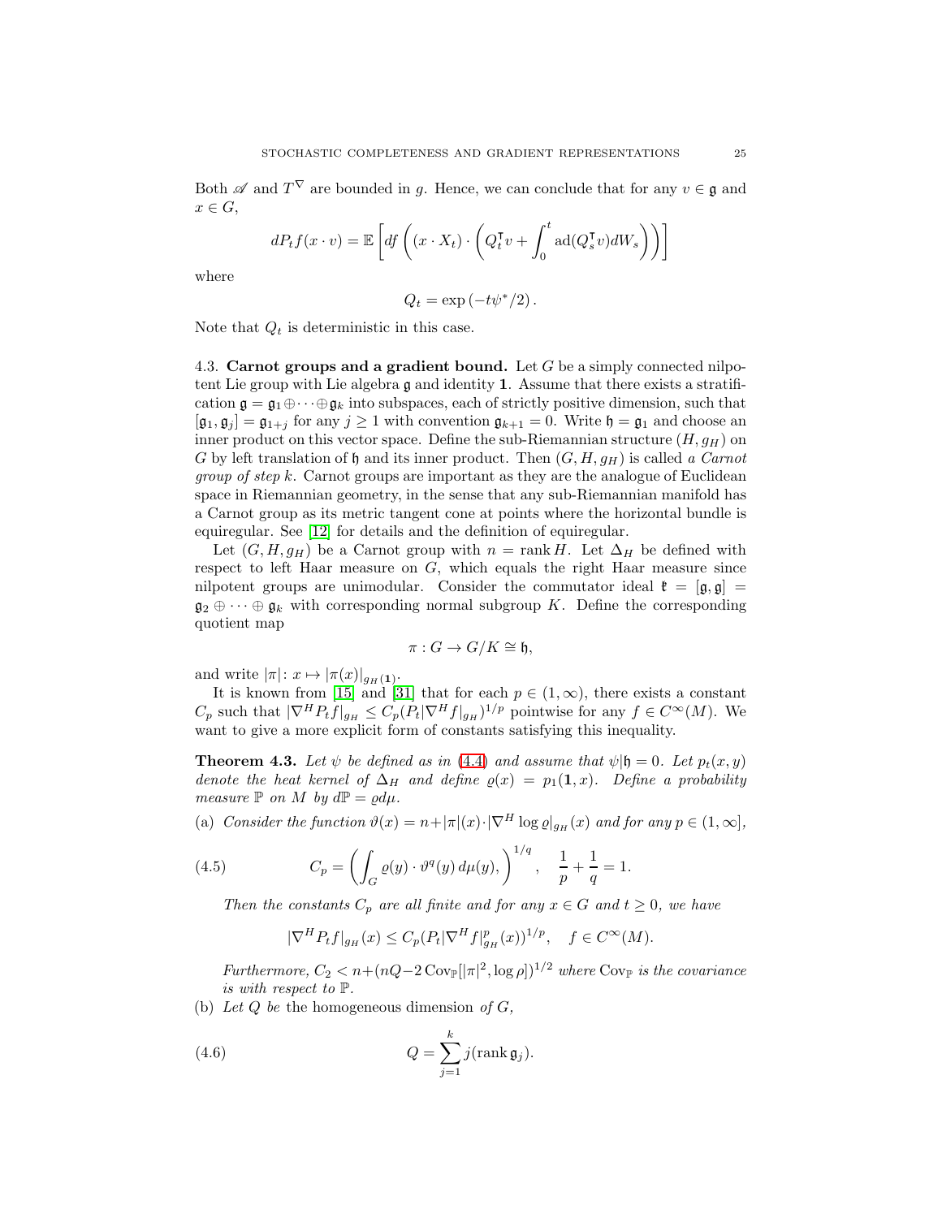Both $\mathscr{A}$ and $T^\nabla$ are bounded in $g$. Hence, we can conclude that for any $v \in \mathfrak{g}$ and $x \in G$,

$$dP_t f(x \cdot v) = \mathbb{E}\left[ df\left( (x \cdot X_t) \cdot \left( Q_t^\intercal v + \int_0^t \operatorname{ad}(Q_s^\intercal v) dW_s \right) \right) \right]$$

where

$$Q_t = \exp\left(-t\psi^*/2\right).$$

Note that $Q_t$ is deterministic in this case.

### 4.3. Carnot groups and a gradient bound.

Let $G$ be a simply connected nilpotent Lie group with Lie algebra $\mathfrak{g}$ and identity $\mathbf{1}$. Assume that there exists a stratification $\mathfrak{g} = \mathfrak{g}_1 \oplus \cdots \oplus \mathfrak{g}_k$ into subspaces, each of strictly positive dimension, such that $[\mathfrak{g}_1, \mathfrak{g}_j] = \mathfrak{g}_{1+j}$ for any $j \geq 1$ with convention $\mathfrak{g}_{k+1} = 0$. Write $\mathfrak{h} = \mathfrak{g}_1$ and choose an inner product on this vector space. Define the sub-Riemannian structure $(H, g_H)$ on $G$ by left translation of $\mathfrak{h}$ and its inner product. Then $(G, H, g_H)$ is called *a Carnot group of step $k$*. Carnot groups are important as they are the analogue of Euclidean space in Riemannian geometry, in the sense that any sub-Riemannian manifold has a Carnot group as its metric tangent cone at points where the horizontal bundle is equiregular. See [12] for details and the definition of equiregular.

Let $(G, H, g_H)$ be a Carnot group with $n = \operatorname{rank} H$. Let $\Delta_H$ be defined with respect to left Haar measure on $G$, which equals the right Haar measure since nilpotent groups are unimodular. Consider the commutator ideal $\mathfrak{k} = [\mathfrak{g}, \mathfrak{g}] = \mathfrak{g}_2 \oplus \cdots \oplus \mathfrak{g}_k$ with corresponding normal subgroup $K$. Define the corresponding quotient map

$$\pi : G \to G/K \cong \mathfrak{h},$$

and write $|\pi| \colon x \mapsto |\pi(x)|_{g_H(\mathbf{1})}$.

It is known from [15] and [31] that for each $p \in (1, \infty)$, there exists a constant $C_p$ such that $|\nabla^H P_t f|_{g_H} \leq C_p (P_t |\nabla^H f|_{g_H})^{1/p}$ pointwise for any $f \in C^\infty(M)$. We want to give a more explicit form of constants satisfying this inequality.

**Theorem 4.3.** *Let $\psi$ be defined as in (4.4) and assume that $\psi|\mathfrak{h} = 0$. Let $p_t(x,y)$ denote the heat kernel of $\Delta_H$ and define $\varrho(x) = p_1(\mathbf{1}, x)$. Define a probability measure $\mathbb{P}$ on $M$ by $d\mathbb{P} = \varrho d\mu$.*

(a) *Consider the function $\vartheta(x) = n + |\pi|(x) \cdot |\nabla^H \log \varrho|_{g_H}(x)$ and for any $p \in (1, \infty]$,*

$$C_p = \left( \int_G \varrho(y) \cdot \vartheta^q(y)\, d\mu(y), \right)^{1/q}, \quad \frac{1}{p} + \frac{1}{q} = 1. \tag{4.5}$$

*Then the constants $C_p$ are all finite and for any $x \in G$ and $t \geq 0$, we have*

$$|\nabla^H P_t f|_{g_H}(x) \leq C_p (P_t |\nabla^H f|^p_{g_H}(x))^{1/p}, \quad f \in C^\infty(M).$$

*Furthermore, $C_2 < n + (nQ - 2\operatorname{Cov}_{\mathbb{P}}[|\pi|^2, \log \rho])^{1/2}$ where $\operatorname{Cov}_{\mathbb{P}}$ is the covariance is with respect to $\mathbb{P}$.*

(b) *Let $Q$ be* the homogeneous dimension *of $G$,*

$$Q = \sum_{j=1}^{k} j(\operatorname{rank} \mathfrak{g}_j). \tag{4.6}$$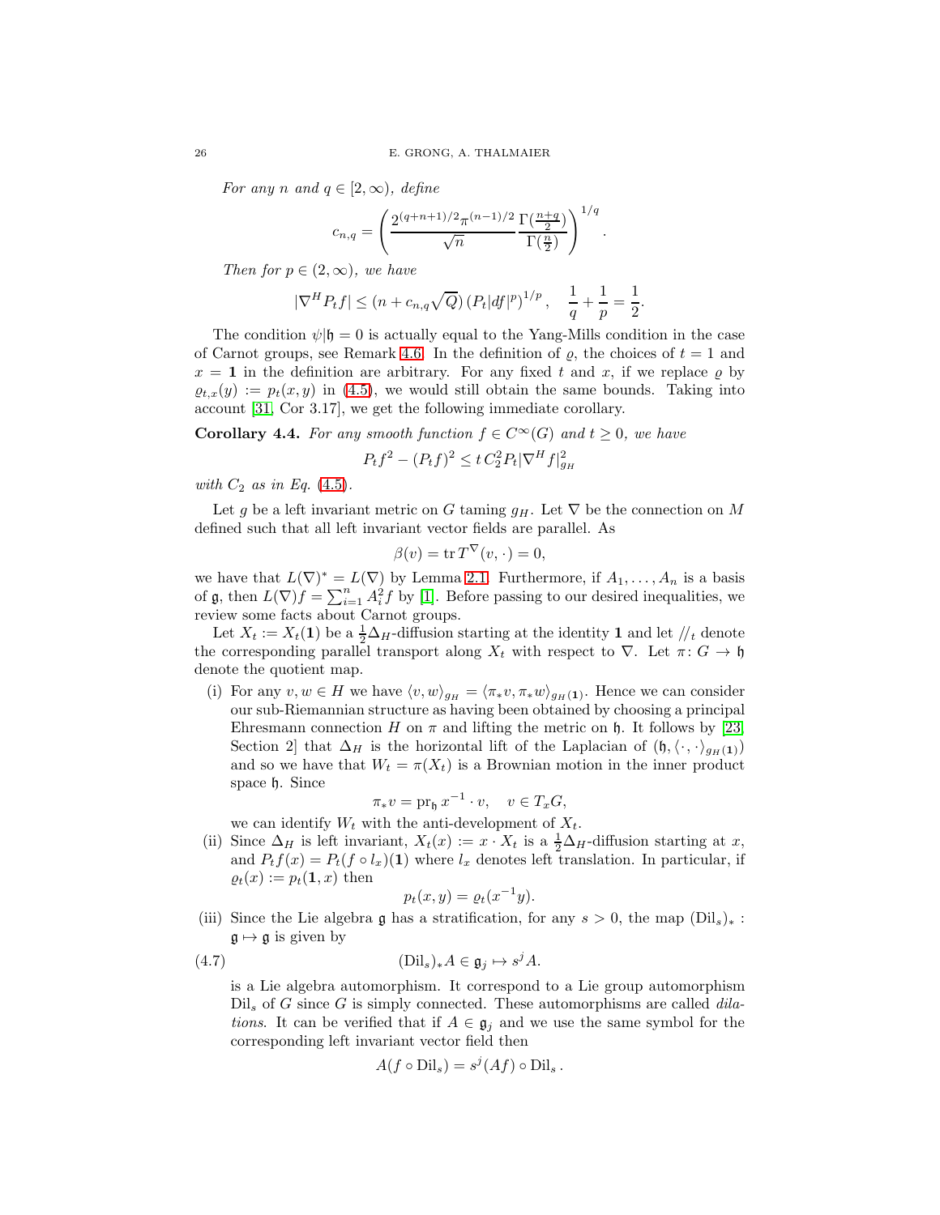*For any $n$ and $q \in [2, \infty)$, define*

$$c_{n,q} = \left( \frac{2^{(q+n+1)/2}\pi^{(n-1)/2}}{\sqrt{n}} \frac{\Gamma(\frac{n+q}{2})}{\Gamma(\frac{n}{2})} \right)^{1/q}.$$

*Then for $p \in (2, \infty)$, we have*

$$|\nabla^H P_t f| \leq (n + c_{n,q}\sqrt{Q}) \left(P_t |df|^p\right)^{1/p}, \quad \frac{1}{q} + \frac{1}{p} = \frac{1}{2}.$$

The condition $\psi|\mathfrak{h} = 0$ is actually equal to the Yang-Mills condition in the case of Carnot groups, see Remark 4.6. In the definition of $\varrho$, the choices of $t = 1$ and $x = \mathbf{1}$ in the definition are arbitrary. For any fixed $t$ and $x$, if we replace $\varrho$ by $\varrho_{t,x}(y) := p_t(x, y)$ in (4.5), we would still obtain the same bounds. Taking into account [31, Cor 3.17], we get the following immediate corollary.

**Corollary 4.4.** *For any smooth function $f \in C^\infty(G)$ and $t \geq 0$, we have*

$$P_t f^2 - (P_t f)^2 \leq t\, C_2^2 P_t |\nabla^H f|^2_{g_H}$$

*with $C_2$ as in Eq. (4.5).*

Let $g$ be a left invariant metric on $G$ taming $g_H$. Let $\nabla$ be the connection on $M$ defined such that all left invariant vector fields are parallel. As

$$\beta(v) = \operatorname{tr} T^\nabla(v, \cdot) = 0,$$

we have that $L(\nabla)^* = L(\nabla)$ by Lemma 2.1. Furthermore, if $A_1, \dots, A_n$ is a basis of $\mathfrak{g}$, then $L(\nabla)f = \sum_{i=1}^n A_i^2 f$ by [1]. Before passing to our desired inequalities, we review some facts about Carnot groups.

Let $X_t := X_t(\mathbf{1})$ be a $\frac{1}{2}\Delta_H$-diffusion starting at the identity $\mathbf{1}$ and let $//_t$ denote the corresponding parallel transport along $X_t$ with respect to $\nabla$. Let $\pi \colon G \to \mathfrak{h}$ denote the quotient map.

(i) For any $v, w \in H$ we have $\langle v, w\rangle_{g_H} = \langle \pi_* v, \pi_* w\rangle_{g_H(\mathbf{1})}$. Hence we can consider our sub-Riemannian structure as having been obtained by choosing a principal Ehresmann connection $H$ on $\pi$ and lifting the metric on $\mathfrak{h}$. It follows by [23, Section 2] that $\Delta_H$ is the horizontal lift of the Laplacian of $(\mathfrak{h}, \langle \cdot, \cdot \rangle_{g_H(\mathbf{1})})$ and so we have that $W_t = \pi(X_t)$ is a Brownian motion in the inner product space $\mathfrak{h}$. Since

$$\pi_* v = \operatorname{pr}_{\mathfrak{h}} x^{-1} \cdot v, \quad v \in T_x G,$$

we can identify $W_t$ with the anti-development of $X_t$.

(ii) Since $\Delta_H$ is left invariant, $X_t(x) := x \cdot X_t$ is a $\frac{1}{2}\Delta_H$-diffusion starting at $x$, and $P_t f(x) = P_t(f \circ l_x)(\mathbf{1})$ where $l_x$ denotes left translation. In particular, if $\varrho_t(x) := p_t(\mathbf{1}, x)$ then

$$p_t(x, y) = \varrho_t(x^{-1}y).$$

(iii) Since the Lie algebra $\mathfrak{g}$ has a stratification, for any $s > 0$, the map $(\mathrm{Dil}_s)_* : \mathfrak{g} \mapsto \mathfrak{g}$ is given by

$$(\mathrm{Dil}_s)_* A \in \mathfrak{g}_j \mapsto s^j A. \tag{4.7}$$

is a Lie algebra automorphism. It correspond to a Lie group automorphism $\mathrm{Dil}_s$ of $G$ since $G$ is simply connected. These automorphisms are called *dilations*. It can be verified that if $A \in \mathfrak{g}_j$ and we use the same symbol for the corresponding left invariant vector field then

$$A(f \circ \mathrm{Dil}_s) = s^j (Af) \circ \mathrm{Dil}_s.$$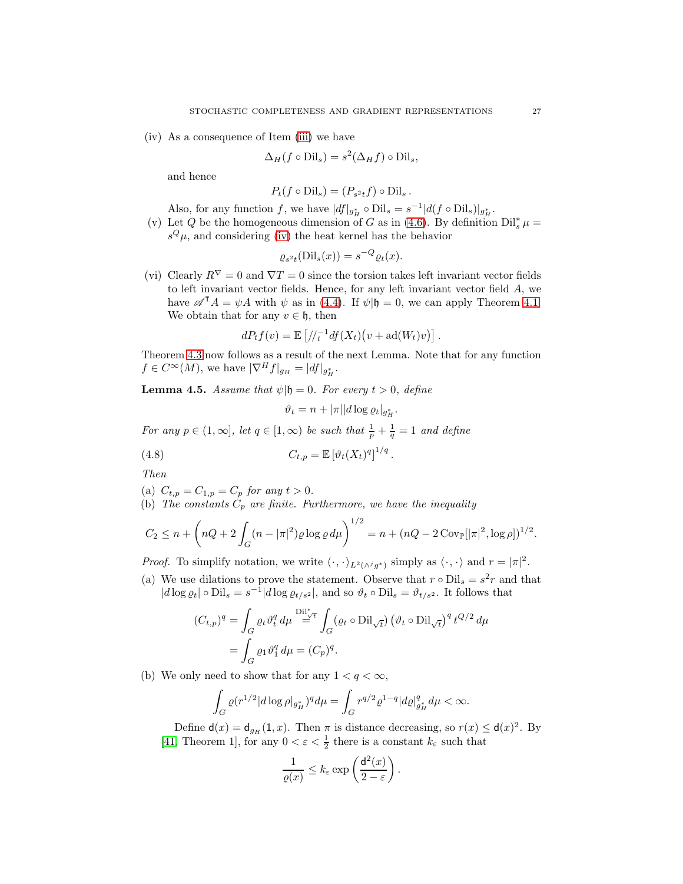(iv) As a consequence of Item (iii) we have

$$\Delta_H(f \circ \mathrm{Dil}_s) = s^2(\Delta_H f) \circ \mathrm{Dil}_s,$$

and hence

$$P_t(f \circ \mathrm{Dil}_s) = (P_{s^2 t} f) \circ \mathrm{Dil}_s\,.$$

Also, for any function $f$, we have $|df|_{g_H^*} \circ \mathrm{Dil}_s = s^{-1}|d(f \circ \mathrm{Dil}_s)|_{g_H^*}$.

(v) Let $Q$ be the homogeneous dimension of $G$ as in (4.6). By definition $\mathrm{Dil}_s^* \mu = s^Q \mu$, and considering (iv) the heat kernel has the behavior

$$\varrho_{s^2 t}(\mathrm{Dil}_s(x)) = s^{-Q} \varrho_t(x).$$

(vi) Clearly $R^\nabla = 0$ and $\nabla T = 0$ since the torsion takes left invariant vector fields to left invariant vector fields. Hence, for any left invariant vector field $A$, we have $\mathscr{A}^\intercal A = \psi A$ with $\psi$ as in (4.4). If $\psi|\mathfrak{h} = 0$, we can apply Theorem 4.1. We obtain that for any $v \in \mathfrak{h}$, then

$$dP_t f(v) = \mathbb{E}\left[ /\!/_t^{-1} df(X_t)\big(v + \mathrm{ad}(W_t) v\big) \right].$$

Theorem 4.3 now follows as a result of the next Lemma. Note that for any function $f \in C^\infty(M)$, we have $|\nabla^H f|_{g_H} = |df|_{g_H^*}$.

**Lemma 4.5.** *Assume that $\psi|\mathfrak{h} = 0$. For every $t > 0$, define*

$$\vartheta_t = n + |\pi| |d \log \varrho_t|_{g_H^*}.$$

*For any $p \in (1, \infty]$, let $q \in [1, \infty)$ be such that $\frac{1}{p} + \frac{1}{q} = 1$ and define*

$$C_{t,p} = \mathbb{E}\left[\vartheta_t(X_t)^q\right]^{1/q}. \tag{4.8}$$

*Then*

(a) *$C_{t,p} = C_{1,p} = C_p$ for any $t > 0$.*

(b) *The constants $C_p$ are finite. Furthermore, we have the inequality*

$$C_2 \leq n + \left( nQ + 2 \int_G (n - |\pi|^2) \varrho \log \varrho \, d\mu \right)^{1/2} = n + (nQ - 2\,\mathrm{Cov}_{\mathbb{P}}[|\pi|^2, \log \rho])^{1/2}.$$

*Proof.* To simplify notation, we write $\langle \cdot, \cdot \rangle_{L^2(\wedge^j g^*)}$ simply as $\langle \cdot, \cdot \rangle$ and $r = |\pi|^2$.

(a) We use dilations to prove the statement. Observe that $r \circ \mathrm{Dil}_s = s^2 r$ and that $|d \log \varrho_t| \circ \mathrm{Dil}_s = s^{-1} |d \log \varrho_{t/s^2}|$, and so $\vartheta_t \circ \mathrm{Dil}_s = \vartheta_{t/s^2}$. It follows that

$$\begin{aligned}
(C_{t,p})^q &= \int_G \varrho_t \vartheta_t^q \, d\mu \overset{\mathrm{Dil}^*_{\sqrt{t}}}{=} \int_G (\varrho_t \circ \mathrm{Dil}_{\sqrt{t}}) \left(\vartheta_t \circ \mathrm{Dil}_{\sqrt{t}}\right)^q t^{Q/2} \, d\mu \\
&= \int_G \varrho_1 \vartheta_1^q \, d\mu = (C_p)^q.
\end{aligned}$$

(b) We only need to show that for any $1 < q < \infty$,

$$\int_G \varrho (r^{1/2} |d \log \rho|_{g_H^*})^q d\mu = \int_G r^{q/2} \varrho^{1-q} |d\varrho|^q_{g_H^*} \, d\mu < \infty.$$

Define $\mathsf{d}(x) = \mathsf{d}_{g_H}(1, x)$. Then $\pi$ is distance decreasing, so $r(x) \leq \mathsf{d}(x)^2$. By [41, Theorem 1], for any $0 < \varepsilon < \frac{1}{2}$ there is a constant $k_\varepsilon$ such that

$$\frac{1}{\varrho(x)} \leq k_\varepsilon \exp\left( \frac{\mathsf{d}^2(x)}{2 - \varepsilon} \right).$$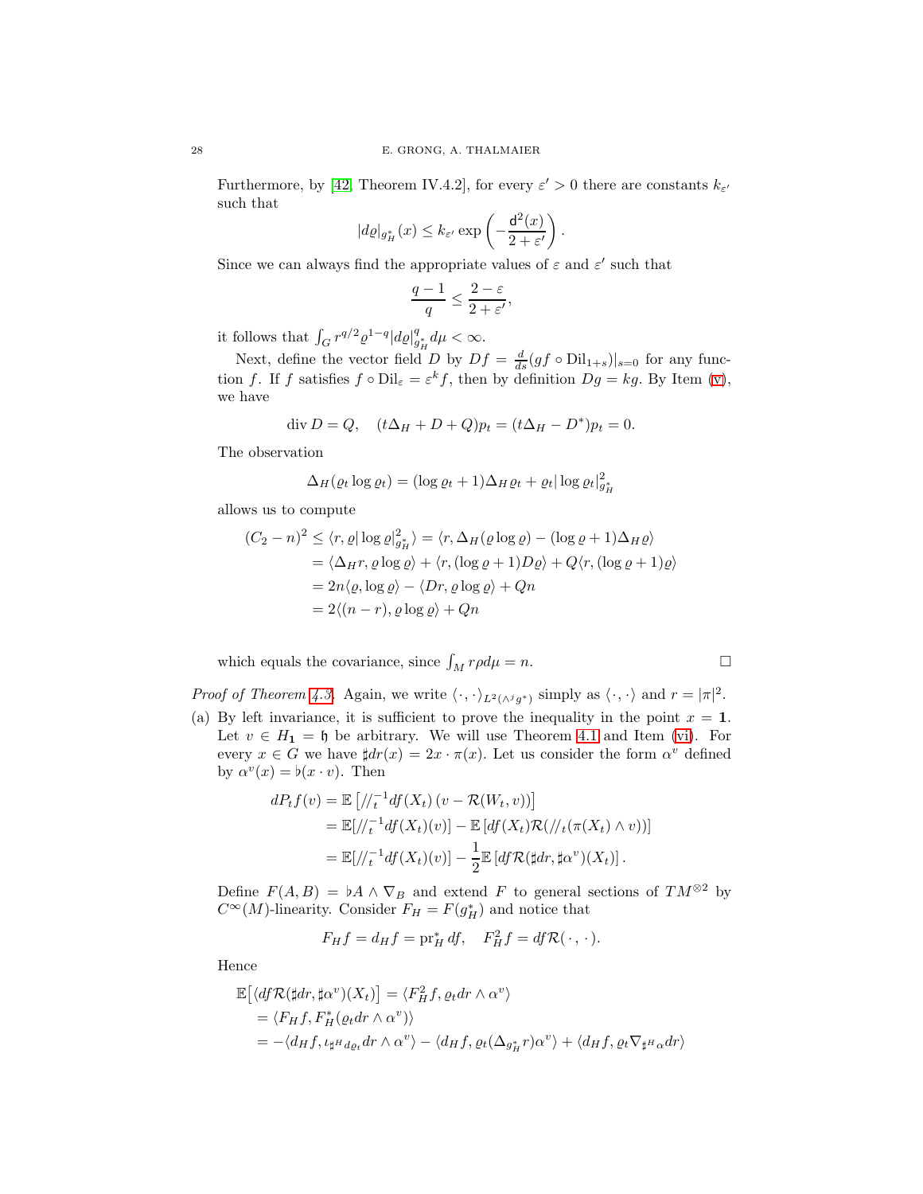Furthermore, by [42, Theorem IV.4.2], for every $\varepsilon' > 0$ there are constants $k_{\varepsilon'}$ such that

$$|d\varrho|_{g_H^*}(x) \leq k_{\varepsilon'} \exp\left(-\frac{\mathsf{d}^2(x)}{2+\varepsilon'}\right).$$

Since we can always find the appropriate values of $\varepsilon$ and $\varepsilon'$ such that

$$\frac{q-1}{q} \leq \frac{2-\varepsilon}{2+\varepsilon'},$$

it follows that $\int_G r^{q/2}\varrho^{1-q}|d\varrho|^q_{g_H^*}\, d\mu < \infty$.

Next, define the vector field $D$ by $Df = \frac{d}{ds}(gf \circ \mathrm{Dil}_{1+s})|_{s=0}$ for any function $f$. If $f$ satisfies $f \circ \mathrm{Dil}_\varepsilon = \varepsilon^k f$, then by definition $Dg = kg$. By Item (v), we have

$$\operatorname{div} D = Q, \quad (t\Delta_H + D + Q)p_t = (t\Delta_H - D^*)p_t = 0.$$

The observation

$$\Delta_H(\varrho_t \log \varrho_t) = (\log \varrho_t + 1)\Delta_H \varrho_t + \varrho_t |\log \varrho_t|^2_{g_H^*}$$

allows us to compute

$$\begin{aligned}
(C_2 - n)^2 \leq \langle r, \varrho |\log \varrho|^2_{g_H^*}\rangle &= \langle r, \Delta_H(\varrho \log \varrho) - (\log \varrho + 1)\Delta_H \varrho\rangle \\
&= \langle \Delta_H r, \varrho \log \varrho\rangle + \langle r, (\log \varrho + 1) D\varrho\rangle + Q\langle r, (\log \varrho + 1)\varrho\rangle \\
&= 2n\langle \varrho, \log \varrho\rangle - \langle Dr, \varrho \log \varrho\rangle + Qn \\
&= 2\langle (n - r), \varrho \log \varrho\rangle + Qn
\end{aligned}$$

which equals the covariance, since $\int_M r\rho d\mu = n$. $\square$

*Proof of Theorem 4.3.* Again, we write $\langle \cdot, \cdot \rangle_{L^2(\wedge^j g^*)}$ simply as $\langle \cdot, \cdot \rangle$ and $r = |\pi|^2$.

(a) By left invariance, it is sufficient to prove the inequality in the point $x = \mathbf{1}$. Let $v \in H_{\mathbf{1}} = \mathfrak{h}$ be arbitrary. We will use Theorem 4.1 and Item (vi). For every $x \in G$ we have $\sharp dr(x) = 2x \cdot \pi(x)$. Let us consider the form $\alpha^v$ defined by $\alpha^v(x) = \flat(x \cdot v)$. Then

$$\begin{aligned}
dP_t f(v) &= \mathbb{E}\left[/\!/_t^{-1} df(X_t)\left(v - \mathcal{R}(W_t, v)\right)\right] \\
&= \mathbb{E}[/\!/_t^{-1} df(X_t)(v)] - \mathbb{E}\left[df(X_t)\mathcal{R}(/\!/_t(\pi(X_t) \wedge v))\right] \\
&= \mathbb{E}[/\!/_t^{-1} df(X_t)(v)] - \frac{1}{2}\mathbb{E}\left[df \mathcal{R}(\sharp dr, \sharp \alpha^v)(X_t)\right].
\end{aligned}$$

Define $F(A, B) = \flat A \wedge \nabla_B$ and extend $F$ to general sections of $TM^{\otimes 2}$ by $C^\infty(M)$-linearity. Consider $F_H = F(g_H^*)$ and notice that

$$F_H f = d_H f = \mathrm{pr}_H^* \, df, \quad F_H^2 f = df\mathcal{R}(\,\cdot\,, \cdot\,).$$

Hence

$$\begin{aligned}
&\mathbb{E}\big[\langle df \mathcal{R}(\sharp dr, \sharp \alpha^v)(X_t)\big] = \langle F_H^2 f, \varrho_t dr \wedge \alpha^v\rangle \\
&= \langle F_H f, F_H^*(\varrho_t dr \wedge \alpha^v)\rangle \\
&= -\langle d_H f, \iota_{\sharp^H d\varrho_t} dr \wedge \alpha^v\rangle - \langle d_H f, \varrho_t (\Delta_{g_H^*} r)\alpha^v\rangle + \langle d_H f, \varrho_t \nabla_{\sharp^H \alpha} dr\rangle
\end{aligned}$$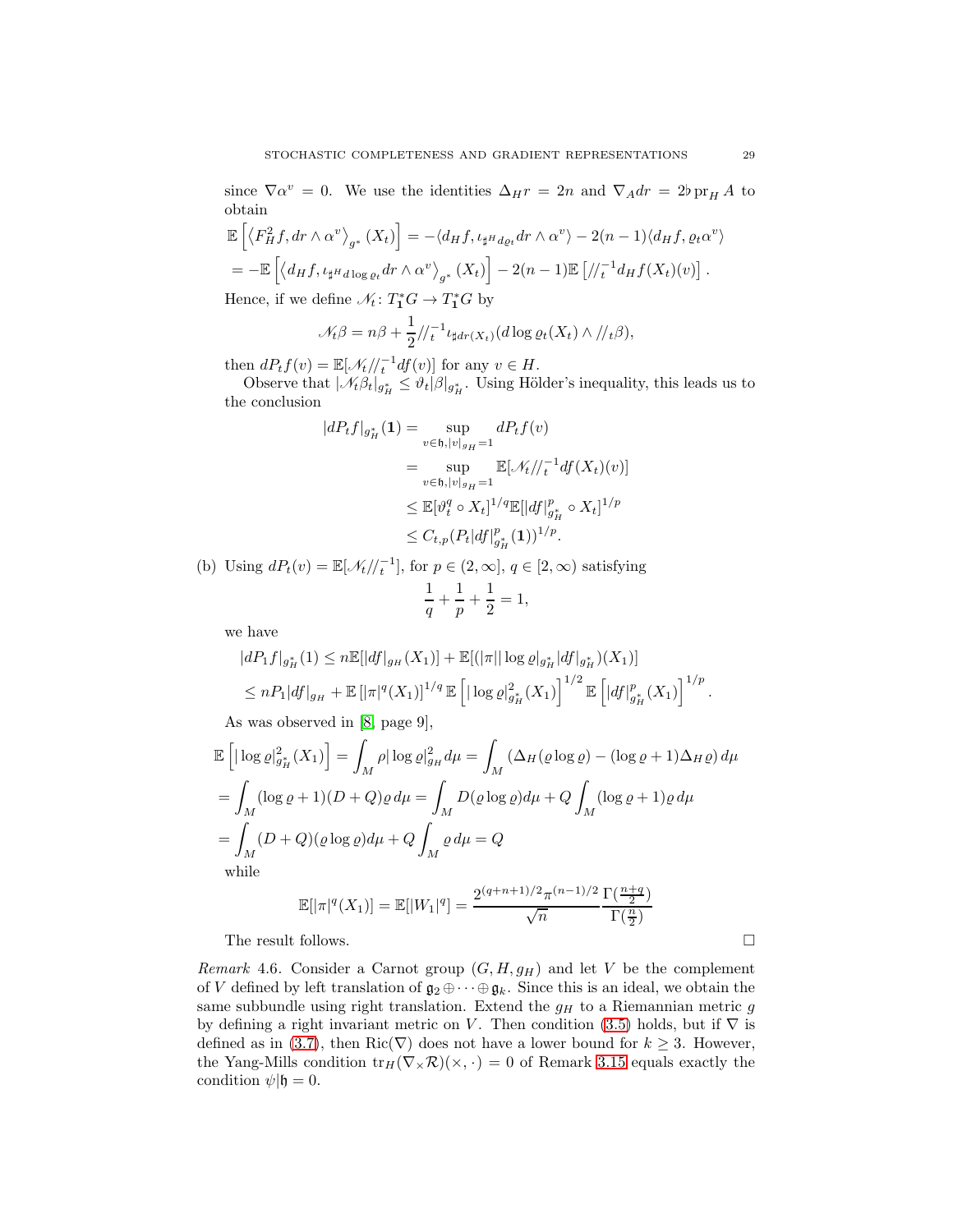since $\nabla \alpha^v = 0$. We use the identities $\Delta_H r = 2n$ and $\nabla_A dr = 2\flat \operatorname{pr}_H A$ to obtain

$$\mathbb{E}\left[\left\langle F_H^2 f, dr \wedge \alpha^v \right\rangle_{g^*}(X_t)\right] = -\langle d_H f, \iota_{\sharp^H d\varrho_t} dr \wedge \alpha^v\rangle - 2(n-1)\langle d_H f, \varrho_t \alpha^v\rangle$$

$$= -\mathbb{E}\left[\left\langle d_H f, \iota_{\sharp^H d\log \varrho_t} dr \wedge \alpha^v\right\rangle_{g^*}(X_t)\right] - 2(n-1)\mathbb{E}\left[//_t^{-1} d_H f(X_t)(v)\right].$$

Hence, if we define $\mathscr{N}_t \colon T_{\mathbf{1}}^* G \to T_{\mathbf{1}}^* G$ by

$$\mathscr{N}_t \beta = n\beta + \frac{1}{2} //_t^{-1} \iota_{\sharp dr(X_t)}(d\log \varrho_t(X_t) \wedge //_t \beta),$$

then $dP_t f(v) = \mathbb{E}[\mathscr{N}_t //_t^{-1} df(v)]$ for any $v \in H$.

Observe that $|\mathscr{N}_t \beta_t|_{g_H^*} \leq \vartheta_t |\beta|_{g_H^*}$. Using Hölder's inequality, this leads us to the conclusion

$$\begin{aligned}
|dP_t f|_{g_H^*}(\mathbf{1}) &= \sup_{v \in \mathfrak{h}, |v|_{g_H}=1} dP_t f(v) \\
&= \sup_{v \in \mathfrak{h}, |v|_{g_H}=1} \mathbb{E}[\mathscr{N}_t //_t^{-1} df(X_t)(v)] \\
&\leq \mathbb{E}[\vartheta_t^q \circ X_t]^{1/q} \mathbb{E}[|df|_{g_H^*}^p \circ X_t]^{1/p} \\
&\leq C_{t,p} (P_t |df|_{g_H^*}^p (\mathbf{1}))^{1/p}.
\end{aligned}$$

(b) Using $dP_t(v) = \mathbb{E}[\mathscr{N}_t //_t^{-1}]$, for $p \in (2,\infty]$, $q \in [2,\infty)$ satisfying

$$\frac{1}{q} + \frac{1}{p} + \frac{1}{2} = 1,$$

we have

$$\begin{aligned}
&|dP_1 f|_{g_H^*}(1) \leq n\mathbb{E}[|df|_{g_H}(X_1)] + \mathbb{E}[(|\pi||\log \varrho|_{g_H^*} |df|_{g_H^*})(X_1)] \\
&\leq nP_1 |df|_{g_H} + \mathbb{E}\left[|\pi|^q(X_1)\right]^{1/q} \mathbb{E}\left[|\log \varrho|_{g_H^*}^2(X_1)\right]^{1/2} \mathbb{E}\left[|df|_{g_H^*}^p(X_1)\right]^{1/p}.
\end{aligned}$$

As was observed in [8, page 9],

$$\begin{aligned}
&\mathbb{E}\left[|\log \varrho|_{g_H^*}^2(X_1)\right] = \int_M \rho |\log \varrho|_{g_H}^2 d\mu = \int_M (\Delta_H(\varrho \log \varrho) - (\log \varrho + 1)\Delta_H \varrho)\, d\mu \\
&= \int_M (\log \varrho + 1)(D+Q)\varrho \, d\mu = \int_M D(\varrho \log \varrho) d\mu + Q\int_M (\log \varrho + 1)\varrho \, d\mu \\
&= \int_M (D+Q)(\varrho \log \varrho) d\mu + Q\int_M \varrho \, d\mu = Q
\end{aligned}$$

while

$$\mathbb{E}[|\pi|^q(X_1)] = \mathbb{E}[|W_1|^q] = \frac{2^{(q+n+1)/2}\pi^{(n-1)/2}}{\sqrt{n}} \frac{\Gamma(\frac{n+q}{2})}{\Gamma(\frac{n}{2})}$$

The result follows. $\square$

*Remark* 4.6. Consider a Carnot group $(G, H, g_H)$ and let $V$ be the complement of $V$ defined by left translation of $\mathfrak{g}_2 \oplus \cdots \oplus \mathfrak{g}_k$. Since this is an ideal, we obtain the same subbundle using right translation. Extend the $g_H$ to a Riemannian metric $g$ by defining a right invariant metric on $V$. Then condition (3.5) holds, but if $\nabla$ is defined as in (3.7), then $\operatorname{Ric}(\nabla)$ does not have a lower bound for $k \geq 3$. However, the Yang-Mills condition $\operatorname{tr}_H(\nabla_\times \mathcal{R})(\times, \cdot) = 0$ of Remark 3.15 equals exactly the condition $\psi|\mathfrak{h} = 0$.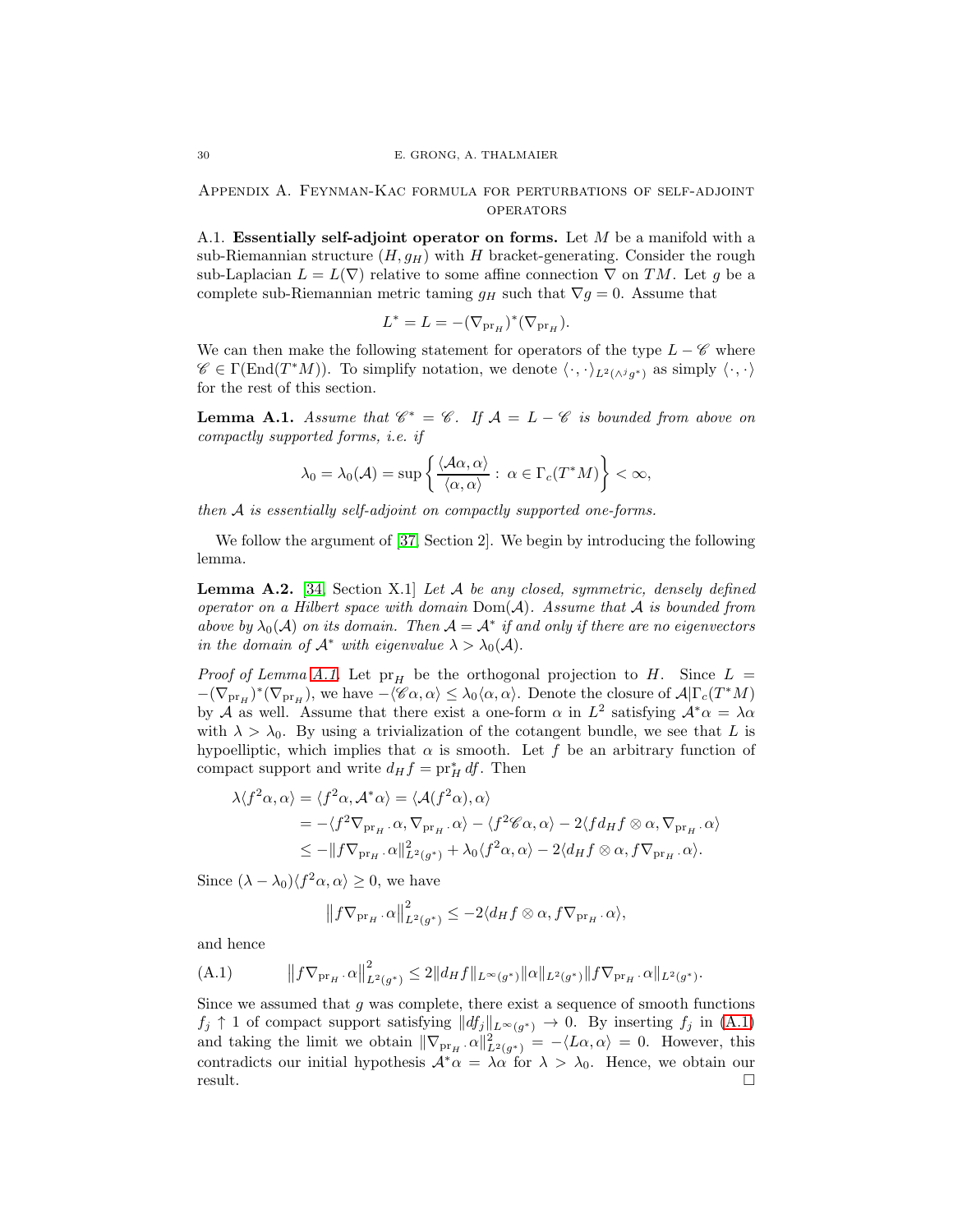## Appendix A. Feynman-Kac formula for perturbations of self-adjoint operators

A.1. **Essentially self-adjoint operator on forms.** Let $M$ be a manifold with a sub-Riemannian structure $(H, g_H)$ with $H$ bracket-generating. Consider the rough sub-Laplacian $L = L(\nabla)$ relative to some affine connection $\nabla$ on $TM$. Let $g$ be a complete sub-Riemannian metric taming $g_H$ such that $\nabla g = 0$. Assume that

$$L^* = L = -(\nabla_{\mathrm{pr}_H})^*(\nabla_{\mathrm{pr}_H}).$$

We can then make the following statement for operators of the type $L - \mathscr{C}$ where $\mathscr{C} \in \Gamma(\mathrm{End}(T^*M))$. To simplify notation, we denote $\langle \cdot, \cdot \rangle_{L^2(\wedge^j g^*)}$ as simply $\langle \cdot, \cdot \rangle$ for the rest of this section.

**Lemma A.1.** *Assume that $\mathscr{C}^* = \mathscr{C}$. If $\mathcal{A} = L - \mathscr{C}$ is bounded from above on compactly supported forms, i.e. if*

$$\lambda_0 = \lambda_0(\mathcal{A}) = \sup \left\{ \frac{\langle \mathcal{A}\alpha, \alpha \rangle}{\langle \alpha, \alpha \rangle} : \alpha \in \Gamma_c(T^*M) \right\} < \infty,$$

*then $\mathcal{A}$ is essentially self-adjoint on compactly supported one-forms.*

We follow the argument of [37, Section 2]. We begin by introducing the following lemma.

**Lemma A.2.** [34, Section X.1] *Let $\mathcal{A}$ be any closed, symmetric, densely defined operator on a Hilbert space with domain $\mathrm{Dom}(\mathcal{A})$. Assume that $\mathcal{A}$ is bounded from above by $\lambda_0(\mathcal{A})$ on its domain. Then $\mathcal{A} = \mathcal{A}^*$ if and only if there are no eigenvectors in the domain of $\mathcal{A}^*$ with eigenvalue $\lambda > \lambda_0(\mathcal{A})$.*

*Proof of Lemma A.1.* Let $\mathrm{pr}_H$ be the orthogonal projection to $H$. Since $L = -(\nabla_{\mathrm{pr}_H})^*(\nabla_{\mathrm{pr}_H})$, we have $-\langle \mathscr{C}\alpha, \alpha \rangle \leq \lambda_0 \langle \alpha, \alpha \rangle$. Denote the closure of $\mathcal{A}|\Gamma_c(T^*M)$ by $\mathcal{A}$ as well. Assume that there exist a one-form $\alpha$ in $L^2$ satisfying $\mathcal{A}^*\alpha = \lambda\alpha$ with $\lambda > \lambda_0$. By using a trivialization of the cotangent bundle, we see that $L$ is hypoelliptic, which implies that $\alpha$ is smooth. Let $f$ be an arbitrary function of compact support and write $d_H f = \mathrm{pr}_H^* \, df$. Then

$$\begin{aligned}
\lambda \langle f^2\alpha, \alpha \rangle &= \langle f^2 \alpha, \mathcal{A}^*\alpha \rangle = \langle \mathcal{A}(f^2\alpha), \alpha \rangle \\
&= -\langle f^2 \nabla_{\mathrm{pr}_H \cdot} \alpha, \nabla_{\mathrm{pr}_H \cdot} \alpha \rangle - \langle f^2 \mathscr{C}\alpha, \alpha \rangle - 2\langle f d_H f \otimes \alpha, \nabla_{\mathrm{pr}_H \cdot} \alpha \rangle \\
&\leq -\| f \nabla_{\mathrm{pr}_H \cdot} \alpha \|^2_{L^2(g^*)} + \lambda_0 \langle f^2 \alpha, \alpha \rangle - 2 \langle d_H f \otimes \alpha, f \nabla_{\mathrm{pr}_H \cdot} \alpha \rangle.
\end{aligned}$$

Since $(\lambda - \lambda_0)\langle f^2 \alpha, \alpha \rangle \geq 0$, we have

$$\left\| f \nabla_{\mathrm{pr}_H \cdot} \alpha \right\|^2_{L^2(g^*)} \leq -2 \langle d_H f \otimes \alpha, f \nabla_{\mathrm{pr}_H \cdot} \alpha \rangle,$$

and hence

$$\left\| f \nabla_{\mathrm{pr}_H \cdot} \alpha \right\|^2_{L^2(g^*)} \leq 2 \| d_H f \|_{L^\infty(g^*)} \| \alpha \|_{L^2(g^*)} \| f \nabla_{\mathrm{pr}_H \cdot} \alpha \|_{L^2(g^*)}. \tag{A.1}$$

Since we assumed that $g$ was complete, there exist a sequence of smooth functions $f_j \uparrow 1$ of compact support satisfying $\| df_j \|_{L^\infty(g^*)} \to 0$. By inserting $f_j$ in (A.1) and taking the limit we obtain $\| \nabla_{\mathrm{pr}_H \cdot} \alpha \|^2_{L^2(g^*)} = -\langle L\alpha, \alpha \rangle = 0$. However, this contradicts our initial hypothesis $\mathcal{A}^*\alpha = \lambda\alpha$ for $\lambda > \lambda_0$. Hence, we obtain our result. $\square$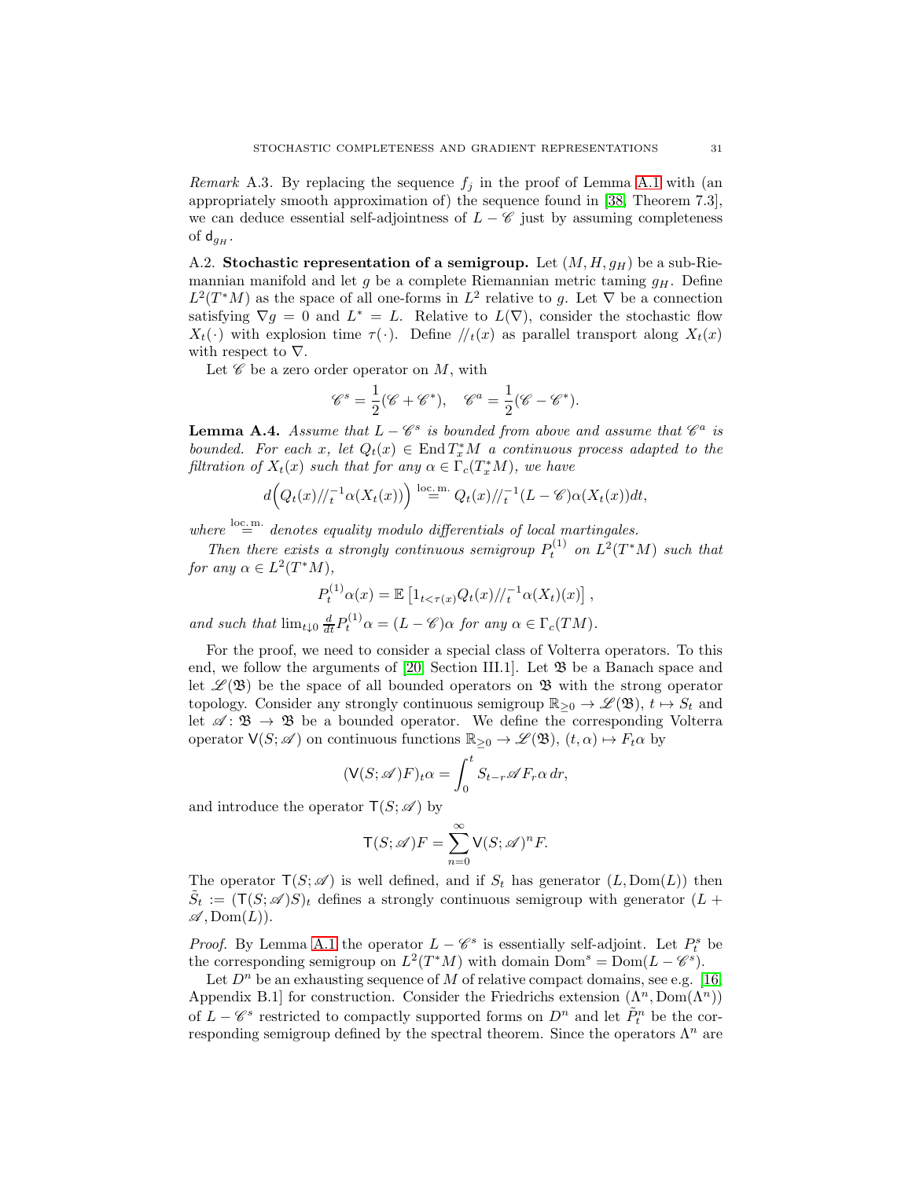*Remark* A.3. By replacing the sequence $f_j$ in the proof of Lemma A.1 with (an appropriately smooth approximation of) the sequence found in [38, Theorem 7.3], we can deduce essential self-adjointness of $L - \mathscr{C}$ just by assuming completeness of $\mathsf{d}_{g_H}$.

A.2. **Stochastic representation of a semigroup.** Let $(M, H, g_H)$ be a sub-Riemannian manifold and let $g$ be a complete Riemannian metric taming $g_H$. Define $L^2(T^*M)$ as the space of all one-forms in $L^2$ relative to $g$. Let $\nabla$ be a connection satisfying $\nabla g = 0$ and $L^* = L$. Relative to $L(\nabla)$, consider the stochastic flow $X_t(\cdot)$ with explosion time $\tau(\cdot)$. Define $/\!/_t(x)$ as parallel transport along $X_t(x)$ with respect to $\nabla$.

Let $\mathscr{C}$ be a zero order operator on $M$, with

$$\mathscr{C}^s = \frac{1}{2}(\mathscr{C} + \mathscr{C}^*), \quad \mathscr{C}^a = \frac{1}{2}(\mathscr{C} - \mathscr{C}^*).$$

**Lemma A.4.** *Assume that $L - \mathscr{C}^s$ is bounded from above and assume that $\mathscr{C}^a$ is bounded. For each $x$, let $Q_t(x) \in \operatorname{End} T_x^*M$ a continuous process adapted to the filtration of $X_t(x)$ such that for any $\alpha \in \Gamma_c(T_x^*M)$, we have*

$$d\Big(Q_t(x)/\!/_t^{-1}\alpha(X_t(x))\Big) \overset{\text{loc.m.}}{=} Q_t(x)/\!/_t^{-1}(L - \mathscr{C})\alpha(X_t(x))dt,$$

*where $\overset{\text{loc.m.}}{=}$ denotes equality modulo differentials of local martingales.*

*Then there exists a strongly continuous semigroup $P_t^{(1)}$ on $L^2(T^*M)$ such that for any $\alpha \in L^2(T^*M)$,*

$$P_t^{(1)}\alpha(x) = \mathbb{E}\left[1_{t<\tau(x)}Q_t(x)/\!/_t^{-1}\alpha(X_t)(x)\right],$$

*and such that $\lim_{t\downarrow 0} \frac{d}{dt}P_t^{(1)}\alpha = (L - \mathscr{C})\alpha$ for any $\alpha \in \Gamma_c(TM)$.*

For the proof, we need to consider a special class of Volterra operators. To this end, we follow the arguments of [20, Section III.1]. Let $\mathfrak{B}$ be a Banach space and let $\mathscr{L}(\mathfrak{B})$ be the space of all bounded operators on $\mathfrak{B}$ with the strong operator topology. Consider any strongly continuous semigroup $\mathbb{R}_{\geq 0} \to \mathscr{L}(\mathfrak{B})$, $t \mapsto S_t$ and let $\mathscr{A} \colon \mathfrak{B} \to \mathfrak{B}$ be a bounded operator. We define the corresponding Volterra operator $\mathsf{V}(S; \mathscr{A})$ on continuous functions $\mathbb{R}_{\geq 0} \to \mathscr{L}(\mathfrak{B})$, $(t, \alpha) \mapsto F_t\alpha$ by

$$(\mathsf{V}(S; \mathscr{A})F)_t\alpha = \int_0^t S_{t-r}\mathscr{A}F_r\alpha \, dr,$$

and introduce the operator $\mathsf{T}(S; \mathscr{A})$ by

$$\mathsf{T}(S; \mathscr{A})F = \sum_{n=0}^{\infty} \mathsf{V}(S; \mathscr{A})^n F.$$

The operator $\mathsf{T}(S; \mathscr{A})$ is well defined, and if $S_t$ has generator $(L, \operatorname{Dom}(L))$ then $\tilde{S}_t := (\mathsf{T}(S; \mathscr{A})S)_t$ defines a strongly continuous semigroup with generator $(L + \mathscr{A}, \operatorname{Dom}(L))$.

*Proof.* By Lemma A.1 the operator $L - \mathscr{C}^s$ is essentially self-adjoint. Let $P_t^s$ be the corresponding semigroup on $L^2(T^*M)$ with domain $\operatorname{Dom}^s = \operatorname{Dom}(L - \mathscr{C}^s)$.

Let $D^n$ be an exhausting sequence of $M$ of relative compact domains, see e.g. [16, Appendix B.1] for construction. Consider the Friedrichs extension $(\Lambda^n, \operatorname{Dom}(\Lambda^n))$ of $L - \mathscr{C}^s$ restricted to compactly supported forms on $D^n$ and let $\tilde{P}_t^n$ be the corresponding semigroup defined by the spectral theorem. Since the operators $\Lambda^n$ are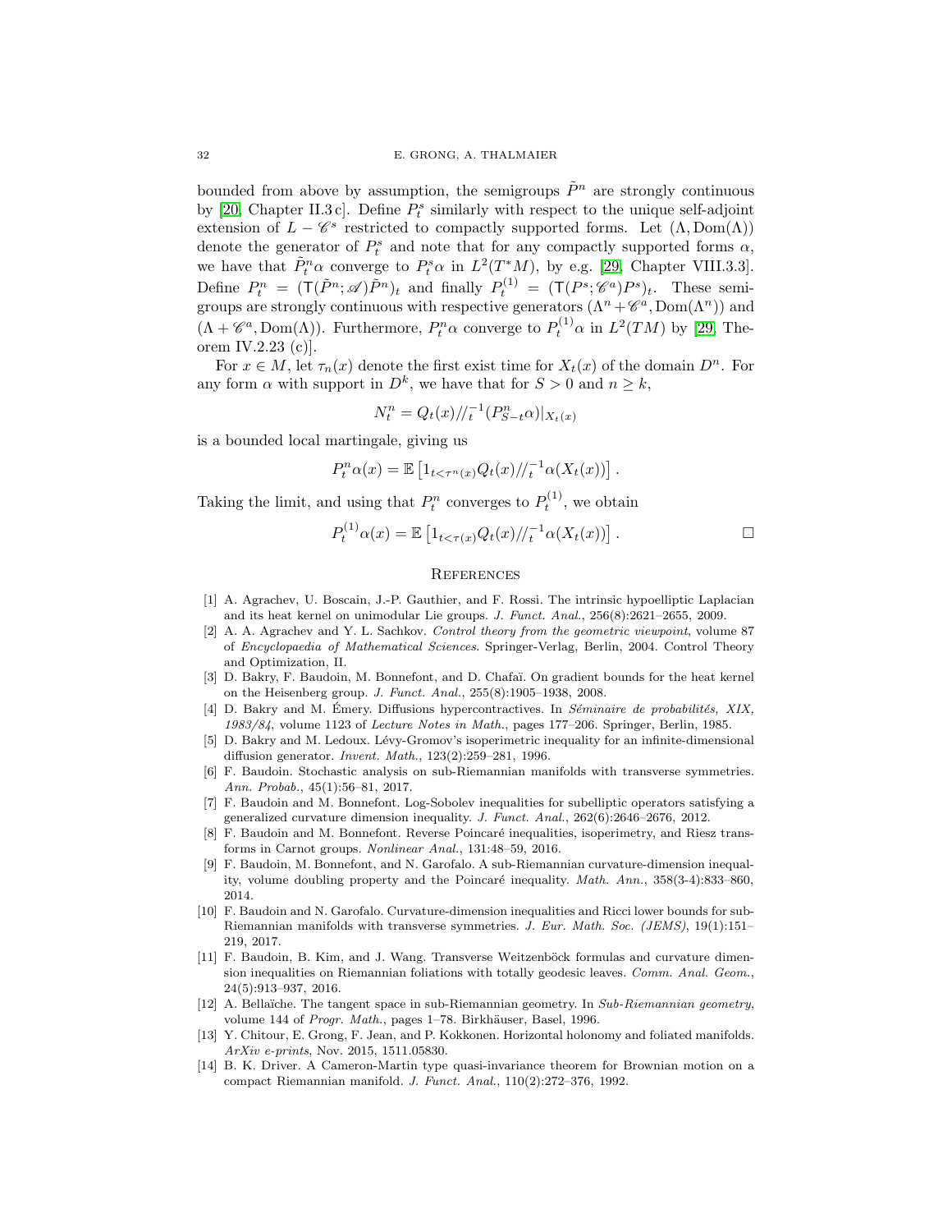bounded from above by assumption, the semigroups $\tilde{P}^n$ are strongly continuous by [20, Chapter II.3 c]. Define $P^s_t$ similarly with respect to the unique self-adjoint extension of $L - \mathscr{C}^s$ restricted to compactly supported forms. Let $(\Lambda, \mathrm{Dom}(\Lambda))$ denote the generator of $P^s_t$ and note that for any compactly supported forms $\alpha$, we have that $\tilde{P}^n_t \alpha$ converge to $P^s_t \alpha$ in $L^2(T^*M)$, by e.g. [29, Chapter VIII.3.3]. Define $P^n_t = (\mathsf{T}(\tilde{P}^n; \mathscr{A})\tilde{P}^n)_t$ and finally $P^{(1)}_t = (\mathsf{T}(P^s; \mathscr{C}^a)P^s)_t$. These semigroups are strongly continuous with respective generators $(\Lambda^n + \mathscr{C}^a, \mathrm{Dom}(\Lambda^n))$ and $(\Lambda + \mathscr{C}^a, \mathrm{Dom}(\Lambda))$. Furthermore, $P^n_t \alpha$ converge to $P^{(1)}_t \alpha$ in $L^2(TM)$ by [29, Theorem IV.2.23 (c)].

For $x \in M$, let $\tau_n(x)$ denote the first exist time for $X_t(x)$ of the domain $D^n$. For any form $\alpha$ with support in $D^k$, we have that for $S > 0$ and $n \geq k$,

$$N^n_t = Q_t(x) /\!/_t^{-1} (P^n_{S-t}\alpha)|_{X_t(x)}$$

is a bounded local martingale, giving us

$$P^n_t \alpha(x) = \mathbb{E}\left[1_{t<\tau^n(x)} Q_t(x) /\!/_t^{-1} \alpha(X_t(x))\right].$$

Taking the limit, and using that $P^n_t$ converges to $P^{(1)}_t$, we obtain

$$P^{(1)}_t \alpha(x) = \mathbb{E}\left[1_{t<\tau(x)} Q_t(x) /\!/_t^{-1} \alpha(X_t(x))\right]. \qquad \square$$

## References

[1] A. Agrachev, U. Boscain, J.-P. Gauthier, and F. Rossi. The intrinsic hypoelliptic Laplacian and its heat kernel on unimodular Lie groups. *J. Funct. Anal.*, 256(8):2621–2655, 2009.

[2] A. A. Agrachev and Y. L. Sachkov. *Control theory from the geometric viewpoint*, volume 87 of *Encyclopaedia of Mathematical Sciences*. Springer-Verlag, Berlin, 2004. Control Theory and Optimization, II.

[3] D. Bakry, F. Baudoin, M. Bonnefont, and D. Chafaï. On gradient bounds for the heat kernel on the Heisenberg group. *J. Funct. Anal.*, 255(8):1905–1938, 2008.

[4] D. Bakry and M. Émery. Diffusions hypercontractives. In *Séminaire de probabilités, XIX, 1983/84*, volume 1123 of *Lecture Notes in Math.*, pages 177–206. Springer, Berlin, 1985.

[5] D. Bakry and M. Ledoux. Lévy-Gromov's isoperimetric inequality for an infinite-dimensional diffusion generator. *Invent. Math.*, 123(2):259–281, 1996.

[6] F. Baudoin. Stochastic analysis on sub-Riemannian manifolds with transverse symmetries. *Ann. Probab.*, 45(1):56–81, 2017.

[7] F. Baudoin and M. Bonnefont. Log-Sobolev inequalities for subelliptic operators satisfying a generalized curvature dimension inequality. *J. Funct. Anal.*, 262(6):2646–2676, 2012.

[8] F. Baudoin and M. Bonnefont. Reverse Poincaré inequalities, isoperimetry, and Riesz transforms in Carnot groups. *Nonlinear Anal.*, 131:48–59, 2016.

[9] F. Baudoin, M. Bonnefont, and N. Garofalo. A sub-Riemannian curvature-dimension inequality, volume doubling property and the Poincaré inequality. *Math. Ann.*, 358(3-4):833–860, 2014.

[10] F. Baudoin and N. Garofalo. Curvature-dimension inequalities and Ricci lower bounds for sub-Riemannian manifolds with transverse symmetries. *J. Eur. Math. Soc. (JEMS)*, 19(1):151–219, 2017.

[11] F. Baudoin, B. Kim, and J. Wang. Transverse Weitzenböck formulas and curvature dimension inequalities on Riemannian foliations with totally geodesic leaves. *Comm. Anal. Geom.*, 24(5):913–937, 2016.

[12] A. Bellaïche. The tangent space in sub-Riemannian geometry. In *Sub-Riemannian geometry*, volume 144 of *Progr. Math.*, pages 1–78. Birkhäuser, Basel, 1996.

[13] Y. Chitour, E. Grong, F. Jean, and P. Kokkonen. Horizontal holonomy and foliated manifolds. *ArXiv e-prints*, Nov. 2015, 1511.05830.

[14] B. K. Driver. A Cameron-Martin type quasi-invariance theorem for Brownian motion on a compact Riemannian manifold. *J. Funct. Anal.*, 110(2):272–376, 1992.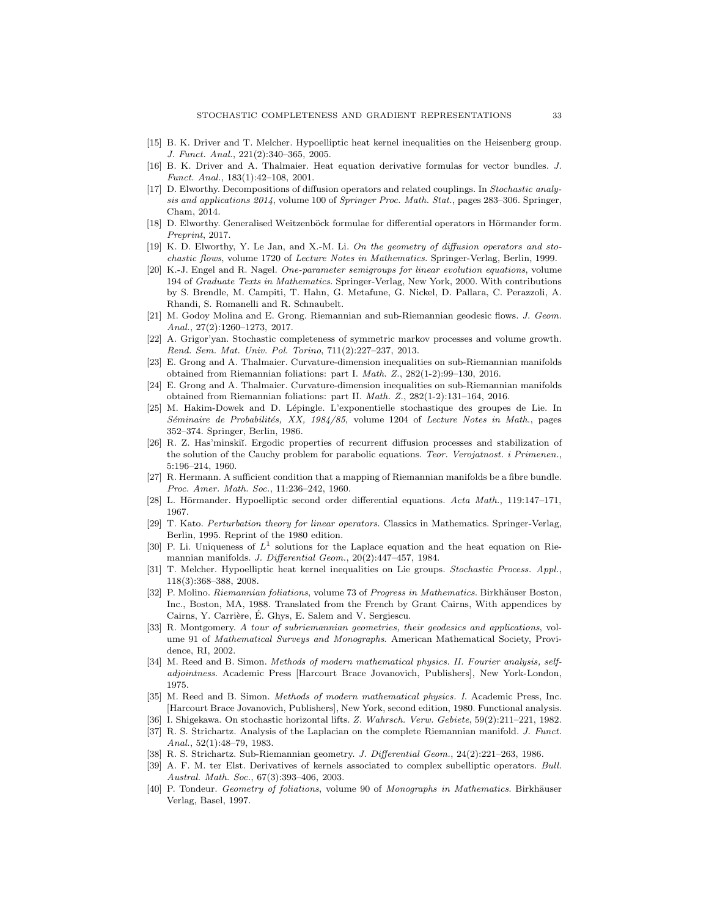[15] B. K. Driver and T. Melcher. Hypoelliptic heat kernel inequalities on the Heisenberg group. *J. Funct. Anal.*, 221(2):340–365, 2005.

[16] B. K. Driver and A. Thalmaier. Heat equation derivative formulas for vector bundles. *J. Funct. Anal.*, 183(1):42–108, 2001.

[17] D. Elworthy. Decompositions of diffusion operators and related couplings. In *Stochastic analysis and applications 2014*, volume 100 of *Springer Proc. Math. Stat.*, pages 283–306. Springer, Cham, 2014.

[18] D. Elworthy. Generalised Weitzenböck formulae for differential operators in Hörmander form. *Preprint*, 2017.

[19] K. D. Elworthy, Y. Le Jan, and X.-M. Li. *On the geometry of diffusion operators and stochastic flows*, volume 1720 of *Lecture Notes in Mathematics*. Springer-Verlag, Berlin, 1999.

[20] K.-J. Engel and R. Nagel. *One-parameter semigroups for linear evolution equations*, volume 194 of *Graduate Texts in Mathematics*. Springer-Verlag, New York, 2000. With contributions by S. Brendle, M. Campiti, T. Hahn, G. Metafune, G. Nickel, D. Pallara, C. Perazzoli, A. Rhandi, S. Romanelli and R. Schnaubelt.

[21] M. Godoy Molina and E. Grong. Riemannian and sub-Riemannian geodesic flows. *J. Geom. Anal.*, 27(2):1260–1273, 2017.

[22] A. Grigor'yan. Stochastic completeness of symmetric markov processes and volume growth. *Rend. Sem. Mat. Univ. Pol. Torino*, 711(2):227–237, 2013.

[23] E. Grong and A. Thalmaier. Curvature-dimension inequalities on sub-Riemannian manifolds obtained from Riemannian foliations: part I. *Math. Z.*, 282(1-2):99–130, 2016.

[24] E. Grong and A. Thalmaier. Curvature-dimension inequalities on sub-Riemannian manifolds obtained from Riemannian foliations: part II. *Math. Z.*, 282(1-2):131–164, 2016.

[25] M. Hakim-Dowek and D. Lépingle. L'exponentielle stochastique des groupes de Lie. In *Séminaire de Probabilités, XX, 1984/85*, volume 1204 of *Lecture Notes in Math.*, pages 352–374. Springer, Berlin, 1986.

[26] R. Z. Has'minskiĭ. Ergodic properties of recurrent diffusion processes and stabilization of the solution of the Cauchy problem for parabolic equations. *Teor. Verojatnost. i Primenen.*, 5:196–214, 1960.

[27] R. Hermann. A sufficient condition that a mapping of Riemannian manifolds be a fibre bundle. *Proc. Amer. Math. Soc.*, 11:236–242, 1960.

[28] L. Hörmander. Hypoelliptic second order differential equations. *Acta Math.*, 119:147–171, 1967.

[29] T. Kato. *Perturbation theory for linear operators*. Classics in Mathematics. Springer-Verlag, Berlin, 1995. Reprint of the 1980 edition.

[30] P. Li. Uniqueness of $L^1$ solutions for the Laplace equation and the heat equation on Riemannian manifolds. *J. Differential Geom.*, 20(2):447–457, 1984.

[31] T. Melcher. Hypoelliptic heat kernel inequalities on Lie groups. *Stochastic Process. Appl.*, 118(3):368–388, 2008.

[32] P. Molino. *Riemannian foliations*, volume 73 of *Progress in Mathematics*. Birkhäuser Boston, Inc., Boston, MA, 1988. Translated from the French by Grant Cairns, With appendices by Cairns, Y. Carrière, É. Ghys, E. Salem and V. Sergiescu.

[33] R. Montgomery. *A tour of subriemannian geometries, their geodesics and applications*, volume 91 of *Mathematical Surveys and Monographs*. American Mathematical Society, Providence, RI, 2002.

[34] M. Reed and B. Simon. *Methods of modern mathematical physics. II. Fourier analysis, self-adjointness*. Academic Press [Harcourt Brace Jovanovich, Publishers], New York-London, 1975.

[35] M. Reed and B. Simon. *Methods of modern mathematical physics. I*. Academic Press, Inc. [Harcourt Brace Jovanovich, Publishers], New York, second edition, 1980. Functional analysis.

[36] I. Shigekawa. On stochastic horizontal lifts. *Z. Wahrsch. Verw. Gebiete*, 59(2):211–221, 1982.

[37] R. S. Strichartz. Analysis of the Laplacian on the complete Riemannian manifold. *J. Funct. Anal.*, 52(1):48–79, 1983.

[38] R. S. Strichartz. Sub-Riemannian geometry. *J. Differential Geom.*, 24(2):221–263, 1986.

[39] A. F. M. ter Elst. Derivatives of kernels associated to complex subelliptic operators. *Bull. Austral. Math. Soc.*, 67(3):393–406, 2003.

[40] P. Tondeur. *Geometry of foliations*, volume 90 of *Monographs in Mathematics*. Birkhäuser Verlag, Basel, 1997.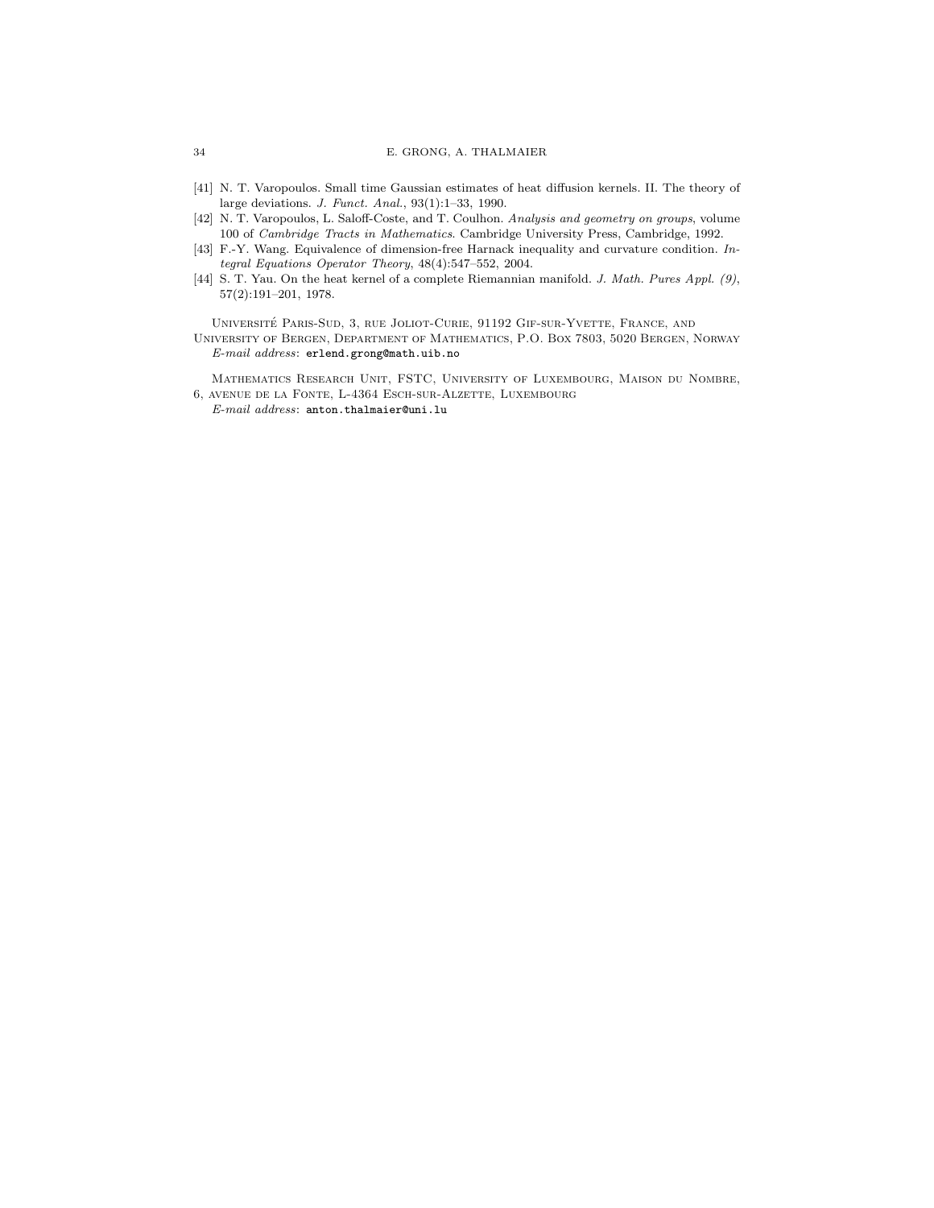[41] N. T. Varopoulos. Small time Gaussian estimates of heat diffusion kernels. II. The theory of large deviations. *J. Funct. Anal.*, 93(1):1–33, 1990.

[42] N. T. Varopoulos, L. Saloff-Coste, and T. Coulhon. *Analysis and geometry on groups*, volume 100 of *Cambridge Tracts in Mathematics*. Cambridge University Press, Cambridge, 1992.

[43] F.-Y. Wang. Equivalence of dimension-free Harnack inequality and curvature condition. *Integral Equations Operator Theory*, 48(4):547–552, 2004.

[44] S. T. Yau. On the heat kernel of a complete Riemannian manifold. *J. Math. Pures Appl. (9)*, 57(2):191–201, 1978.

Université Paris-Sud, 3, rue Joliot-Curie, 91192 Gif-sur-Yvette, France, and University of Bergen, Department of Mathematics, P.O. Box 7803, 5020 Bergen, Norway
*E-mail address*: erlend.grong@math.uib.no

Mathematics Research Unit, FSTC, University of Luxembourg, Maison du Nombre, 6, avenue de la Fonte, L-4364 Esch-sur-Alzette, Luxembourg
*E-mail address*: anton.thalmaier@uni.lu